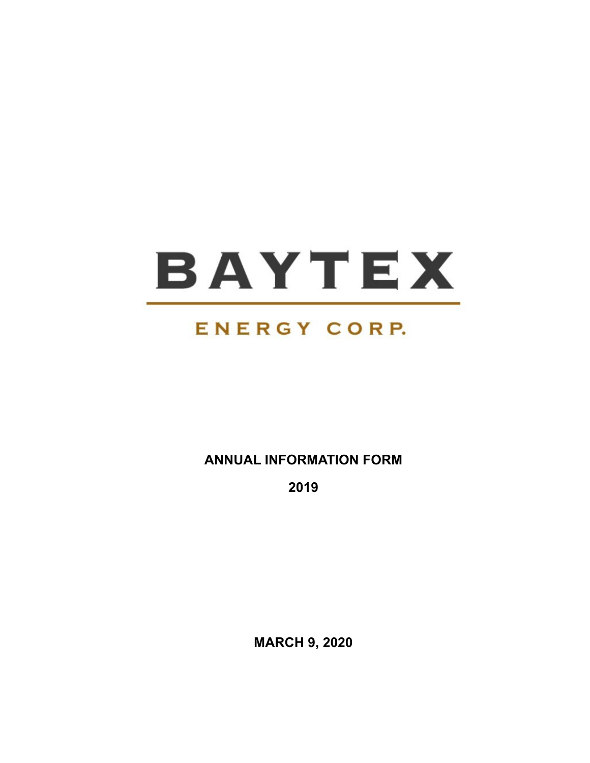# BAYTEX

## ENERGY CORP.

**ANNUAL INFORMATION FORM**

**2019**

**MARCH 9, 2020**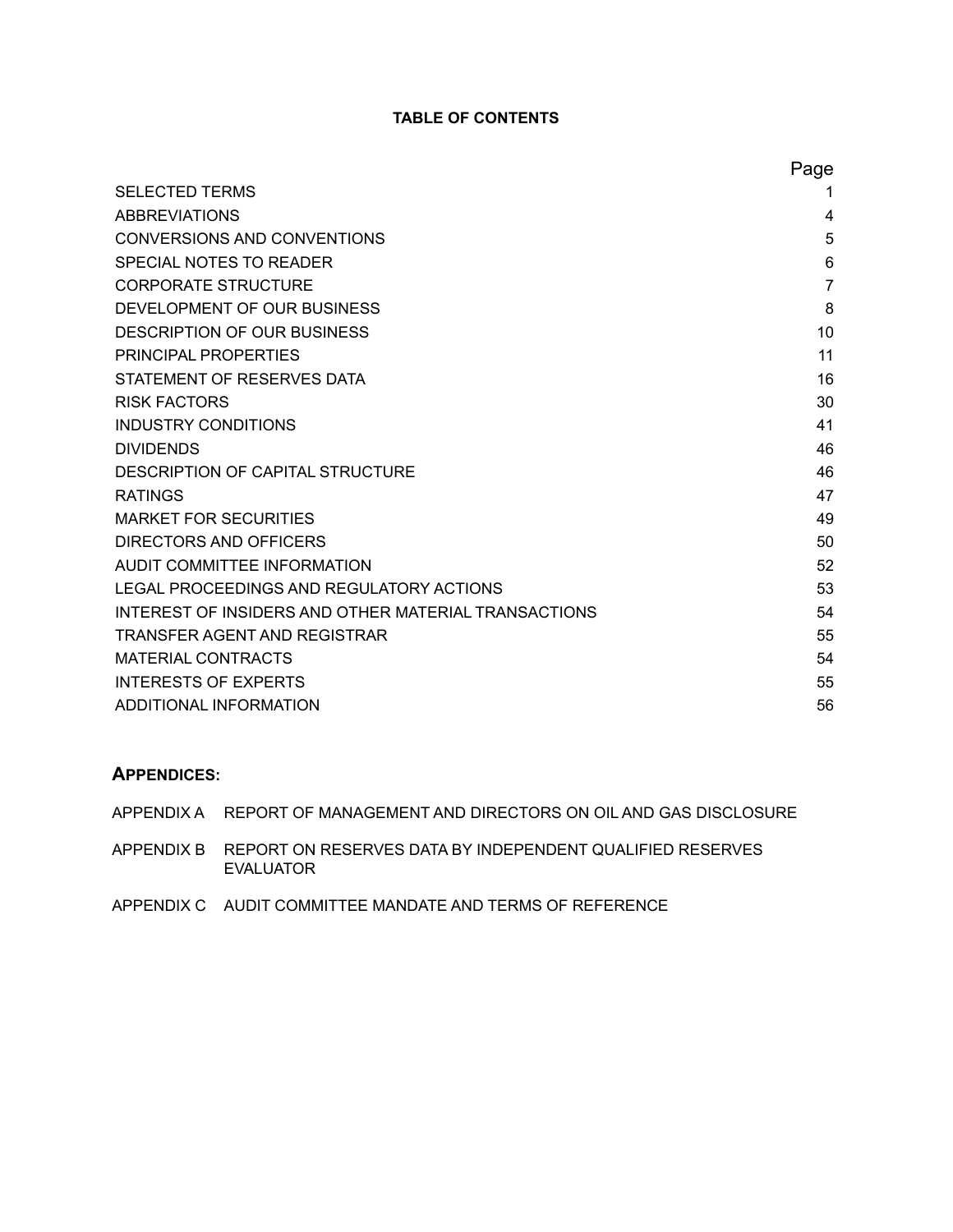**TABLE OF CONTENTS**

| | Page |
|---|---|
| SELECTED TERMS | 1 |
| ABBREVIATIONS | 4 |
| CONVERSIONS AND CONVENTIONS | 5 |
| SPECIAL NOTES TO READER | 6 |
| CORPORATE STRUCTURE | 7 |
| DEVELOPMENT OF OUR BUSINESS | 8 |
| DESCRIPTION OF OUR BUSINESS | 10 |
| PRINCIPAL PROPERTIES | 11 |
| STATEMENT OF RESERVES DATA | 16 |
| RISK FACTORS | 30 |
| INDUSTRY CONDITIONS | 41 |
| DIVIDENDS | 46 |
| DESCRIPTION OF CAPITAL STRUCTURE | 46 |
| RATINGS | 47 |
| MARKET FOR SECURITIES | 49 |
| DIRECTORS AND OFFICERS | 50 |
| AUDIT COMMITTEE INFORMATION | 52 |
| LEGAL PROCEEDINGS AND REGULATORY ACTIONS | 53 |
| INTEREST OF INSIDERS AND OTHER MATERIAL TRANSACTIONS | 54 |
| TRANSFER AGENT AND REGISTRAR | 55 |
| MATERIAL CONTRACTS | 54 |
| INTERESTS OF EXPERTS | 55 |
| ADDITIONAL INFORMATION | 56 |

**APPENDICES:**

APPENDIX A REPORT OF MANAGEMENT AND DIRECTORS ON OIL AND GAS DISCLOSURE

APPENDIX B REPORT ON RESERVES DATA BY INDEPENDENT QUALIFIED RESERVES EVALUATOR

APPENDIX C AUDIT COMMITTEE MANDATE AND TERMS OF REFERENCE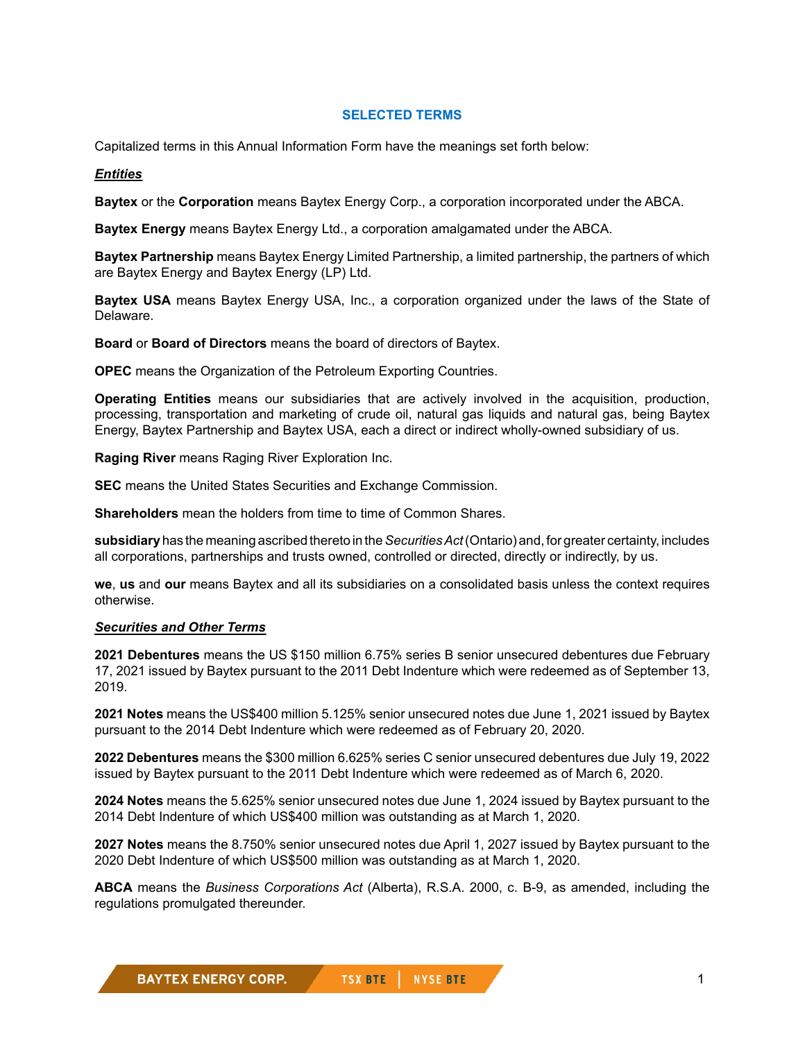## SELECTED TERMS

Capitalized terms in this Annual Information Form have the meanings set forth below:

***Entities***

**Baytex** or the **Corporation** means Baytex Energy Corp., a corporation incorporated under the ABCA.

**Baytex Energy** means Baytex Energy Ltd., a corporation amalgamated under the ABCA.

**Baytex Partnership** means Baytex Energy Limited Partnership, a limited partnership, the partners of which are Baytex Energy and Baytex Energy (LP) Ltd.

**Baytex USA** means Baytex Energy USA, Inc., a corporation organized under the laws of the State of Delaware.

**Board** or **Board of Directors** means the board of directors of Baytex.

**OPEC** means the Organization of the Petroleum Exporting Countries.

**Operating Entities** means our subsidiaries that are actively involved in the acquisition, production, processing, transportation and marketing of crude oil, natural gas liquids and natural gas, being Baytex Energy, Baytex Partnership and Baytex USA, each a direct or indirect wholly-owned subsidiary of us.

**Raging River** means Raging River Exploration Inc.

**SEC** means the United States Securities and Exchange Commission.

**Shareholders** mean the holders from time to time of Common Shares.

**subsidiary** has the meaning ascribed thereto in the *Securities Act* (Ontario) and, for greater certainty, includes all corporations, partnerships and trusts owned, controlled or directed, directly or indirectly, by us.

**we**, **us** and **our** means Baytex and all its subsidiaries on a consolidated basis unless the context requires otherwise.

***Securities and Other Terms***

**2021 Debentures** means the US $150 million 6.75% series B senior unsecured debentures due February 17, 2021 issued by Baytex pursuant to the 2011 Debt Indenture which were redeemed as of September 13, 2019.

**2021 Notes** means the US$400 million 5.125% senior unsecured notes due June 1, 2021 issued by Baytex pursuant to the 2014 Debt Indenture which were redeemed as of February 20, 2020.

**2022 Debentures** means the $300 million 6.625% series C senior unsecured debentures due July 19, 2022 issued by Baytex pursuant to the 2011 Debt Indenture which were redeemed as of March 6, 2020.

**2024 Notes** means the 5.625% senior unsecured notes due June 1, 2024 issued by Baytex pursuant to the 2014 Debt Indenture of which US$400 million was outstanding as at March 1, 2020.

**2027 Notes** means the 8.750% senior unsecured notes due April 1, 2027 issued by Baytex pursuant to the 2020 Debt Indenture of which US$500 million was outstanding as at March 1, 2020.

**ABCA** means the *Business Corporations Act* (Alberta), R.S.A. 2000, c. B-9, as amended, including the regulations promulgated thereunder.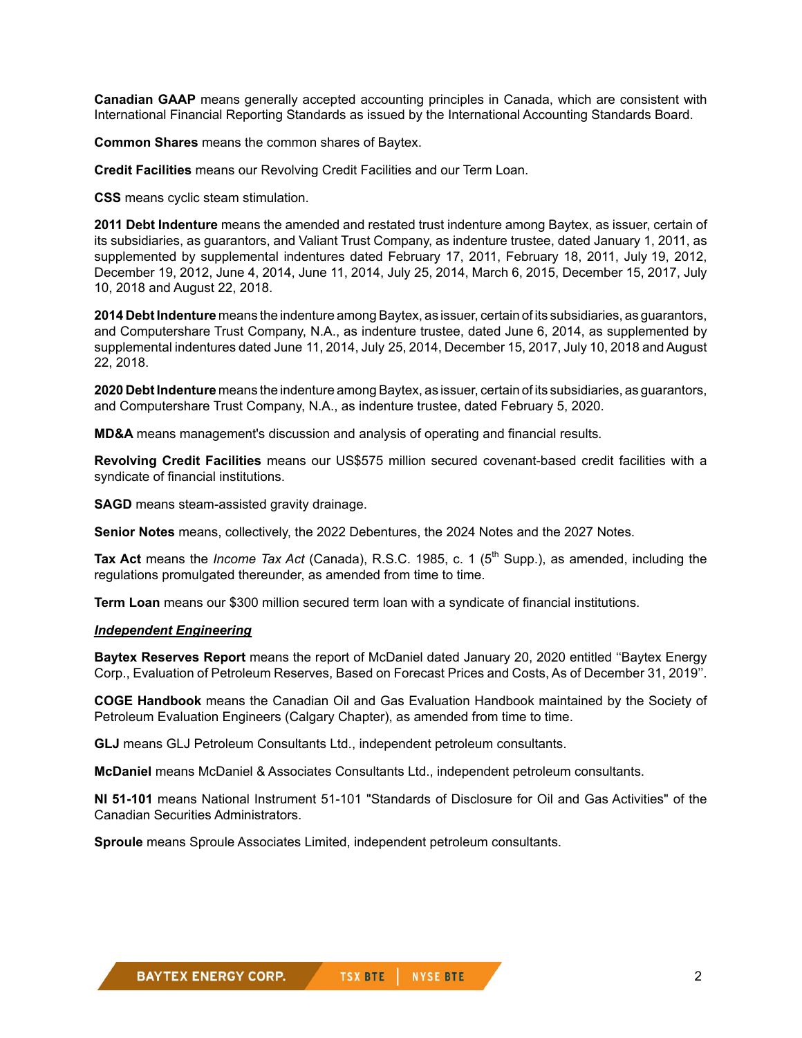**Canadian GAAP** means generally accepted accounting principles in Canada, which are consistent with International Financial Reporting Standards as issued by the International Accounting Standards Board.

**Common Shares** means the common shares of Baytex.

**Credit Facilities** means our Revolving Credit Facilities and our Term Loan.

**CSS** means cyclic steam stimulation.

**2011 Debt Indenture** means the amended and restated trust indenture among Baytex, as issuer, certain of its subsidiaries, as guarantors, and Valiant Trust Company, as indenture trustee, dated January 1, 2011, as supplemented by supplemental indentures dated February 17, 2011, February 18, 2011, July 19, 2012, December 19, 2012, June 4, 2014, June 11, 2014, July 25, 2014, March 6, 2015, December 15, 2017, July 10, 2018 and August 22, 2018.

**2014 Debt Indenture** means the indenture among Baytex, as issuer, certain of its subsidiaries, as guarantors, and Computershare Trust Company, N.A., as indenture trustee, dated June 6, 2014, as supplemented by supplemental indentures dated June 11, 2014, July 25, 2014, December 15, 2017, July 10, 2018 and August 22, 2018.

**2020 Debt Indenture** means the indenture among Baytex, as issuer, certain of its subsidiaries, as guarantors, and Computershare Trust Company, N.A., as indenture trustee, dated February 5, 2020.

**MD&A** means management's discussion and analysis of operating and financial results.

**Revolving Credit Facilities** means our US$575 million secured covenant-based credit facilities with a syndicate of financial institutions.

**SAGD** means steam-assisted gravity drainage.

**Senior Notes** means, collectively, the 2022 Debentures, the 2024 Notes and the 2027 Notes.

**Tax Act** means the *Income Tax Act* (Canada), R.S.C. 1985, c. 1 (5th Supp.), as amended, including the regulations promulgated thereunder, as amended from time to time.

**Term Loan** means our $300 million secured term loan with a syndicate of financial institutions.

***Independent Engineering***

**Baytex Reserves Report** means the report of McDaniel dated January 20, 2020 entitled "Baytex Energy Corp., Evaluation of Petroleum Reserves, Based on Forecast Prices and Costs, As of December 31, 2019".

**COGE Handbook** means the Canadian Oil and Gas Evaluation Handbook maintained by the Society of Petroleum Evaluation Engineers (Calgary Chapter), as amended from time to time.

**GLJ** means GLJ Petroleum Consultants Ltd., independent petroleum consultants.

**McDaniel** means McDaniel & Associates Consultants Ltd., independent petroleum consultants.

**NI 51-101** means National Instrument 51-101 "Standards of Disclosure for Oil and Gas Activities" of the Canadian Securities Administrators.

**Sproule** means Sproule Associates Limited, independent petroleum consultants.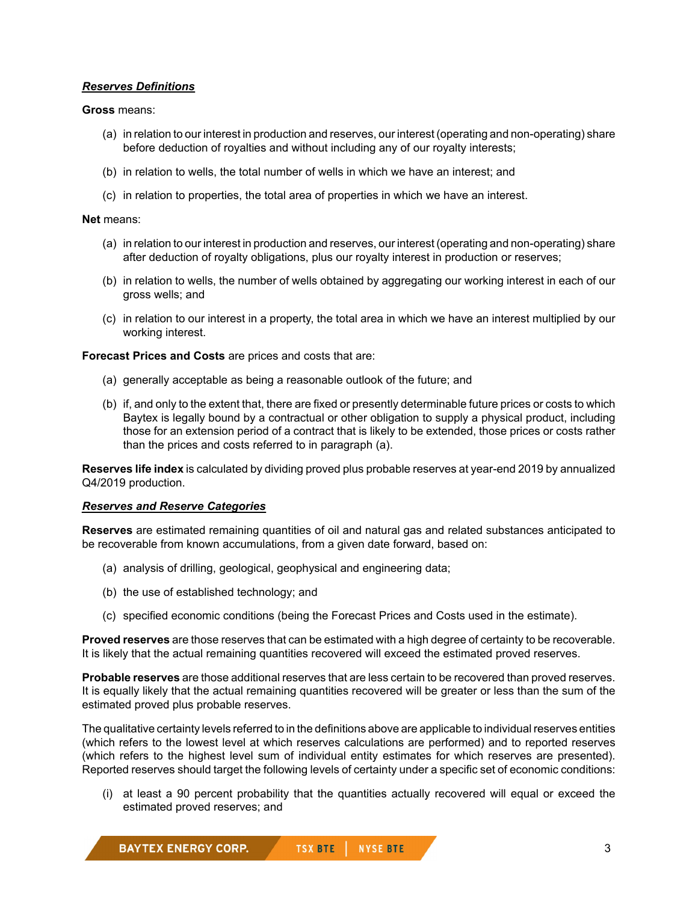***Reserves Definitions***

**Gross** means:

(a) in relation to our interest in production and reserves, our interest (operating and non-operating) share before deduction of royalties and without including any of our royalty interests;

(b) in relation to wells, the total number of wells in which we have an interest; and

(c) in relation to properties, the total area of properties in which we have an interest.

**Net** means:

(a) in relation to our interest in production and reserves, our interest (operating and non-operating) share after deduction of royalty obligations, plus our royalty interest in production or reserves;

(b) in relation to wells, the number of wells obtained by aggregating our working interest in each of our gross wells; and

(c) in relation to our interest in a property, the total area in which we have an interest multiplied by our working interest.

**Forecast Prices and Costs** are prices and costs that are:

(a) generally acceptable as being a reasonable outlook of the future; and

(b) if, and only to the extent that, there are fixed or presently determinable future prices or costs to which Baytex is legally bound by a contractual or other obligation to supply a physical product, including those for an extension period of a contract that is likely to be extended, those prices or costs rather than the prices and costs referred to in paragraph (a).

**Reserves life index** is calculated by dividing proved plus probable reserves at year-end 2019 by annualized Q4/2019 production.

***Reserves and Reserve Categories***

**Reserves** are estimated remaining quantities of oil and natural gas and related substances anticipated to be recoverable from known accumulations, from a given date forward, based on:

(a) analysis of drilling, geological, geophysical and engineering data;

(b) the use of established technology; and

(c) specified economic conditions (being the Forecast Prices and Costs used in the estimate).

**Proved reserves** are those reserves that can be estimated with a high degree of certainty to be recoverable. It is likely that the actual remaining quantities recovered will exceed the estimated proved reserves.

**Probable reserves** are those additional reserves that are less certain to be recovered than proved reserves. It is equally likely that the actual remaining quantities recovered will be greater or less than the sum of the estimated proved plus probable reserves.

The qualitative certainty levels referred to in the definitions above are applicable to individual reserves entities (which refers to the lowest level at which reserves calculations are performed) and to reported reserves (which refers to the highest level sum of individual entity estimates for which reserves are presented). Reported reserves should target the following levels of certainty under a specific set of economic conditions:

(i) at least a 90 percent probability that the quantities actually recovered will equal or exceed the estimated proved reserves; and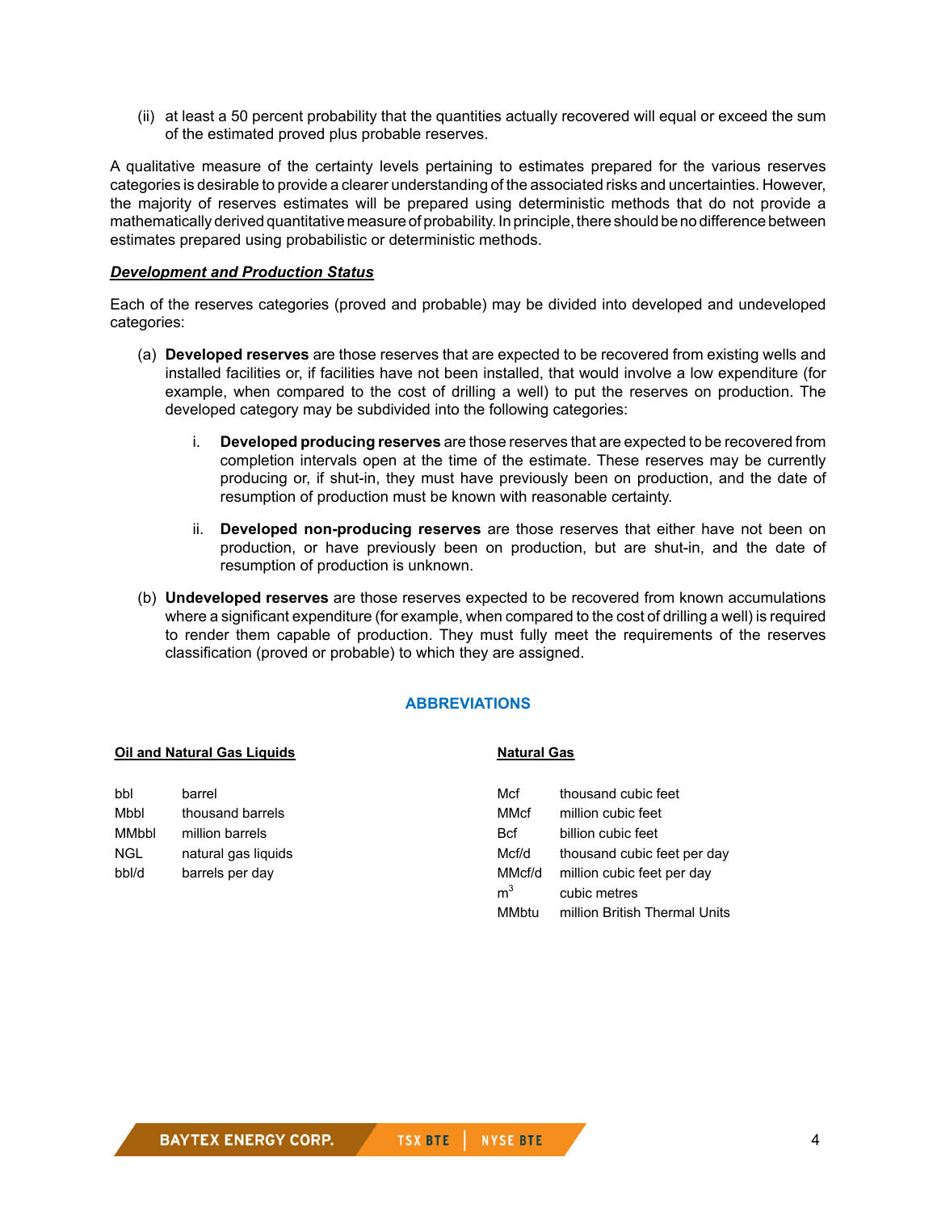(ii) at least a 50 percent probability that the quantities actually recovered will equal or exceed the sum of the estimated proved plus probable reserves.

A qualitative measure of the certainty levels pertaining to estimates prepared for the various reserves categories is desirable to provide a clearer understanding of the associated risks and uncertainties. However, the majority of reserves estimates will be prepared using deterministic methods that do not provide a mathematically derived quantitative measure of probability. In principle, there should be no difference between estimates prepared using probabilistic or deterministic methods.

***Development and Production Status***

Each of the reserves categories (proved and probable) may be divided into developed and undeveloped categories:

(a) **Developed reserves** are those reserves that are expected to be recovered from existing wells and installed facilities or, if facilities have not been installed, that would involve a low expenditure (for example, when compared to the cost of drilling a well) to put the reserves on production. The developed category may be subdivided into the following categories:

  i. **Developed producing reserves** are those reserves that are expected to be recovered from completion intervals open at the time of the estimate. These reserves may be currently producing or, if shut-in, they must have previously been on production, and the date of resumption of production must be known with reasonable certainty.

  ii. **Developed non-producing reserves** are those reserves that either have not been on production, or have previously been on production, but are shut-in, and the date of resumption of production is unknown.

(b) **Undeveloped reserves** are those reserves expected to be recovered from known accumulations where a significant expenditure (for example, when compared to the cost of drilling a well) is required to render them capable of production. They must fully meet the requirements of the reserves classification (proved or probable) to which they are assigned.

## ABBREVIATIONS

**Oil and Natural Gas Liquids**

| | |
|---|---|
| bbl | barrel |
| Mbbl | thousand barrels |
| MMbbl | million barrels |
| NGL | natural gas liquids |
| bbl/d | barrels per day |

**Natural Gas**

| | |
|---|---|
| Mcf | thousand cubic feet |
| MMcf | million cubic feet |
| Bcf | billion cubic feet |
| Mcf/d | thousand cubic feet per day |
| MMcf/d | million cubic feet per day |
| $m^3$ | cubic metres |
| MMbtu | million British Thermal Units |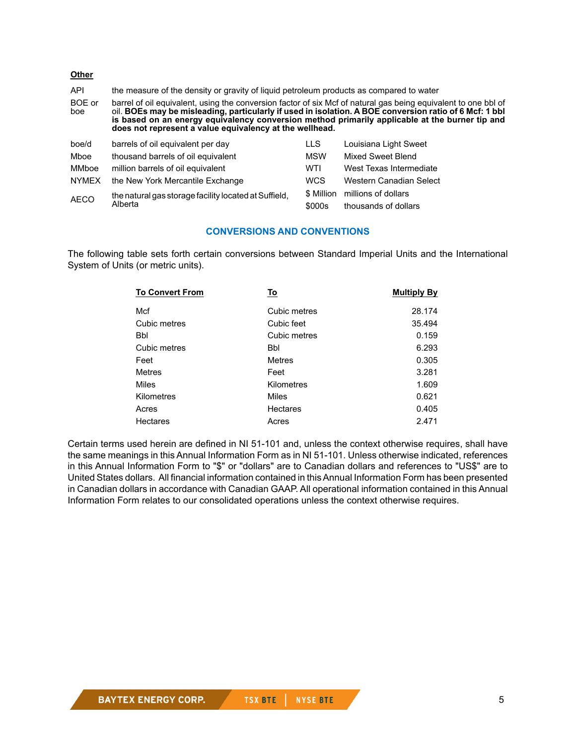**Other**

| | |
|---|---|
| API | the measure of the density or gravity of liquid petroleum products as compared to water |
| BOE or boe | barrel of oil equivalent, using the conversion factor of six Mcf of natural gas being equivalent to one bbl of oil. **BOEs may be misleading, particularly if used in isolation. A BOE conversion ratio of 6 Mcf: 1 bbl is based on an energy equivalency conversion method primarily applicable at the burner tip and does not represent a value equivalency at the wellhead.** |

| | | | |
|---|---|---|---|
| boe/d | barrels of oil equivalent per day | LLS | Louisiana Light Sweet |
| Mboe | thousand barrels of oil equivalent | MSW | Mixed Sweet Blend |
| MMboe | million barrels of oil equivalent | WTI | West Texas Intermediate |
| NYMEX | the New York Mercantile Exchange | WCS | Western Canadian Select |
| AECO | the natural gas storage facility located at Suffield, Alberta | $ Million | millions of dollars |
| | | $000s | thousands of dollars |

## CONVERSIONS AND CONVENTIONS

The following table sets forth certain conversions between Standard Imperial Units and the International System of Units (or metric units).

| To Convert From | To | Multiply By |
|---|---|---:|
| Mcf | Cubic metres | 28.174 |
| Cubic metres | Cubic feet | 35.494 |
| Bbl | Cubic metres | 0.159 |
| Cubic metres | Bbl | 6.293 |
| Feet | Metres | 0.305 |
| Metres | Feet | 3.281 |
| Miles | Kilometres | 1.609 |
| Kilometres | Miles | 0.621 |
| Acres | Hectares | 0.405 |
| Hectares | Acres | 2.471 |

Certain terms used herein are defined in NI 51-101 and, unless the context otherwise requires, shall have the same meanings in this Annual Information Form as in NI 51-101. Unless otherwise indicated, references in this Annual Information Form to "$" or "dollars" are to Canadian dollars and references to "US$" are to United States dollars. All financial information contained in this Annual Information Form has been presented in Canadian dollars in accordance with Canadian GAAP. All operational information contained in this Annual Information Form relates to our consolidated operations unless the context otherwise requires.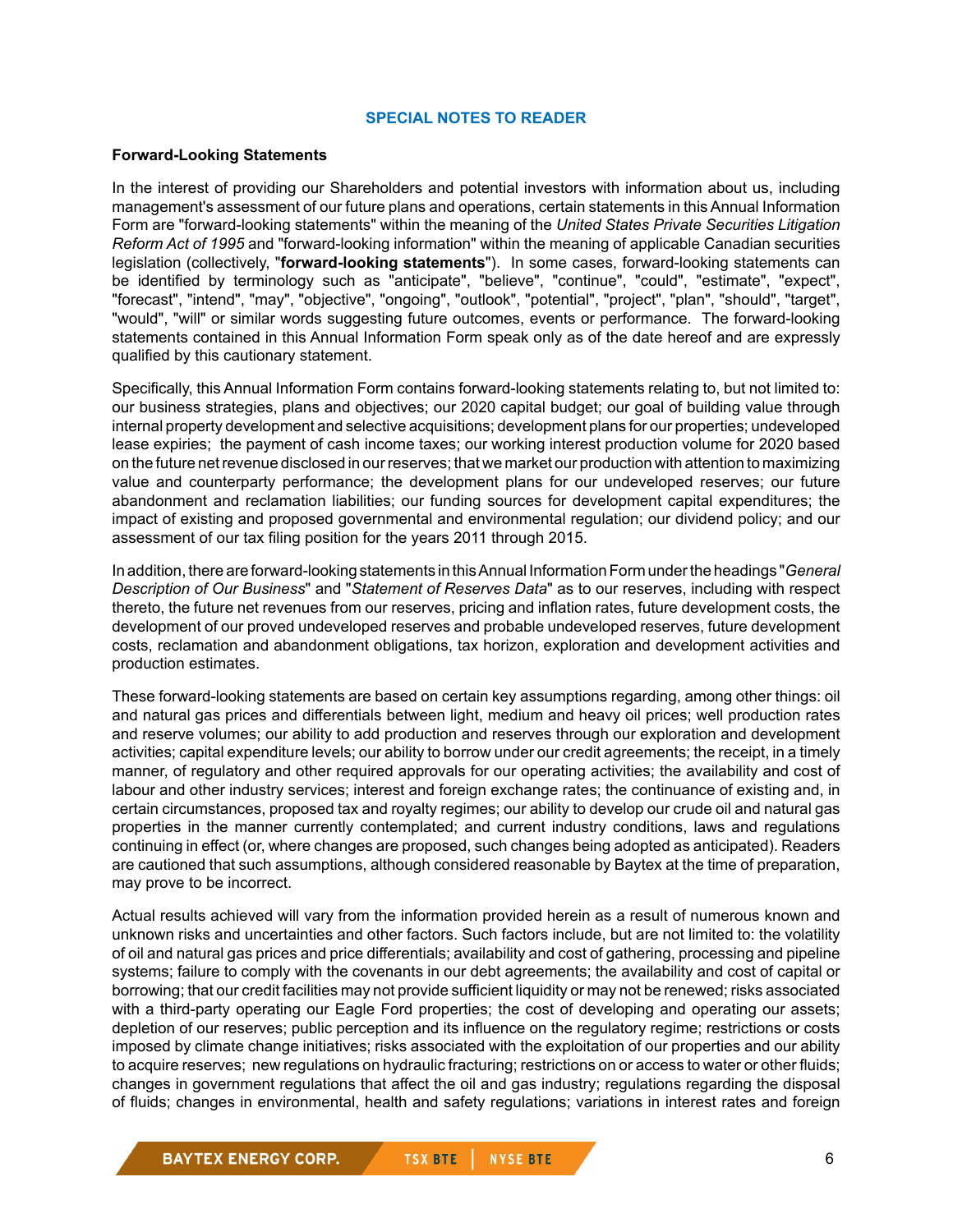## SPECIAL NOTES TO READER

### Forward-Looking Statements

In the interest of providing our Shareholders and potential investors with information about us, including management's assessment of our future plans and operations, certain statements in this Annual Information Form are "forward-looking statements" within the meaning of the *United States Private Securities Litigation Reform Act of 1995* and "forward-looking information" within the meaning of applicable Canadian securities legislation (collectively, "**forward-looking statements**"). In some cases, forward-looking statements can be identified by terminology such as "anticipate", "believe", "continue", "could", "estimate", "expect", "forecast", "intend", "may", "objective", "ongoing", "outlook", "potential", "project", "plan", "should", "target", "would", "will" or similar words suggesting future outcomes, events or performance. The forward-looking statements contained in this Annual Information Form speak only as of the date hereof and are expressly qualified by this cautionary statement.

Specifically, this Annual Information Form contains forward-looking statements relating to, but not limited to: our business strategies, plans and objectives; our 2020 capital budget; our goal of building value through internal property development and selective acquisitions; development plans for our properties; undeveloped lease expiries; the payment of cash income taxes; our working interest production volume for 2020 based on the future net revenue disclosed in our reserves; that we market our production with attention to maximizing value and counterparty performance; the development plans for our undeveloped reserves; our future abandonment and reclamation liabilities; our funding sources for development capital expenditures; the impact of existing and proposed governmental and environmental regulation; our dividend policy; and our assessment of our tax filing position for the years 2011 through 2015.

In addition, there are forward-looking statements in this Annual Information Form under the headings "*General Description of Our Business*" and "*Statement of Reserves Data*" as to our reserves, including with respect thereto, the future net revenues from our reserves, pricing and inflation rates, future development costs, the development of our proved undeveloped reserves and probable undeveloped reserves, future development costs, reclamation and abandonment obligations, tax horizon, exploration and development activities and production estimates.

These forward-looking statements are based on certain key assumptions regarding, among other things: oil and natural gas prices and differentials between light, medium and heavy oil prices; well production rates and reserve volumes; our ability to add production and reserves through our exploration and development activities; capital expenditure levels; our ability to borrow under our credit agreements; the receipt, in a timely manner, of regulatory and other required approvals for our operating activities; the availability and cost of labour and other industry services; interest and foreign exchange rates; the continuance of existing and, in certain circumstances, proposed tax and royalty regimes; our ability to develop our crude oil and natural gas properties in the manner currently contemplated; and current industry conditions, laws and regulations continuing in effect (or, where changes are proposed, such changes being adopted as anticipated). Readers are cautioned that such assumptions, although considered reasonable by Baytex at the time of preparation, may prove to be incorrect.

Actual results achieved will vary from the information provided herein as a result of numerous known and unknown risks and uncertainties and other factors. Such factors include, but are not limited to: the volatility of oil and natural gas prices and price differentials; availability and cost of gathering, processing and pipeline systems; failure to comply with the covenants in our debt agreements; the availability and cost of capital or borrowing; that our credit facilities may not provide sufficient liquidity or may not be renewed; risks associated with a third-party operating our Eagle Ford properties; the cost of developing and operating our assets; depletion of our reserves; public perception and its influence on the regulatory regime; restrictions or costs imposed by climate change initiatives; risks associated with the exploitation of our properties and our ability to acquire reserves; new regulations on hydraulic fracturing; restrictions on or access to water or other fluids; changes in government regulations that affect the oil and gas industry; regulations regarding the disposal of fluids; changes in environmental, health and safety regulations; variations in interest rates and foreign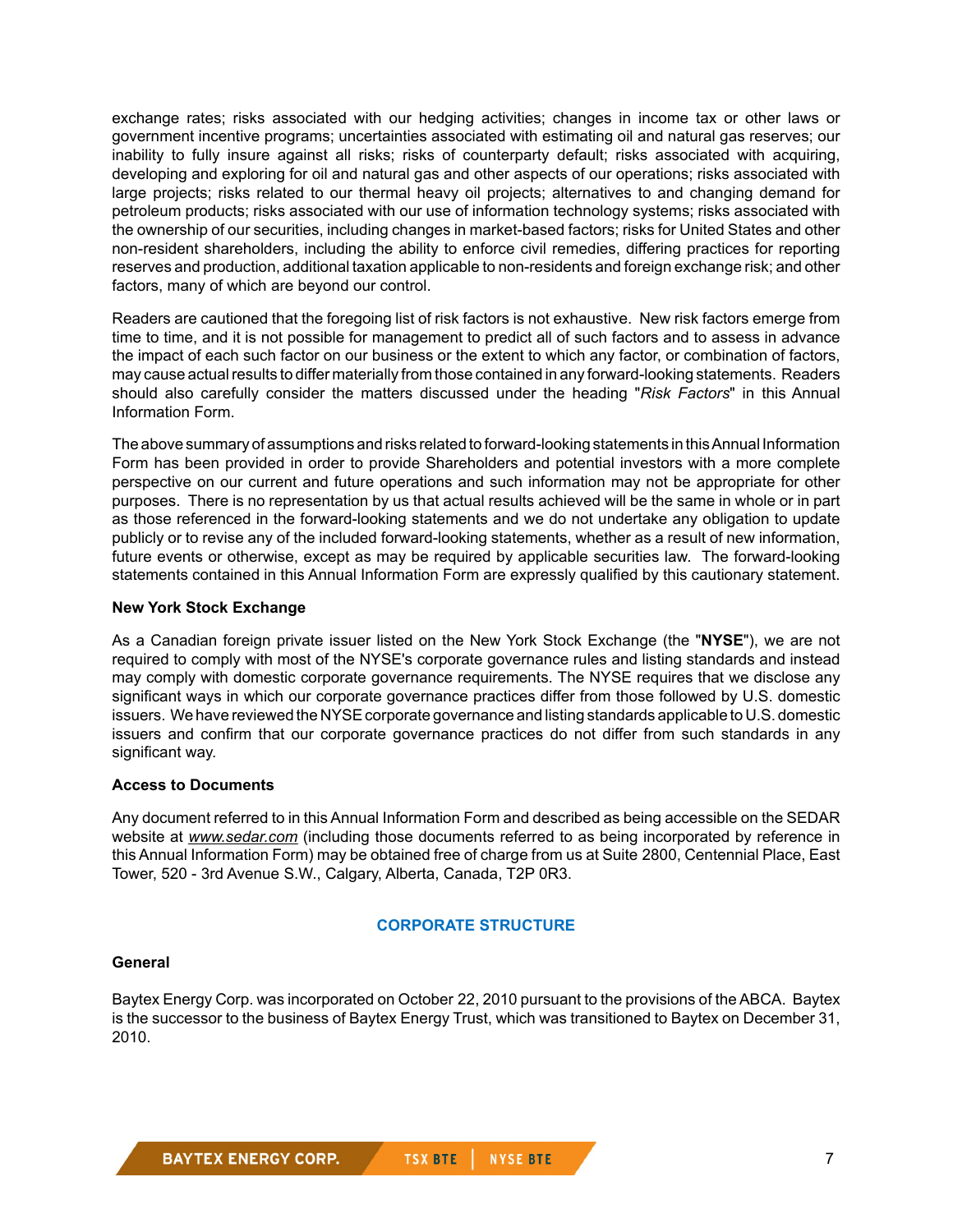exchange rates; risks associated with our hedging activities; changes in income tax or other laws or government incentive programs; uncertainties associated with estimating oil and natural gas reserves; our inability to fully insure against all risks; risks of counterparty default; risks associated with acquiring, developing and exploring for oil and natural gas and other aspects of our operations; risks associated with large projects; risks related to our thermal heavy oil projects; alternatives to and changing demand for petroleum products; risks associated with our use of information technology systems; risks associated with the ownership of our securities, including changes in market-based factors; risks for United States and other non-resident shareholders, including the ability to enforce civil remedies, differing practices for reporting reserves and production, additional taxation applicable to non-residents and foreign exchange risk; and other factors, many of which are beyond our control.

Readers are cautioned that the foregoing list of risk factors is not exhaustive. New risk factors emerge from time to time, and it is not possible for management to predict all of such factors and to assess in advance the impact of each such factor on our business or the extent to which any factor, or combination of factors, may cause actual results to differ materially from those contained in any forward-looking statements. Readers should also carefully consider the matters discussed under the heading "*Risk Factors*" in this Annual Information Form.

The above summary of assumptions and risks related to forward-looking statements in this Annual Information Form has been provided in order to provide Shareholders and potential investors with a more complete perspective on our current and future operations and such information may not be appropriate for other purposes. There is no representation by us that actual results achieved will be the same in whole or in part as those referenced in the forward-looking statements and we do not undertake any obligation to update publicly or to revise any of the included forward-looking statements, whether as a result of new information, future events or otherwise, except as may be required by applicable securities law. The forward-looking statements contained in this Annual Information Form are expressly qualified by this cautionary statement.

**New York Stock Exchange**

As a Canadian foreign private issuer listed on the New York Stock Exchange (the "**NYSE**"), we are not required to comply with most of the NYSE's corporate governance rules and listing standards and instead may comply with domestic corporate governance requirements. The NYSE requires that we disclose any significant ways in which our corporate governance practices differ from those followed by U.S. domestic issuers. We have reviewed the NYSE corporate governance and listing standards applicable to U.S. domestic issuers and confirm that our corporate governance practices do not differ from such standards in any significant way.

**Access to Documents**

Any document referred to in this Annual Information Form and described as being accessible on the SEDAR website at *www.sedar.com* (including those documents referred to as being incorporated by reference in this Annual Information Form) may be obtained free of charge from us at Suite 2800, Centennial Place, East Tower, 520 - 3rd Avenue S.W., Calgary, Alberta, Canada, T2P 0R3.

## CORPORATE STRUCTURE

**General**

Baytex Energy Corp. was incorporated on October 22, 2010 pursuant to the provisions of the ABCA. Baytex is the successor to the business of Baytex Energy Trust, which was transitioned to Baytex on December 31, 2010.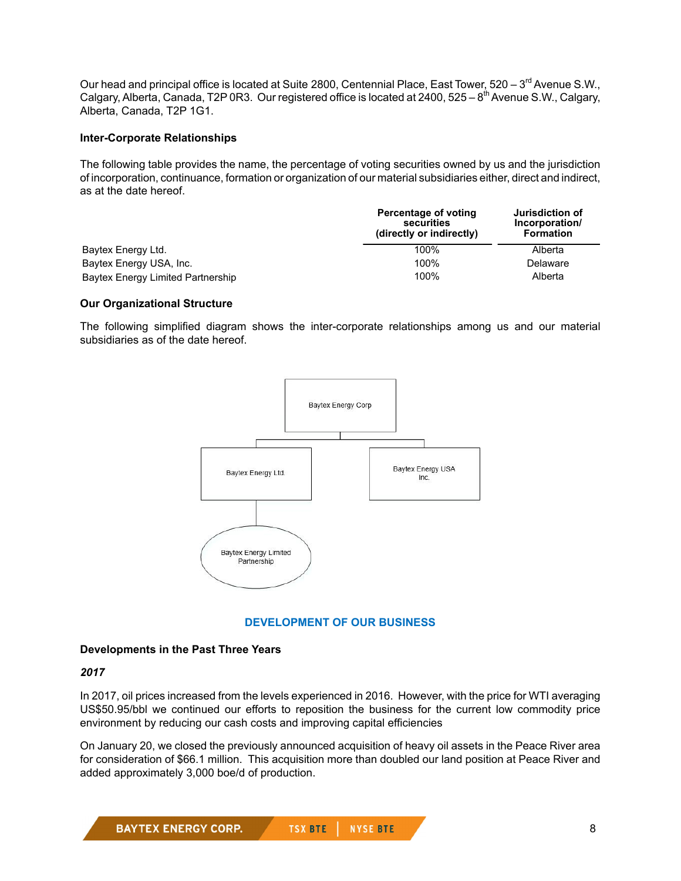Our head and principal office is located at Suite 2800, Centennial Place, East Tower, 520 – 3rd Avenue S.W., Calgary, Alberta, Canada, T2P 0R3. Our registered office is located at 2400, 525 – 8th Avenue S.W., Calgary, Alberta, Canada, T2P 1G1.

### Inter-Corporate Relationships

The following table provides the name, the percentage of voting securities owned by us and the jurisdiction of incorporation, continuance, formation or organization of our material subsidiaries either, direct and indirect, as at the date hereof.

| | Percentage of voting securities (directly or indirectly) | Jurisdiction of Incorporation/ Formation |
|---|---|---|
| Baytex Energy Ltd. | 100% | Alberta |
| Baytex Energy USA, Inc. | 100% | Delaware |
| Baytex Energy Limited Partnership | 100% | Alberta |

### Our Organizational Structure

The following simplified diagram shows the inter-corporate relationships among us and our material subsidiaries as of the date hereof.

Baytex Energy Corp

Baytex Energy Ltd.

Baytex Energy USA Inc.

Baytex Energy Limited Partnership

## DEVELOPMENT OF OUR BUSINESS

### Developments in the Past Three Years

***2017***

In 2017, oil prices increased from the levels experienced in 2016. However, with the price for WTI averaging US$50.95/bbl we continued our efforts to reposition the business for the current low commodity price environment by reducing our cash costs and improving capital efficiencies

On January 20, we closed the previously announced acquisition of heavy oil assets in the Peace River area for consideration of $66.1 million. This acquisition more than doubled our land position at Peace River and added approximately 3,000 boe/d of production.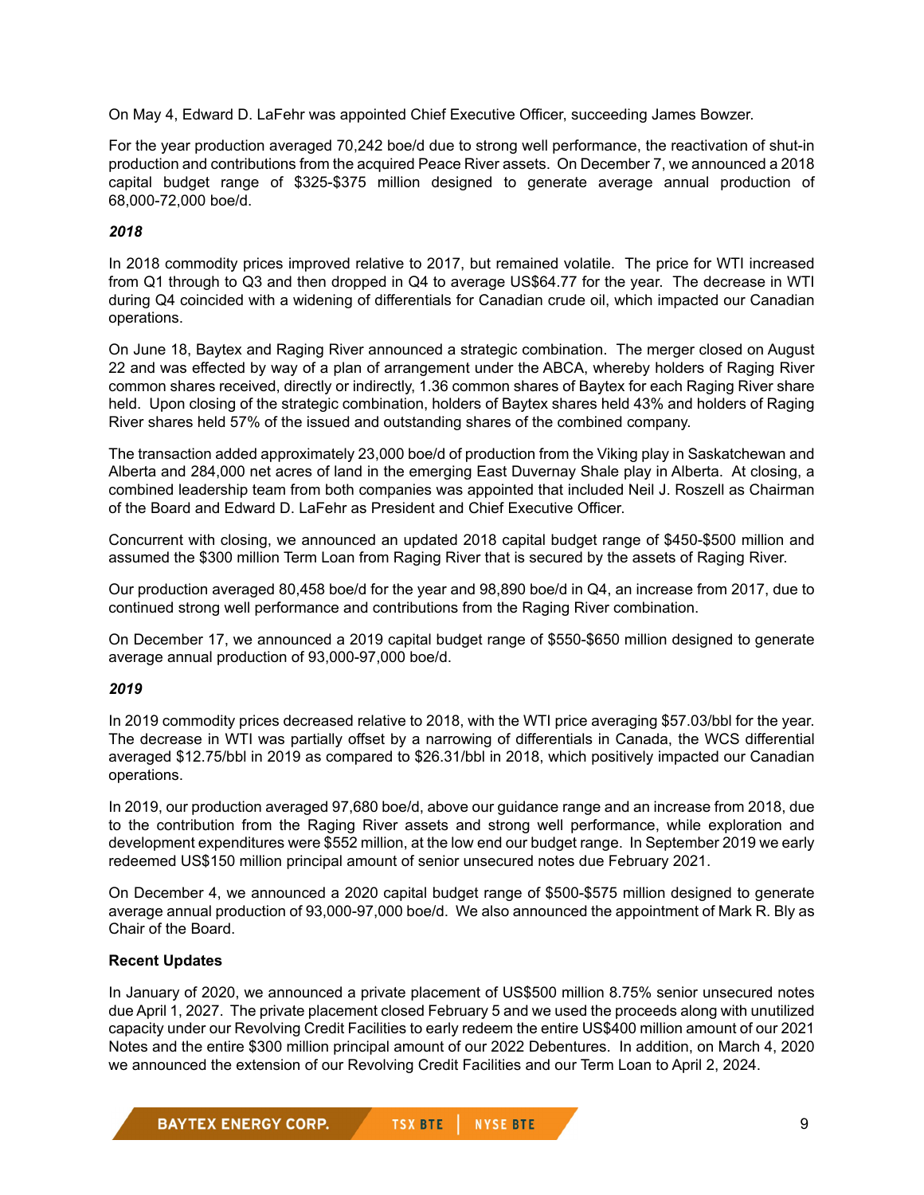On May 4, Edward D. LaFehr was appointed Chief Executive Officer, succeeding James Bowzer.

For the year production averaged 70,242 boe/d due to strong well performance, the reactivation of shut-in production and contributions from the acquired Peace River assets. On December 7, we announced a 2018 capital budget range of $325-$375 million designed to generate average annual production of 68,000-72,000 boe/d.

***2018***

In 2018 commodity prices improved relative to 2017, but remained volatile. The price for WTI increased from Q1 through to Q3 and then dropped in Q4 to average US$64.77 for the year. The decrease in WTI during Q4 coincided with a widening of differentials for Canadian crude oil, which impacted our Canadian operations.

On June 18, Baytex and Raging River announced a strategic combination. The merger closed on August 22 and was effected by way of a plan of arrangement under the ABCA, whereby holders of Raging River common shares received, directly or indirectly, 1.36 common shares of Baytex for each Raging River share held. Upon closing of the strategic combination, holders of Baytex shares held 43% and holders of Raging River shares held 57% of the issued and outstanding shares of the combined company.

The transaction added approximately 23,000 boe/d of production from the Viking play in Saskatchewan and Alberta and 284,000 net acres of land in the emerging East Duvernay Shale play in Alberta. At closing, a combined leadership team from both companies was appointed that included Neil J. Roszell as Chairman of the Board and Edward D. LaFehr as President and Chief Executive Officer.

Concurrent with closing, we announced an updated 2018 capital budget range of $450-$500 million and assumed the $300 million Term Loan from Raging River that is secured by the assets of Raging River.

Our production averaged 80,458 boe/d for the year and 98,890 boe/d in Q4, an increase from 2017, due to continued strong well performance and contributions from the Raging River combination.

On December 17, we announced a 2019 capital budget range of $550-$650 million designed to generate average annual production of 93,000-97,000 boe/d.

***2019***

In 2019 commodity prices decreased relative to 2018, with the WTI price averaging $57.03/bbl for the year. The decrease in WTI was partially offset by a narrowing of differentials in Canada, the WCS differential averaged $12.75/bbl in 2019 as compared to $26.31/bbl in 2018, which positively impacted our Canadian operations.

In 2019, our production averaged 97,680 boe/d, above our guidance range and an increase from 2018, due to the contribution from the Raging River assets and strong well performance, while exploration and development expenditures were $552 million, at the low end our budget range. In September 2019 we early redeemed US$150 million principal amount of senior unsecured notes due February 2021.

On December 4, we announced a 2020 capital budget range of $500-$575 million designed to generate average annual production of 93,000-97,000 boe/d. We also announced the appointment of Mark R. Bly as Chair of the Board.

**Recent Updates**

In January of 2020, we announced a private placement of US$500 million 8.75% senior unsecured notes due April 1, 2027. The private placement closed February 5 and we used the proceeds along with unutilized capacity under our Revolving Credit Facilities to early redeem the entire US$400 million amount of our 2021 Notes and the entire $300 million principal amount of our 2022 Debentures. In addition, on March 4, 2020 we announced the extension of our Revolving Credit Facilities and our Term Loan to April 2, 2024.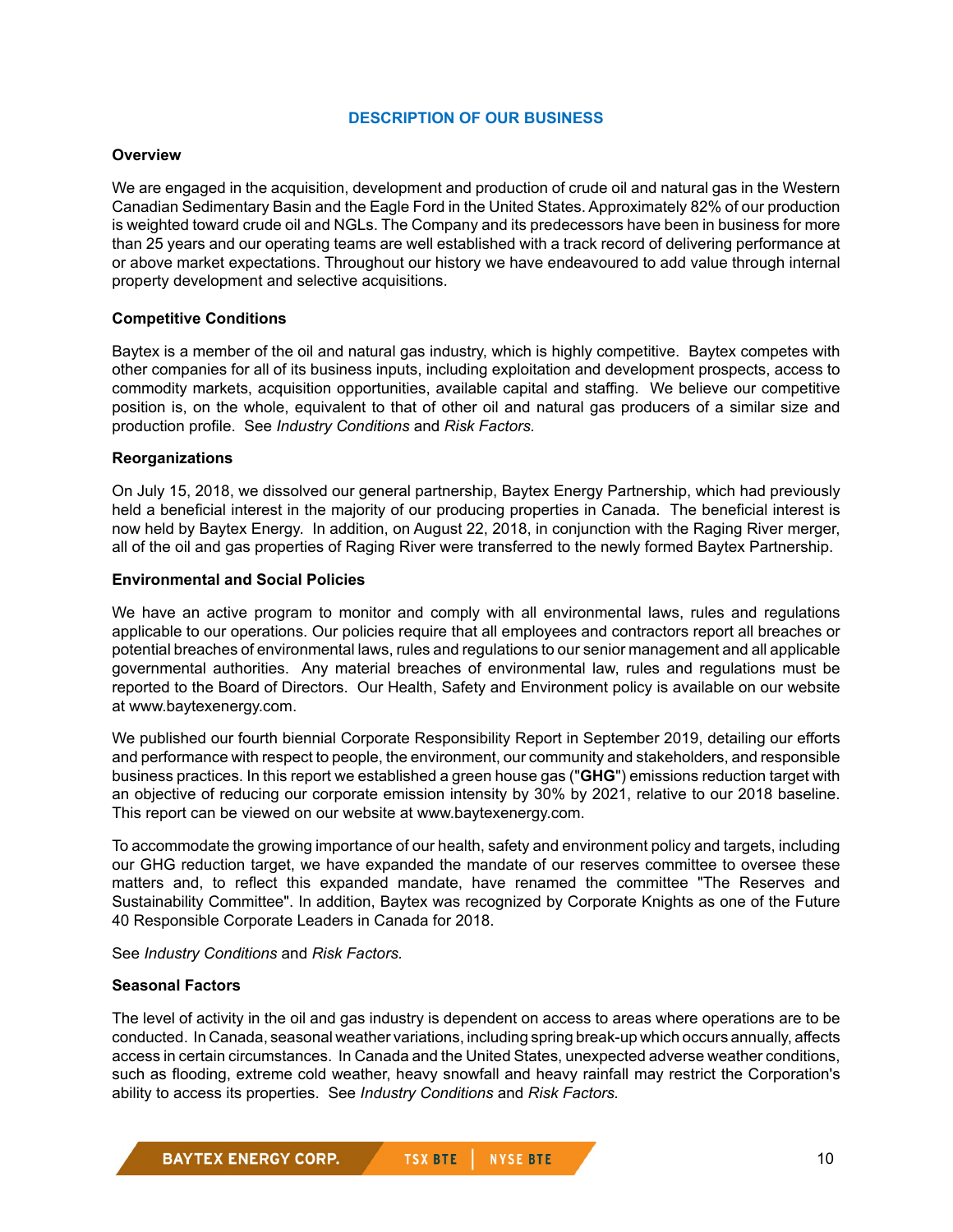# DESCRIPTION OF OUR BUSINESS

### Overview

We are engaged in the acquisition, development and production of crude oil and natural gas in the Western Canadian Sedimentary Basin and the Eagle Ford in the United States. Approximately 82% of our production is weighted toward crude oil and NGLs. The Company and its predecessors have been in business for more than 25 years and our operating teams are well established with a track record of delivering performance at or above market expectations. Throughout our history we have endeavoured to add value through internal property development and selective acquisitions.

### Competitive Conditions

Baytex is a member of the oil and natural gas industry, which is highly competitive. Baytex competes with other companies for all of its business inputs, including exploitation and development prospects, access to commodity markets, acquisition opportunities, available capital and staffing. We believe our competitive position is, on the whole, equivalent to that of other oil and natural gas producers of a similar size and production profile. See *Industry Conditions* and *Risk Factors.*

### Reorganizations

On July 15, 2018, we dissolved our general partnership, Baytex Energy Partnership, which had previously held a beneficial interest in the majority of our producing properties in Canada. The beneficial interest is now held by Baytex Energy. In addition, on August 22, 2018, in conjunction with the Raging River merger, all of the oil and gas properties of Raging River were transferred to the newly formed Baytex Partnership.

### Environmental and Social Policies

We have an active program to monitor and comply with all environmental laws, rules and regulations applicable to our operations. Our policies require that all employees and contractors report all breaches or potential breaches of environmental laws, rules and regulations to our senior management and all applicable governmental authorities. Any material breaches of environmental law, rules and regulations must be reported to the Board of Directors. Our Health, Safety and Environment policy is available on our website at www.baytexenergy.com.

We published our fourth biennial Corporate Responsibility Report in September 2019, detailing our efforts and performance with respect to people, the environment, our community and stakeholders, and responsible business practices. In this report we established a green house gas ("**GHG**") emissions reduction target with an objective of reducing our corporate emission intensity by 30% by 2021, relative to our 2018 baseline. This report can be viewed on our website at www.baytexenergy.com.

To accommodate the growing importance of our health, safety and environment policy and targets, including our GHG reduction target, we have expanded the mandate of our reserves committee to oversee these matters and, to reflect this expanded mandate, have renamed the committee "The Reserves and Sustainability Committee". In addition, Baytex was recognized by Corporate Knights as one of the Future 40 Responsible Corporate Leaders in Canada for 2018.

See *Industry Conditions* and *Risk Factors.*

### Seasonal Factors

The level of activity in the oil and gas industry is dependent on access to areas where operations are to be conducted. In Canada, seasonal weather variations, including spring break-up which occurs annually, affects access in certain circumstances. In Canada and the United States, unexpected adverse weather conditions, such as flooding, extreme cold weather, heavy snowfall and heavy rainfall may restrict the Corporation's ability to access its properties. See *Industry Conditions* and *Risk Factors.*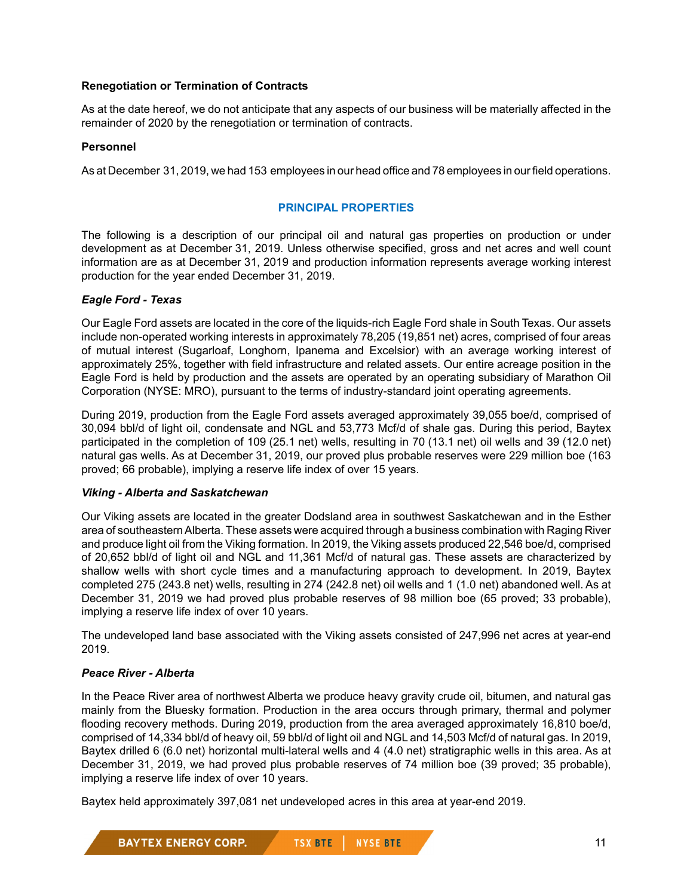**Renegotiation or Termination of Contracts**

As at the date hereof, we do not anticipate that any aspects of our business will be materially affected in the remainder of 2020 by the renegotiation or termination of contracts.

**Personnel**

As at December 31, 2019, we had 153 employees in our head office and 78 employees in our field operations.

## PRINCIPAL PROPERTIES

The following is a description of our principal oil and natural gas properties on production or under development as at December 31, 2019. Unless otherwise specified, gross and net acres and well count information are as at December 31, 2019 and production information represents average working interest production for the year ended December 31, 2019.

***Eagle Ford - Texas***

Our Eagle Ford assets are located in the core of the liquids-rich Eagle Ford shale in South Texas. Our assets include non-operated working interests in approximately 78,205 (19,851 net) acres, comprised of four areas of mutual interest (Sugarloaf, Longhorn, Ipanema and Excelsior) with an average working interest of approximately 25%, together with field infrastructure and related assets. Our entire acreage position in the Eagle Ford is held by production and the assets are operated by an operating subsidiary of Marathon Oil Corporation (NYSE: MRO), pursuant to the terms of industry-standard joint operating agreements.

During 2019, production from the Eagle Ford assets averaged approximately 39,055 boe/d, comprised of 30,094 bbl/d of light oil, condensate and NGL and 53,773 Mcf/d of shale gas. During this period, Baytex participated in the completion of 109 (25.1 net) wells, resulting in 70 (13.1 net) oil wells and 39 (12.0 net) natural gas wells. As at December 31, 2019, our proved plus probable reserves were 229 million boe (163 proved; 66 probable), implying a reserve life index of over 15 years.

***Viking - Alberta and Saskatchewan***

Our Viking assets are located in the greater Dodsland area in southwest Saskatchewan and in the Esther area of southeastern Alberta. These assets were acquired through a business combination with Raging River and produce light oil from the Viking formation. In 2019, the Viking assets produced 22,546 boe/d, comprised of 20,652 bbl/d of light oil and NGL and 11,361 Mcf/d of natural gas. These assets are characterized by shallow wells with short cycle times and a manufacturing approach to development. In 2019, Baytex completed 275 (243.8 net) wells, resulting in 274 (242.8 net) oil wells and 1 (1.0 net) abandoned well. As at December 31, 2019 we had proved plus probable reserves of 98 million boe (65 proved; 33 probable), implying a reserve life index of over 10 years.

The undeveloped land base associated with the Viking assets consisted of 247,996 net acres at year-end 2019.

***Peace River - Alberta***

In the Peace River area of northwest Alberta we produce heavy gravity crude oil, bitumen, and natural gas mainly from the Bluesky formation. Production in the area occurs through primary, thermal and polymer flooding recovery methods. During 2019, production from the area averaged approximately 16,810 boe/d, comprised of 14,334 bbl/d of heavy oil, 59 bbl/d of light oil and NGL and 14,503 Mcf/d of natural gas. In 2019, Baytex drilled 6 (6.0 net) horizontal multi-lateral wells and 4 (4.0 net) stratigraphic wells in this area. As at December 31, 2019, we had proved plus probable reserves of 74 million boe (39 proved; 35 probable), implying a reserve life index of over 10 years.

Baytex held approximately 397,081 net undeveloped acres in this area at year-end 2019.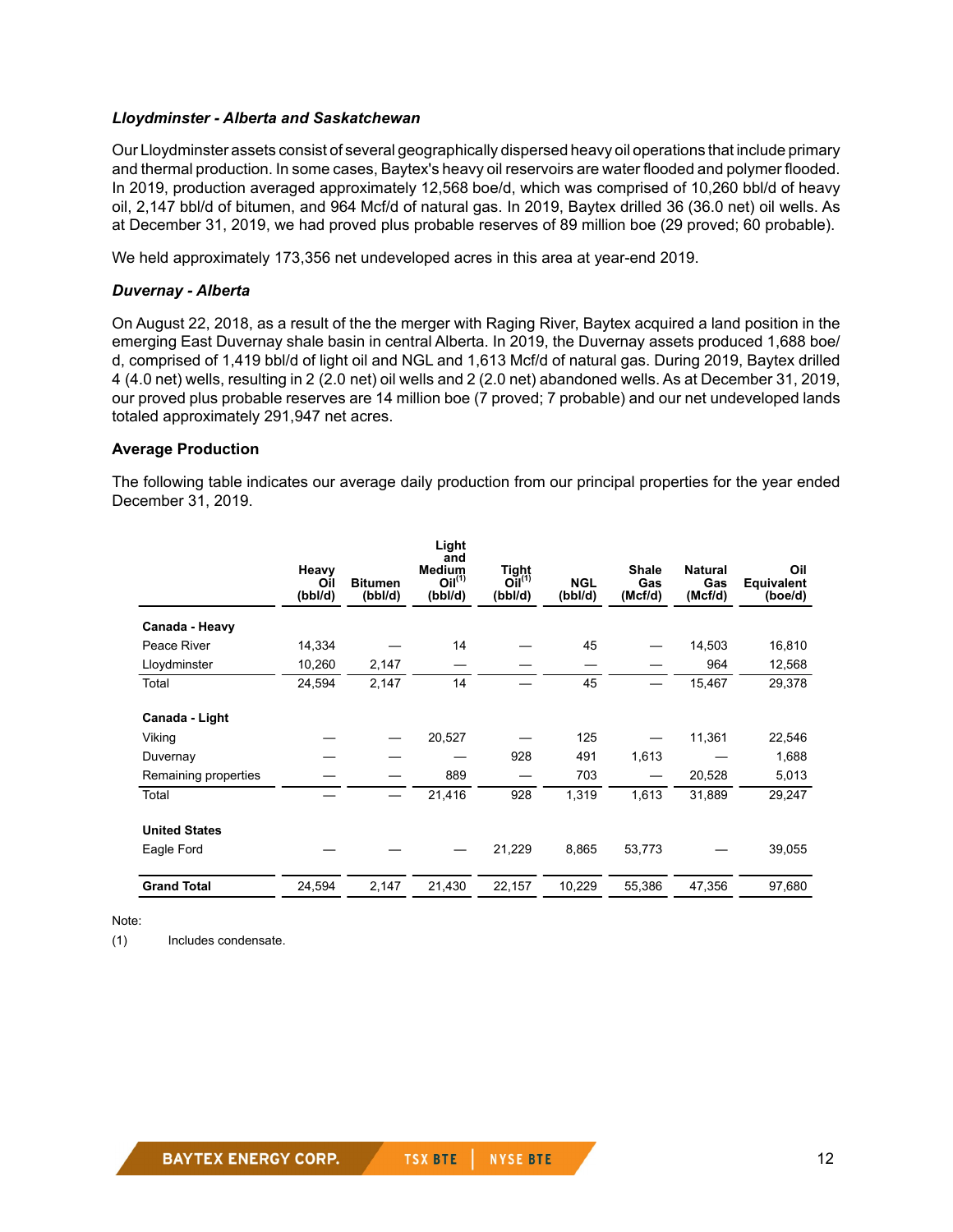### *Lloydminster - Alberta and Saskatchewan*

Our Lloydminster assets consist of several geographically dispersed heavy oil operations that include primary and thermal production. In some cases, Baytex's heavy oil reservoirs are water flooded and polymer flooded. In 2019, production averaged approximately 12,568 boe/d, which was comprised of 10,260 bbl/d of heavy oil, 2,147 bbl/d of bitumen, and 964 Mcf/d of natural gas. In 2019, Baytex drilled 36 (36.0 net) oil wells. As at December 31, 2019, we had proved plus probable reserves of 89 million boe (29 proved; 60 probable).

We held approximately 173,356 net undeveloped acres in this area at year-end 2019.

### *Duvernay - Alberta*

On August 22, 2018, as a result of the the merger with Raging River, Baytex acquired a land position in the emerging East Duvernay shale basin in central Alberta. In 2019, the Duvernay assets produced 1,688 boe/d, comprised of 1,419 bbl/d of light oil and NGL and 1,613 Mcf/d of natural gas. During 2019, Baytex drilled 4 (4.0 net) wells, resulting in 2 (2.0 net) oil wells and 2 (2.0 net) abandoned wells. As at December 31, 2019, our proved plus probable reserves are 14 million boe (7 proved; 7 probable) and our net undeveloped lands totaled approximately 291,947 net acres.

### Average Production

The following table indicates our average daily production from our principal properties for the year ended December 31, 2019.

| | Heavy Oil (bbl/d) | Bitumen (bbl/d) | Light and Medium Oil[(1)] (bbl/d) | Tight Oil[(1)] (bbl/d) | NGL (bbl/d) | Shale Gas (Mcf/d) | Natural Gas (Mcf/d) | Oil Equivalent (boe/d) |
|---|---|---|---|---|---|---|---|---|
| **Canada - Heavy** | | | | | | | | |
| Peace River | 14,334 | — | 14 | — | 45 | — | 14,503 | 16,810 |
| Lloydminster | 10,260 | 2,147 | — | — | — | — | 964 | 12,568 |
| Total | 24,594 | 2,147 | 14 | — | 45 | — | 15,467 | 29,378 |
| **Canada - Light** | | | | | | | | |
| Viking | — | — | 20,527 | — | 125 | — | 11,361 | 22,546 |
| Duvernay | — | — | — | 928 | 491 | 1,613 | — | 1,688 |
| Remaining properties | — | — | 889 | — | 703 | — | 20,528 | 5,013 |
| Total | — | — | 21,416 | 928 | 1,319 | 1,613 | 31,889 | 29,247 |
| **United States** | | | | | | | | |
| Eagle Ford | — | — | — | 21,229 | 8,865 | 53,773 | — | 39,055 |
| **Grand Total** | 24,594 | 2,147 | 21,430 | 22,157 | 10,229 | 55,386 | 47,356 | 97,680 |

Note:

(1) Includes condensate.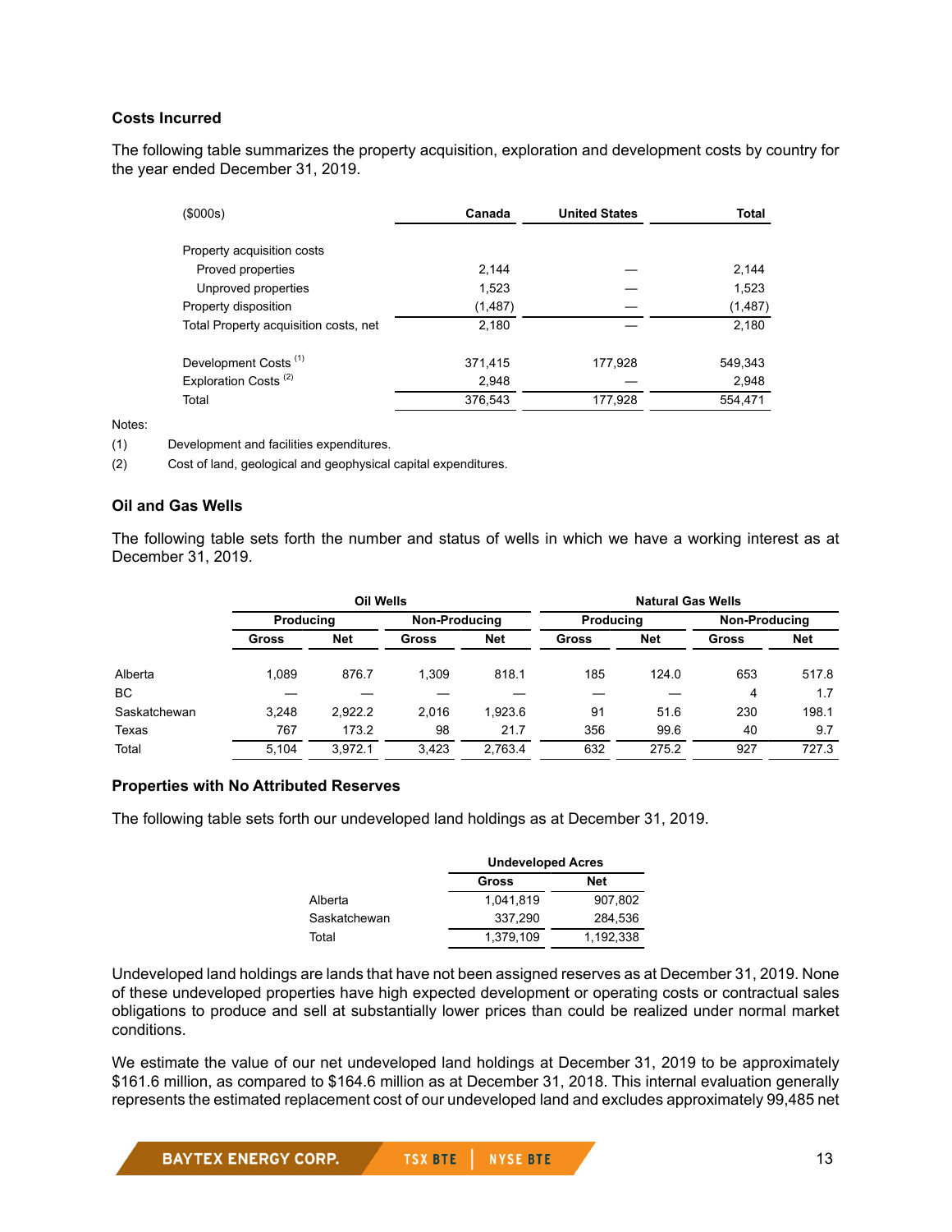### Costs Incurred

The following table summarizes the property acquisition, exploration and development costs by country for the year ended December 31, 2019.

| ($000s) | Canada | United States | Total |
|---|---|---|---|
| Property acquisition costs | | | |
| Proved properties | 2,144 | — | 2,144 |
| Unproved properties | 1,523 | — | 1,523 |
| Property disposition | (1,487) | — | (1,487) |
| Total Property acquisition costs, net | 2,180 | — | 2,180 |
| Development Costs [1] | 371,415 | 177,928 | 549,343 |
| Exploration Costs [2] | 2,948 | — | 2,948 |
| Total | 376,543 | 177,928 | 554,471 |

Notes:

(1) Development and facilities expenditures.

(2) Cost of land, geological and geophysical capital expenditures.

### Oil and Gas Wells

The following table sets forth the number and status of wells in which we have a working interest as at December 31, 2019.

| | Oil Wells | | | | Natural Gas Wells | | | |
|---|---|---|---|---|---|---|---|---|
| | Producing | | Non-Producing | | Producing | | Non-Producing | |
| | Gross | Net | Gross | Net | Gross | Net | Gross | Net |
| Alberta | 1,089 | 876.7 | 1,309 | 818.1 | 185 | 124.0 | 653 | 517.8 |
| BC | — | — | — | — | — | — | 4 | 1.7 |
| Saskatchewan | 3,248 | 2,922.2 | 2,016 | 1,923.6 | 91 | 51.6 | 230 | 198.1 |
| Texas | 767 | 173.2 | 98 | 21.7 | 356 | 99.6 | 40 | 9.7 |
| Total | 5,104 | 3,972.1 | 3,423 | 2,763.4 | 632 | 275.2 | 927 | 727.3 |

### Properties with No Attributed Reserves

The following table sets forth our undeveloped land holdings as at December 31, 2019.

| | Undeveloped Acres | |
|---|---|---|
| | Gross | Net |
| Alberta | 1,041,819 | 907,802 |
| Saskatchewan | 337,290 | 284,536 |
| Total | 1,379,109 | 1,192,338 |

Undeveloped land holdings are lands that have not been assigned reserves as at December 31, 2019. None of these undeveloped properties have high expected development or operating costs or contractual sales obligations to produce and sell at substantially lower prices than could be realized under normal market conditions.

We estimate the value of our net undeveloped land holdings at December 31, 2019 to be approximately $161.6 million, as compared to $164.6 million as at December 31, 2018. This internal evaluation generally represents the estimated replacement cost of our undeveloped land and excludes approximately 99,485 net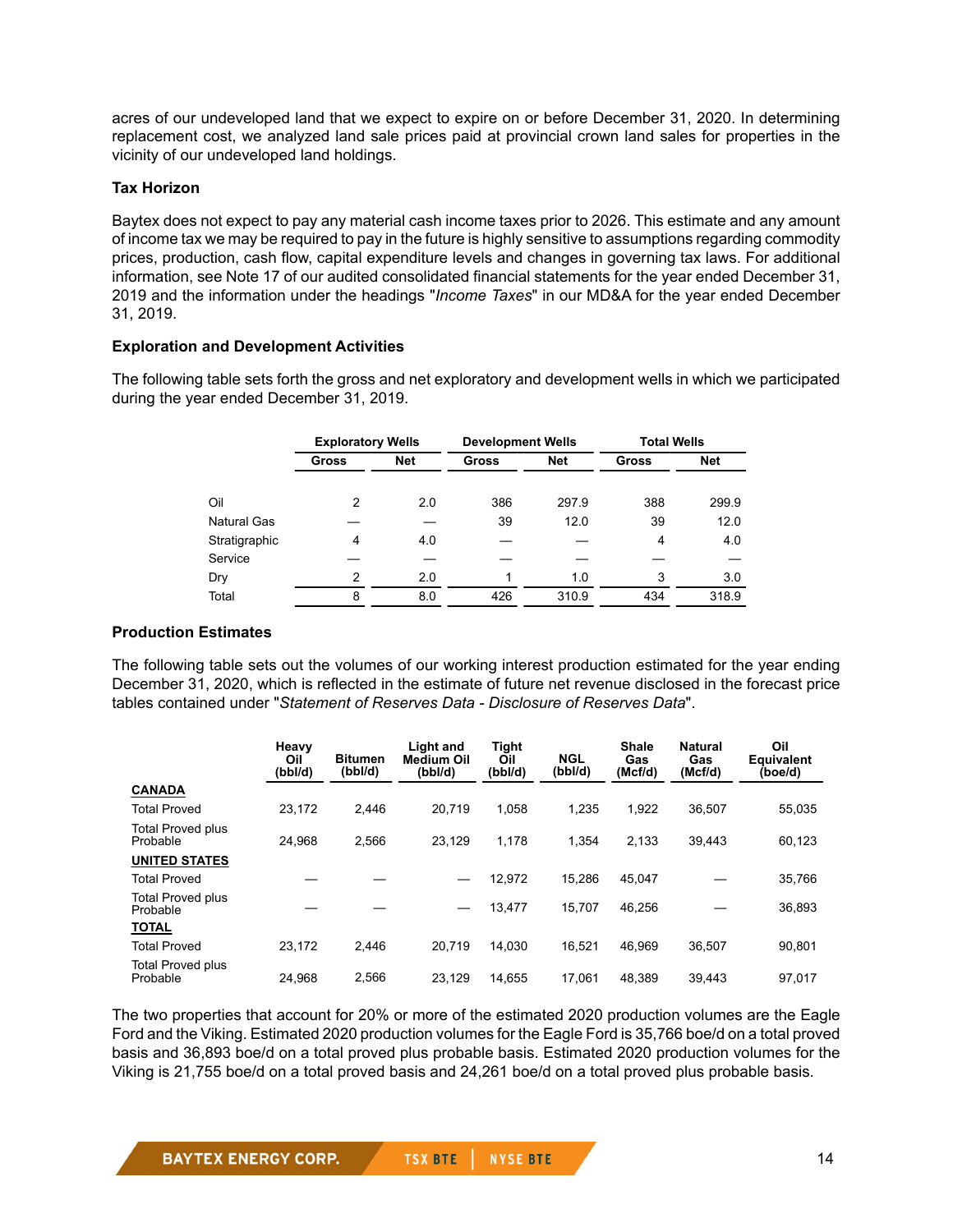acres of our undeveloped land that we expect to expire on or before December 31, 2020. In determining replacement cost, we analyzed land sale prices paid at provincial crown land sales for properties in the vicinity of our undeveloped land holdings.

### Tax Horizon

Baytex does not expect to pay any material cash income taxes prior to 2026. This estimate and any amount of income tax we may be required to pay in the future is highly sensitive to assumptions regarding commodity prices, production, cash flow, capital expenditure levels and changes in governing tax laws. For additional information, see Note 17 of our audited consolidated financial statements for the year ended December 31, 2019 and the information under the headings "*Income Taxes*" in our MD&A for the year ended December 31, 2019.

### Exploration and Development Activities

The following table sets forth the gross and net exploratory and development wells in which we participated during the year ended December 31, 2019.

| | Exploratory Wells | | Development Wells | | Total Wells | |
|---|---|---|---|---|---|---|
| | Gross | Net | Gross | Net | Gross | Net |
| Oil | 2 | 2.0 | 386 | 297.9 | 388 | 299.9 |
| Natural Gas | — | — | 39 | 12.0 | 39 | 12.0 |
| Stratigraphic | 4 | 4.0 | — | — | 4 | 4.0 |
| Service | — | — | — | — | — | — |
| Dry | 2 | 2.0 | 1 | 1.0 | 3 | 3.0 |
| Total | 8 | 8.0 | 426 | 310.9 | 434 | 318.9 |

### Production Estimates

The following table sets out the volumes of our working interest production estimated for the year ending December 31, 2020, which is reflected in the estimate of future net revenue disclosed in the forecast price tables contained under "*Statement of Reserves Data - Disclosure of Reserves Data*".

| | Heavy Oil (bbl/d) | Bitumen (bbl/d) | Light and Medium Oil (bbl/d) | Tight Oil (bbl/d) | NGL (bbl/d) | Shale Gas (Mcf/d) | Natural Gas (Mcf/d) | Oil Equivalent (boe/d) |
|---|---|---|---|---|---|---|---|---|
| **CANADA** | | | | | | | | |
| Total Proved | 23,172 | 2,446 | 20,719 | 1,058 | 1,235 | 1,922 | 36,507 | 55,035 |
| Total Proved plus Probable | 24,968 | 2,566 | 23,129 | 1,178 | 1,354 | 2,133 | 39,443 | 60,123 |
| **UNITED STATES** | | | | | | | | |
| Total Proved | — | — | — | 12,972 | 15,286 | 45,047 | — | 35,766 |
| Total Proved plus Probable | — | — | — | 13,477 | 15,707 | 46,256 | — | 36,893 |
| **TOTAL** | | | | | | | | |
| Total Proved | 23,172 | 2,446 | 20,719 | 14,030 | 16,521 | 46,969 | 36,507 | 90,801 |
| Total Proved plus Probable | 24,968 | 2,566 | 23,129 | 14,655 | 17,061 | 48,389 | 39,443 | 97,017 |

The two properties that account for 20% or more of the estimated 2020 production volumes are the Eagle Ford and the Viking. Estimated 2020 production volumes for the Eagle Ford is 35,766 boe/d on a total proved basis and 36,893 boe/d on a total proved plus probable basis. Estimated 2020 production volumes for the Viking is 21,755 boe/d on a total proved basis and 24,261 boe/d on a total proved plus probable basis.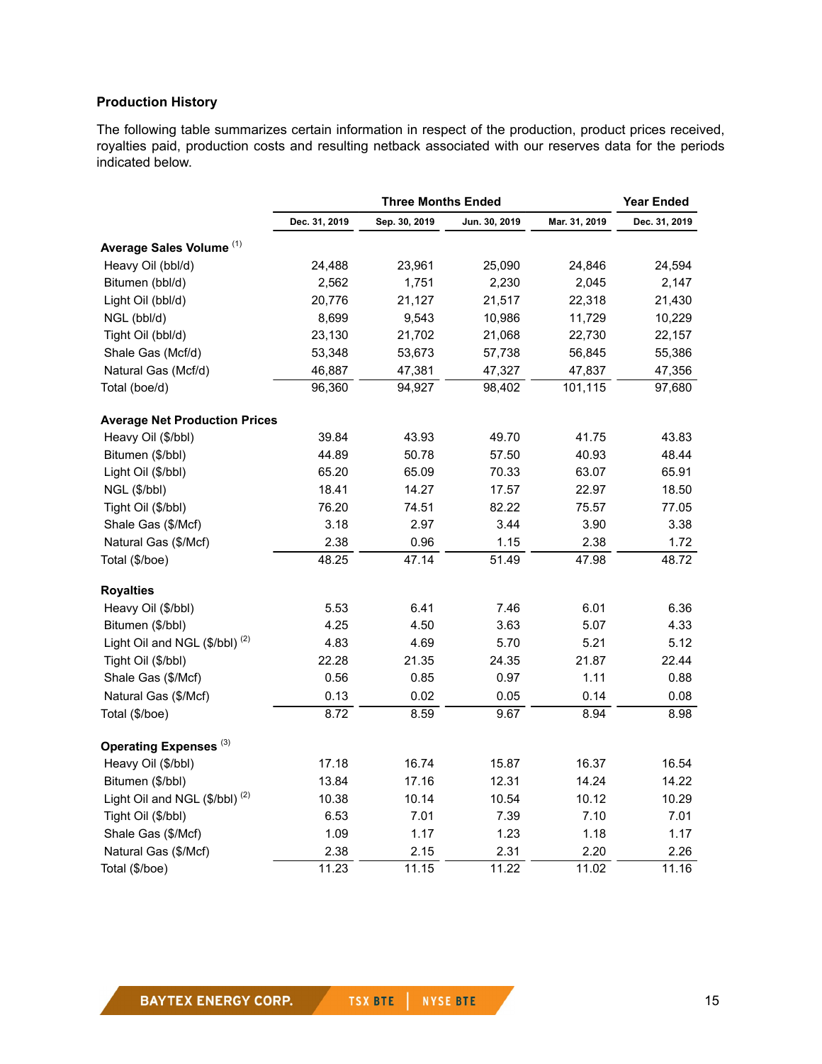### Production History

The following table summarizes certain information in respect of the production, product prices received, royalties paid, production costs and resulting netback associated with our reserves data for the periods indicated below.

| | Three Months Ended | | | | Year Ended |
|---|---|---|---|---|---|
| | Dec. 31, 2019 | Sep. 30, 2019 | Jun. 30, 2019 | Mar. 31, 2019 | Dec. 31, 2019 |
| **Average Sales Volume** [(1)] | | | | | |
| Heavy Oil (bbl/d) | 24,488 | 23,961 | 25,090 | 24,846 | 24,594 |
| Bitumen (bbl/d) | 2,562 | 1,751 | 2,230 | 2,045 | 2,147 |
| Light Oil (bbl/d) | 20,776 | 21,127 | 21,517 | 22,318 | 21,430 |
| NGL (bbl/d) | 8,699 | 9,543 | 10,986 | 11,729 | 10,229 |
| Tight Oil (bbl/d) | 23,130 | 21,702 | 21,068 | 22,730 | 22,157 |
| Shale Gas (Mcf/d) | 53,348 | 53,673 | 57,738 | 56,845 | 55,386 |
| Natural Gas (Mcf/d) | 46,887 | 47,381 | 47,327 | 47,837 | 47,356 |
| Total (boe/d) | 96,360 | 94,927 | 98,402 | 101,115 | 97,680 |
| **Average Net Production Prices** | | | | | |
| Heavy Oil ($/bbl) | 39.84 | 43.93 | 49.70 | 41.75 | 43.83 |
| Bitumen ($/bbl) | 44.89 | 50.78 | 57.50 | 40.93 | 48.44 |
| Light Oil ($/bbl) | 65.20 | 65.09 | 70.33 | 63.07 | 65.91 |
| NGL ($/bbl) | 18.41 | 14.27 | 17.57 | 22.97 | 18.50 |
| Tight Oil ($/bbl) | 76.20 | 74.51 | 82.22 | 75.57 | 77.05 |
| Shale Gas ($/Mcf) | 3.18 | 2.97 | 3.44 | 3.90 | 3.38 |
| Natural Gas ($/Mcf) | 2.38 | 0.96 | 1.15 | 2.38 | 1.72 |
| Total ($/boe) | 48.25 | 47.14 | 51.49 | 47.98 | 48.72 |
| **Royalties** | | | | | |
| Heavy Oil ($/bbl) | 5.53 | 6.41 | 7.46 | 6.01 | 6.36 |
| Bitumen ($/bbl) | 4.25 | 4.50 | 3.63 | 5.07 | 4.33 |
| Light Oil and NGL ($/bbl) [(2)] | 4.83 | 4.69 | 5.70 | 5.21 | 5.12 |
| Tight Oil ($/bbl) | 22.28 | 21.35 | 24.35 | 21.87 | 22.44 |
| Shale Gas ($/Mcf) | 0.56 | 0.85 | 0.97 | 1.11 | 0.88 |
| Natural Gas ($/Mcf) | 0.13 | 0.02 | 0.05 | 0.14 | 0.08 |
| Total ($/boe) | 8.72 | 8.59 | 9.67 | 8.94 | 8.98 |
| **Operating Expenses** [(3)] | | | | | |
| Heavy Oil ($/bbl) | 17.18 | 16.74 | 15.87 | 16.37 | 16.54 |
| Bitumen ($/bbl) | 13.84 | 17.16 | 12.31 | 14.24 | 14.22 |
| Light Oil and NGL ($/bbl) [(2)] | 10.38 | 10.14 | 10.54 | 10.12 | 10.29 |
| Tight Oil ($/bbl) | 6.53 | 7.01 | 7.39 | 7.10 | 7.01 |
| Shale Gas ($/Mcf) | 1.09 | 1.17 | 1.23 | 1.18 | 1.17 |
| Natural Gas ($/Mcf) | 2.38 | 2.15 | 2.31 | 2.20 | 2.26 |
| Total ($/boe) | 11.23 | 11.15 | 11.22 | 11.02 | 11.16 |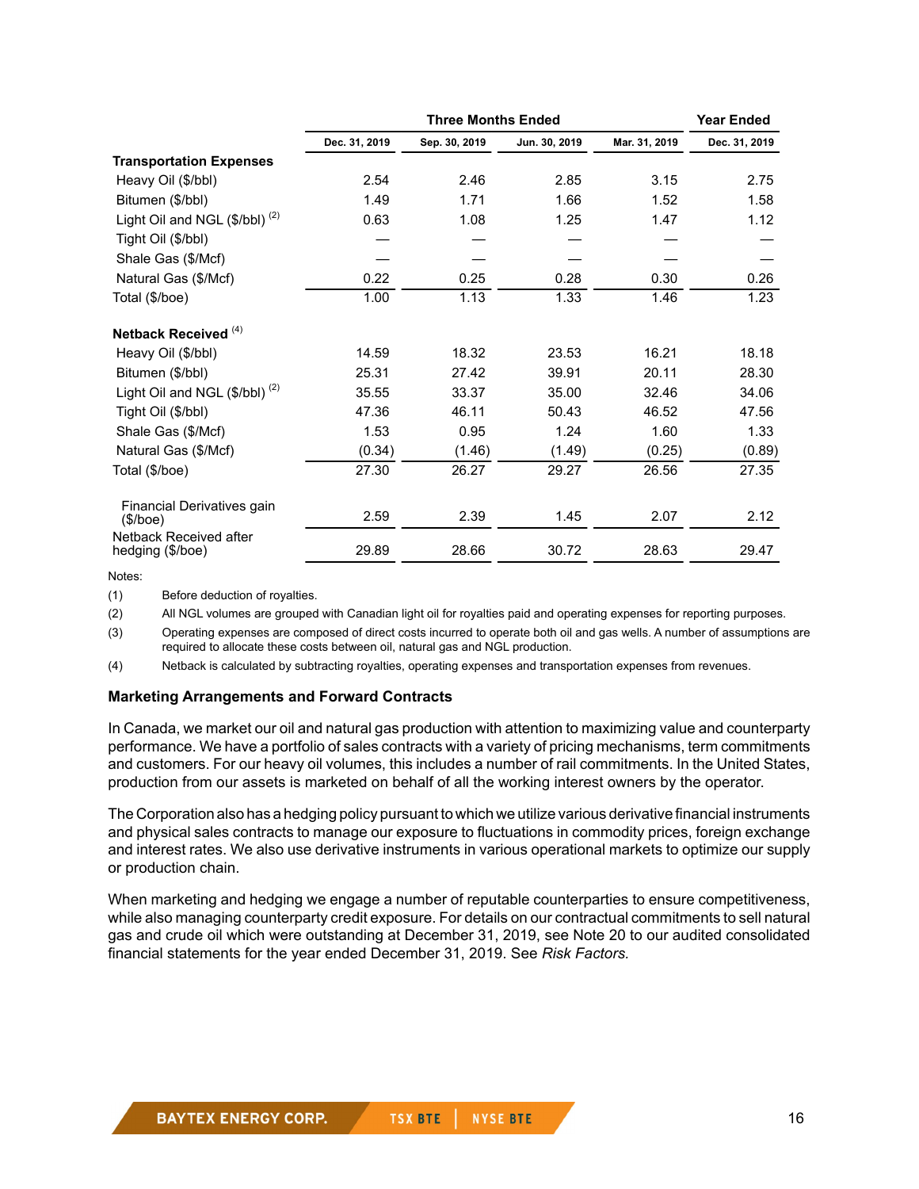| | Three Months Ended | | | | Year Ended |
|---|---|---|---|---|---|
| | Dec. 31, 2019 | Sep. 30, 2019 | Jun. 30, 2019 | Mar. 31, 2019 | Dec. 31, 2019 |
| **Transportation Expenses** | | | | | |
| Heavy Oil ($/bbl) | 2.54 | 2.46 | 2.85 | 3.15 | 2.75 |
| Bitumen ($/bbl) | 1.49 | 1.71 | 1.66 | 1.52 | 1.58 |
| Light Oil and NGL ($/bbl) (2) | 0.63 | 1.08 | 1.25 | 1.47 | 1.12 |
| Tight Oil ($/bbl) | — | — | — | — | — |
| Shale Gas ($/Mcf) | — | — | — | — | — |
| Natural Gas ($/Mcf) | 0.22 | 0.25 | 0.28 | 0.30 | 0.26 |
| Total ($/boe) | 1.00 | 1.13 | 1.33 | 1.46 | 1.23 |
| **Netback Received (4)** | | | | | |
| Heavy Oil ($/bbl) | 14.59 | 18.32 | 23.53 | 16.21 | 18.18 |
| Bitumen ($/bbl) | 25.31 | 27.42 | 39.91 | 20.11 | 28.30 |
| Light Oil and NGL ($/bbl) (2) | 35.55 | 33.37 | 35.00 | 32.46 | 34.06 |
| Tight Oil ($/bbl) | 47.36 | 46.11 | 50.43 | 46.52 | 47.56 |
| Shale Gas ($/Mcf) | 1.53 | 0.95 | 1.24 | 1.60 | 1.33 |
| Natural Gas ($/Mcf) | (0.34) | (1.46) | (1.49) | (0.25) | (0.89) |
| Total ($/boe) | 27.30 | 26.27 | 29.27 | 26.56 | 27.35 |
| Financial Derivatives gain ($/boe) | 2.59 | 2.39 | 1.45 | 2.07 | 2.12 |
| Netback Received after hedging ($/boe) | 29.89 | 28.66 | 30.72 | 28.63 | 29.47 |

Notes:

(1) Before deduction of royalties.

(2) All NGL volumes are grouped with Canadian light oil for royalties paid and operating expenses for reporting purposes.

(3) Operating expenses are composed of direct costs incurred to operate both oil and gas wells. A number of assumptions are required to allocate these costs between oil, natural gas and NGL production.

(4) Netback is calculated by subtracting royalties, operating expenses and transportation expenses from revenues.

### Marketing Arrangements and Forward Contracts

In Canada, we market our oil and natural gas production with attention to maximizing value and counterparty performance. We have a portfolio of sales contracts with a variety of pricing mechanisms, term commitments and customers. For our heavy oil volumes, this includes a number of rail commitments. In the United States, production from our assets is marketed on behalf of all the working interest owners by the operator.

The Corporation also has a hedging policy pursuant to which we utilize various derivative financial instruments and physical sales contracts to manage our exposure to fluctuations in commodity prices, foreign exchange and interest rates. We also use derivative instruments in various operational markets to optimize our supply or production chain.

When marketing and hedging we engage a number of reputable counterparties to ensure competitiveness, while also managing counterparty credit exposure. For details on our contractual commitments to sell natural gas and crude oil which were outstanding at December 31, 2019, see Note 20 to our audited consolidated financial statements for the year ended December 31, 2019. See *Risk Factors.*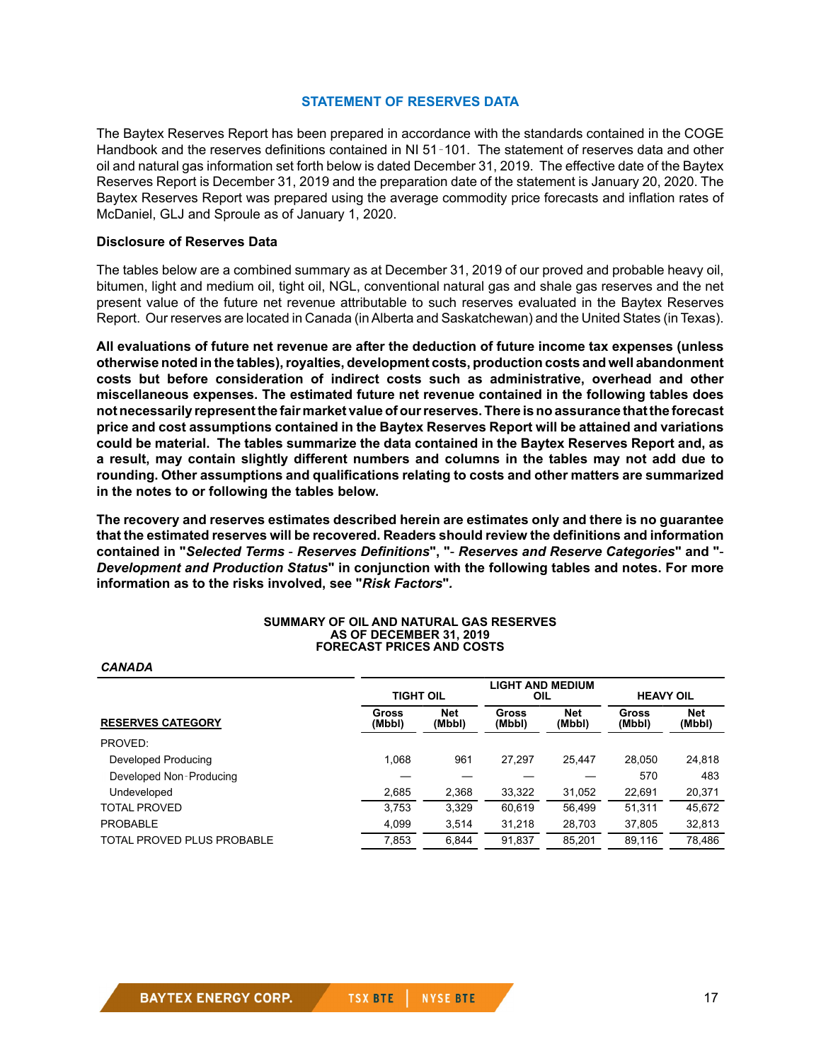## STATEMENT OF RESERVES DATA

The Baytex Reserves Report has been prepared in accordance with the standards contained in the COGE Handbook and the reserves definitions contained in NI 51-101. The statement of reserves data and other oil and natural gas information set forth below is dated December 31, 2019. The effective date of the Baytex Reserves Report is December 31, 2019 and the preparation date of the statement is January 20, 2020. The Baytex Reserves Report was prepared using the average commodity price forecasts and inflation rates of McDaniel, GLJ and Sproule as of January 1, 2020.

### Disclosure of Reserves Data

The tables below are a combined summary as at December 31, 2019 of our proved and probable heavy oil, bitumen, light and medium oil, tight oil, NGL, conventional natural gas and shale gas reserves and the net present value of the future net revenue attributable to such reserves evaluated in the Baytex Reserves Report. Our reserves are located in Canada (in Alberta and Saskatchewan) and the United States (in Texas).

**All evaluations of future net revenue are after the deduction of future income tax expenses (unless otherwise noted in the tables), royalties, development costs, production costs and well abandonment costs but before consideration of indirect costs such as administrative, overhead and other miscellaneous expenses. The estimated future net revenue contained in the following tables does not necessarily represent the fair market value of our reserves. There is no assurance that the forecast price and cost assumptions contained in the Baytex Reserves Report will be attained and variations could be material. The tables summarize the data contained in the Baytex Reserves Report and, as a result, may contain slightly different numbers and columns in the tables may not add due to rounding. Other assumptions and qualifications relating to costs and other matters are summarized in the notes to or following the tables below.**

**The recovery and reserves estimates described herein are estimates only and there is no guarantee that the estimated reserves will be recovered. Readers should review the definitions and information contained in "*Selected Terms - Reserves Definitions*", "*- Reserves and Reserve Categories*" and "*- Development and Production Status*" in conjunction with the following tables and notes. For more information as to the risks involved, see "*Risk Factors*".**

**SUMMARY OF OIL AND NATURAL GAS RESERVES**
**AS OF DECEMBER 31, 2019**
**FORECAST PRICES AND COSTS**

***CANADA***

| | TIGHT OIL | | LIGHT AND MEDIUM OIL | | HEAVY OIL | |
|---|---|---|---|---|---|---|
| **RESERVES CATEGORY** | **Gross (Mbbl)** | **Net (Mbbl)** | **Gross (Mbbl)** | **Net (Mbbl)** | **Gross (Mbbl)** | **Net (Mbbl)** |
| PROVED: | | | | | | |
| Developed Producing | 1,068 | 961 | 27,297 | 25,447 | 28,050 | 24,818 |
| Developed Non-Producing | — | — | — | — | 570 | 483 |
| Undeveloped | 2,685 | 2,368 | 33,322 | 31,052 | 22,691 | 20,371 |
| TOTAL PROVED | 3,753 | 3,329 | 60,619 | 56,499 | 51,311 | 45,672 |
| PROBABLE | 4,099 | 3,514 | 31,218 | 28,703 | 37,805 | 32,813 |
| TOTAL PROVED PLUS PROBABLE | 7,853 | 6,844 | 91,837 | 85,201 | 89,116 | 78,486 |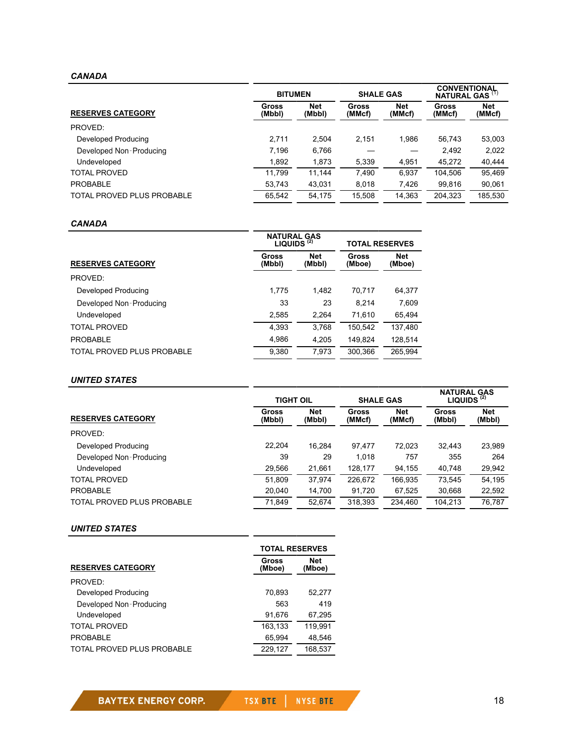### *CANADA*

| RESERVES CATEGORY | BITUMEN | | SHALE GAS | | CONVENTIONAL NATURAL GAS [1] | |
|---|---|---|---|---|---|---|
| | Gross (Mbbl) | Net (Mbbl) | Gross (MMcf) | Net (MMcf) | Gross (MMcf) | Net (MMcf) |
| PROVED: | | | | | | |
| Developed Producing | 2,711 | 2,504 | 2,151 | 1,986 | 56,743 | 53,003 |
| Developed Non-Producing | 7,196 | 6,766 | — | — | 2,492 | 2,022 |
| Undeveloped | 1,892 | 1,873 | 5,339 | 4,951 | 45,272 | 40,444 |
| TOTAL PROVED | 11,799 | 11,144 | 7,490 | 6,937 | 104,506 | 95,469 |
| PROBABLE | 53,743 | 43,031 | 8,018 | 7,426 | 99,816 | 90,061 |
| TOTAL PROVED PLUS PROBABLE | 65,542 | 54,175 | 15,508 | 14,363 | 204,323 | 185,530 |

### *CANADA*

| RESERVES CATEGORY | NATURAL GAS LIQUIDS [2] | | TOTAL RESERVES | |
|---|---|---|---|---|
| | Gross (Mbbl) | Net (Mbbl) | Gross (Mboe) | Net (Mboe) |
| PROVED: | | | | |
| Developed Producing | 1,775 | 1,482 | 70,717 | 64,377 |
| Developed Non-Producing | 33 | 23 | 8,214 | 7,609 |
| Undeveloped | 2,585 | 2,264 | 71,610 | 65,494 |
| TOTAL PROVED | 4,393 | 3,768 | 150,542 | 137,480 |
| PROBABLE | 4,986 | 4,205 | 149,824 | 128,514 |
| TOTAL PROVED PLUS PROBABLE | 9,380 | 7,973 | 300,366 | 265,994 |

### *UNITED STATES*

| RESERVES CATEGORY | TIGHT OIL | | SHALE GAS | | NATURAL GAS LIQUIDS [2] | |
|---|---|---|---|---|---|---|
| | Gross (Mbbl) | Net (Mbbl) | Gross (MMcf) | Net (MMcf) | Gross (Mbbl) | Net (Mbbl) |
| PROVED: | | | | | | |
| Developed Producing | 22,204 | 16,284 | 97,477 | 72,023 | 32,443 | 23,989 |
| Developed Non-Producing | 39 | 29 | 1,018 | 757 | 355 | 264 |
| Undeveloped | 29,566 | 21,661 | 128,177 | 94,155 | 40,748 | 29,942 |
| TOTAL PROVED | 51,809 | 37,974 | 226,672 | 166,935 | 73,545 | 54,195 |
| PROBABLE | 20,040 | 14,700 | 91,720 | 67,525 | 30,668 | 22,592 |
| TOTAL PROVED PLUS PROBABLE | 71,849 | 52,674 | 318,393 | 234,460 | 104,213 | 76,787 |

### *UNITED STATES*

| RESERVES CATEGORY | TOTAL RESERVES | |
|---|---|---|
| | Gross (Mboe) | Net (Mboe) |
| PROVED: | | |
| Developed Producing | 70,893 | 52,277 |
| Developed Non-Producing | 563 | 419 |
| Undeveloped | 91,676 | 67,295 |
| TOTAL PROVED | 163,133 | 119,991 |
| PROBABLE | 65,994 | 48,546 |
| TOTAL PROVED PLUS PROBABLE | 229,127 | 168,537 |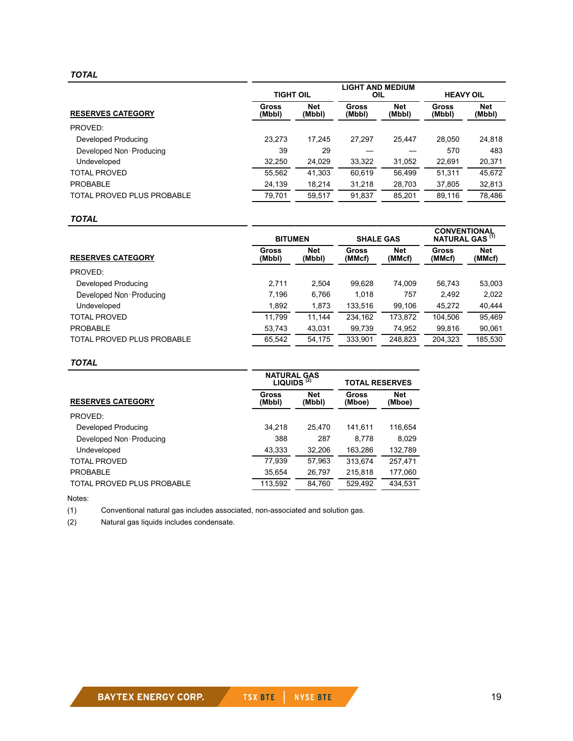**_TOTAL_**

| RESERVES CATEGORY | TIGHT OIL | | LIGHT AND MEDIUM OIL | | HEAVY OIL | |
|---|---|---|---|---|---|---|
| | Gross (Mbbl) | Net (Mbbl) | Gross (Mbbl) | Net (Mbbl) | Gross (Mbbl) | Net (Mbbl) |
| PROVED: | | | | | | |
| Developed Producing | 23,273 | 17,245 | 27,297 | 25,447 | 28,050 | 24,818 |
| Developed Non-Producing | 39 | 29 | — | — | 570 | 483 |
| Undeveloped | 32,250 | 24,029 | 33,322 | 31,052 | 22,691 | 20,371 |
| TOTAL PROVED | 55,562 | 41,303 | 60,619 | 56,499 | 51,311 | 45,672 |
| PROBABLE | 24,139 | 18,214 | 31,218 | 28,703 | 37,805 | 32,813 |
| TOTAL PROVED PLUS PROBABLE | 79,701 | 59,517 | 91,837 | 85,201 | 89,116 | 78,486 |

**_TOTAL_**

| RESERVES CATEGORY | BITUMEN | | SHALE GAS | | CONVENTIONAL NATURAL GAS (1) | |
|---|---|---|---|---|---|---|
| | Gross (Mbbl) | Net (Mbbl) | Gross (MMcf) | Net (MMcf) | Gross (MMcf) | Net (MMcf) |
| PROVED: | | | | | | |
| Developed Producing | 2,711 | 2,504 | 99,628 | 74,009 | 56,743 | 53,003 |
| Developed Non-Producing | 7,196 | 6,766 | 1,018 | 757 | 2,492 | 2,022 |
| Undeveloped | 1,892 | 1,873 | 133,516 | 99,106 | 45,272 | 40,444 |
| TOTAL PROVED | 11,799 | 11,144 | 234,162 | 173,872 | 104,506 | 95,469 |
| PROBABLE | 53,743 | 43,031 | 99,739 | 74,952 | 99,816 | 90,061 |
| TOTAL PROVED PLUS PROBABLE | 65,542 | 54,175 | 333,901 | 248,823 | 204,323 | 185,530 |

**_TOTAL_**

| RESERVES CATEGORY | NATURAL GAS LIQUIDS (2) | | TOTAL RESERVES | |
|---|---|---|---|---|
| | Gross (Mbbl) | Net (Mbbl) | Gross (Mboe) | Net (Mboe) |
| PROVED: | | | | |
| Developed Producing | 34,218 | 25,470 | 141,611 | 116,654 |
| Developed Non-Producing | 388 | 287 | 8,778 | 8,029 |
| Undeveloped | 43,333 | 32,206 | 163,286 | 132,789 |
| TOTAL PROVED | 77,939 | 57,963 | 313,674 | 257,471 |
| PROBABLE | 35,654 | 26,797 | 215,818 | 177,060 |
| TOTAL PROVED PLUS PROBABLE | 113,592 | 84,760 | 529,492 | 434,531 |

Notes:

(1) Conventional natural gas includes associated, non-associated and solution gas.

(2) Natural gas liquids includes condensate.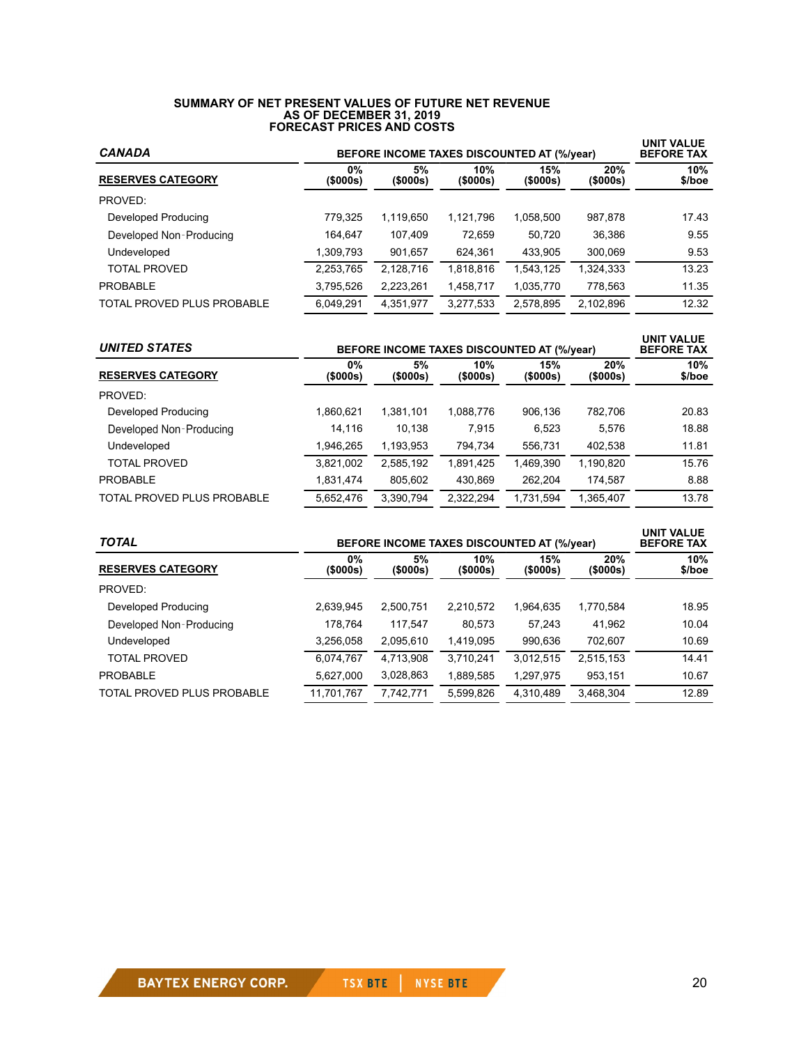**SUMMARY OF NET PRESENT VALUES OF FUTURE NET REVENUE**
**AS OF DECEMBER 31, 2019**
**FORECAST PRICES AND COSTS**

| ***CANADA*** | **BEFORE INCOME TAXES DISCOUNTED AT (%/year)** | | | | | **UNIT VALUE BEFORE TAX** |
|---|---|---|---|---|---|---|
| **RESERVES CATEGORY** | **0% ($000s)** | **5% ($000s)** | **10% ($000s)** | **15% ($000s)** | **20% ($000s)** | **10% $/boe** |
| PROVED: | | | | | | |
| Developed Producing | 779,325 | 1,119,650 | 1,121,796 | 1,058,500 | 987,878 | 17.43 |
| Developed Non-Producing | 164,647 | 107,409 | 72,659 | 50,720 | 36,386 | 9.55 |
| Undeveloped | 1,309,793 | 901,657 | 624,361 | 433,905 | 300,069 | 9.53 |
| TOTAL PROVED | 2,253,765 | 2,128,716 | 1,818,816 | 1,543,125 | 1,324,333 | 13.23 |
| PROBABLE | 3,795,526 | 2,223,261 | 1,458,717 | 1,035,770 | 778,563 | 11.35 |
| TOTAL PROVED PLUS PROBABLE | 6,049,291 | 4,351,977 | 3,277,533 | 2,578,895 | 2,102,896 | 12.32 |

| ***UNITED STATES*** | **BEFORE INCOME TAXES DISCOUNTED AT (%/year)** | | | | | **UNIT VALUE BEFORE TAX** |
|---|---|---|---|---|---|---|
| **RESERVES CATEGORY** | **0% ($000s)** | **5% ($000s)** | **10% ($000s)** | **15% ($000s)** | **20% ($000s)** | **10% $/boe** |
| PROVED: | | | | | | |
| Developed Producing | 1,860,621 | 1,381,101 | 1,088,776 | 906,136 | 782,706 | 20.83 |
| Developed Non-Producing | 14,116 | 10,138 | 7,915 | 6,523 | 5,576 | 18.88 |
| Undeveloped | 1,946,265 | 1,193,953 | 794,734 | 556,731 | 402,538 | 11.81 |
| TOTAL PROVED | 3,821,002 | 2,585,192 | 1,891,425 | 1,469,390 | 1,190,820 | 15.76 |
| PROBABLE | 1,831,474 | 805,602 | 430,869 | 262,204 | 174,587 | 8.88 |
| TOTAL PROVED PLUS PROBABLE | 5,652,476 | 3,390,794 | 2,322,294 | 1,731,594 | 1,365,407 | 13.78 |

| ***TOTAL*** | **BEFORE INCOME TAXES DISCOUNTED AT (%/year)** | | | | | **UNIT VALUE BEFORE TAX** |
|---|---|---|---|---|---|---|
| **RESERVES CATEGORY** | **0% ($000s)** | **5% ($000s)** | **10% ($000s)** | **15% ($000s)** | **20% ($000s)** | **10% $/boe** |
| PROVED: | | | | | | |
| Developed Producing | 2,639,945 | 2,500,751 | 2,210,572 | 1,964,635 | 1,770,584 | 18.95 |
| Developed Non-Producing | 178,764 | 117,547 | 80,573 | 57,243 | 41,962 | 10.04 |
| Undeveloped | 3,256,058 | 2,095,610 | 1,419,095 | 990,636 | 702,607 | 10.69 |
| TOTAL PROVED | 6,074,767 | 4,713,908 | 3,710,241 | 3,012,515 | 2,515,153 | 14.41 |
| PROBABLE | 5,627,000 | 3,028,863 | 1,889,585 | 1,297,975 | 953,151 | 10.67 |
| TOTAL PROVED PLUS PROBABLE | 11,701,767 | 7,742,771 | 5,599,826 | 4,310,489 | 3,468,304 | 12.89 |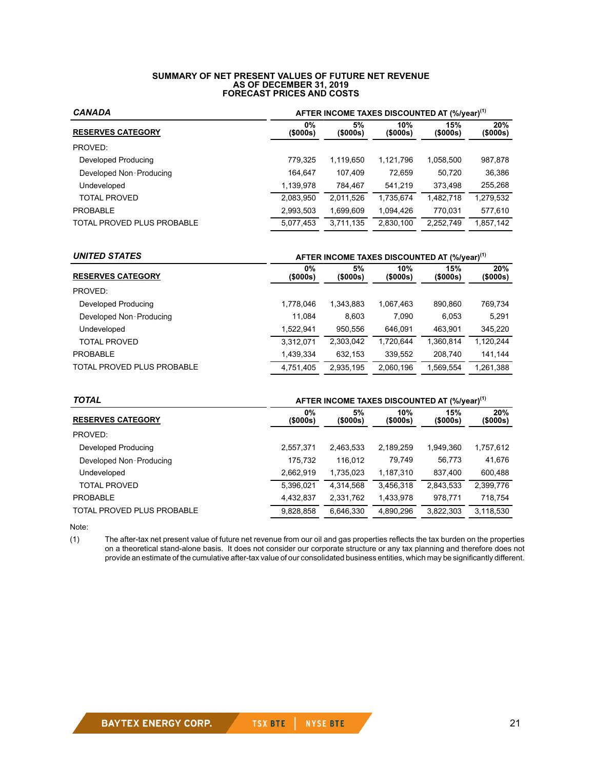**SUMMARY OF NET PRESENT VALUES OF FUTURE NET REVENUE**
**AS OF DECEMBER 31, 2019**
**FORECAST PRICES AND COSTS**

| ***CANADA*** | AFTER INCOME TAXES DISCOUNTED AT (%/year)[1] | | | | |
|---|---|---|---|---|---|
| **RESERVES CATEGORY** | **0% ($000s)** | **5% ($000s)** | **10% ($000s)** | **15% ($000s)** | **20% ($000s)** |
| PROVED: | | | | | |
| Developed Producing | 779,325 | 1,119,650 | 1,121,796 | 1,058,500 | 987,878 |
| Developed Non-Producing | 164,647 | 107,409 | 72,659 | 50,720 | 36,386 |
| Undeveloped | 1,139,978 | 784,467 | 541,219 | 373,498 | 255,268 |
| TOTAL PROVED | 2,083,950 | 2,011,526 | 1,735,674 | 1,482,718 | 1,279,532 |
| PROBABLE | 2,993,503 | 1,699,609 | 1,094,426 | 770,031 | 577,610 |
| TOTAL PROVED PLUS PROBABLE | 5,077,453 | 3,711,135 | 2,830,100 | 2,252,749 | 1,857,142 |

| ***UNITED STATES*** | AFTER INCOME TAXES DISCOUNTED AT (%/year)[1] | | | | |
|---|---|---|---|---|---|
| **RESERVES CATEGORY** | **0% ($000s)** | **5% ($000s)** | **10% ($000s)** | **15% ($000s)** | **20% ($000s)** |
| PROVED: | | | | | |
| Developed Producing | 1,778,046 | 1,343,883 | 1,067,463 | 890,860 | 769,734 |
| Developed Non-Producing | 11,084 | 8,603 | 7,090 | 6,053 | 5,291 |
| Undeveloped | 1,522,941 | 950,556 | 646,091 | 463,901 | 345,220 |
| TOTAL PROVED | 3,312,071 | 2,303,042 | 1,720,644 | 1,360,814 | 1,120,244 |
| PROBABLE | 1,439,334 | 632,153 | 339,552 | 208,740 | 141,144 |
| TOTAL PROVED PLUS PROBABLE | 4,751,405 | 2,935,195 | 2,060,196 | 1,569,554 | 1,261,388 |

| ***TOTAL*** | AFTER INCOME TAXES DISCOUNTED AT (%/year)[1] | | | | |
|---|---|---|---|---|---|
| **RESERVES CATEGORY** | **0% ($000s)** | **5% ($000s)** | **10% ($000s)** | **15% ($000s)** | **20% ($000s)** |
| PROVED: | | | | | |
| Developed Producing | 2,557,371 | 2,463,533 | 2,189,259 | 1,949,360 | 1,757,612 |
| Developed Non-Producing | 175,732 | 116,012 | 79,749 | 56,773 | 41,676 |
| Undeveloped | 2,662,919 | 1,735,023 | 1,187,310 | 837,400 | 600,488 |
| TOTAL PROVED | 5,396,021 | 4,314,568 | 3,456,318 | 2,843,533 | 2,399,776 |
| PROBABLE | 4,432,837 | 2,331,762 | 1,433,978 | 978,771 | 718,754 |
| TOTAL PROVED PLUS PROBABLE | 9,828,858 | 6,646,330 | 4,890,296 | 3,822,303 | 3,118,530 |

Note:

(1) The after-tax net present value of future net revenue from our oil and gas properties reflects the tax burden on the properties on a theoretical stand-alone basis. It does not consider our corporate structure or any tax planning and therefore does not provide an estimate of the cumulative after-tax value of our consolidated business entities, which may be significantly different.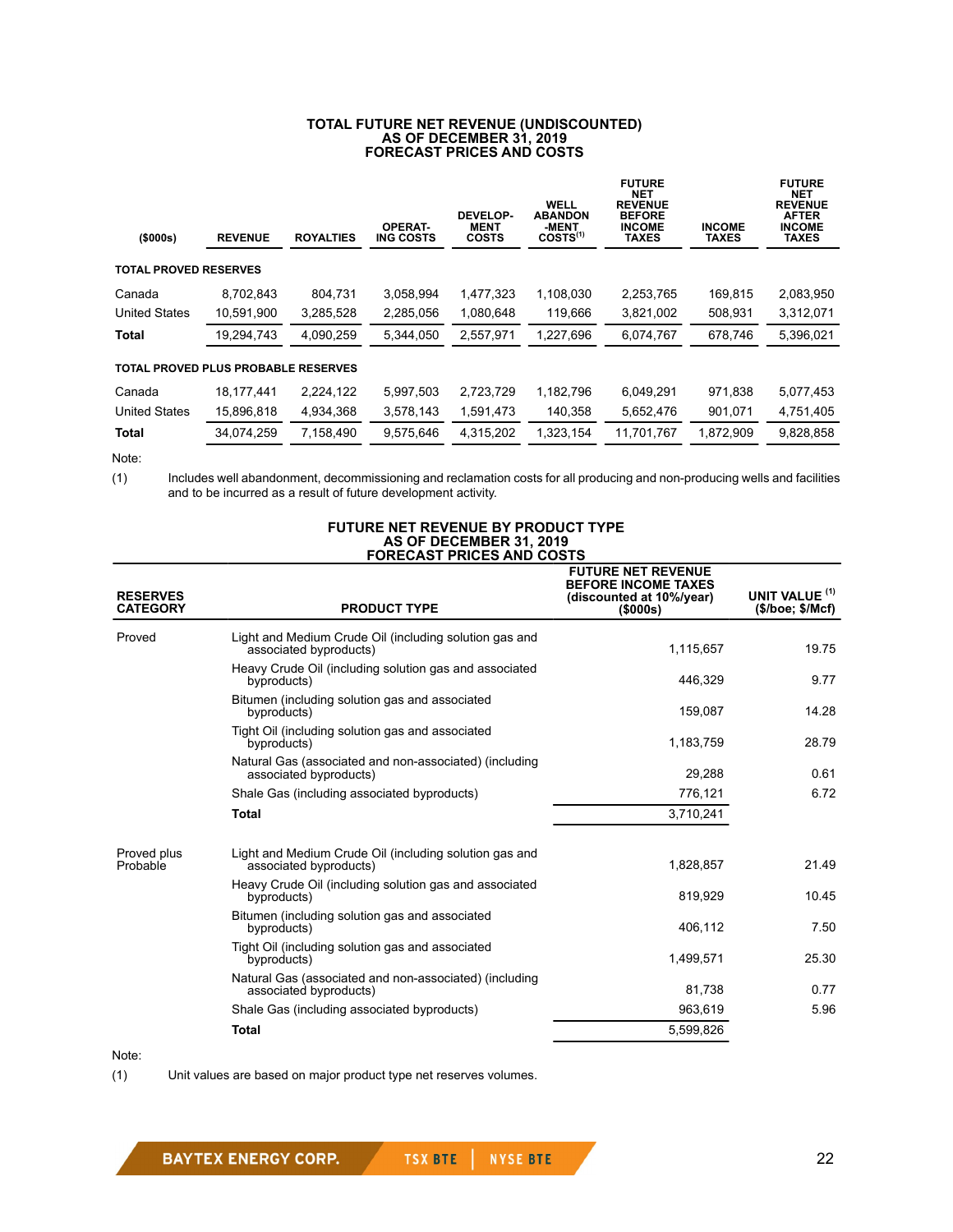## TOTAL FUTURE NET REVENUE (UNDISCOUNTED) AS OF DECEMBER 31, 2019 FORECAST PRICES AND COSTS

| ($000s) | REVENUE | ROYALTIES | OPERATING COSTS | DEVELOPMENT COSTS | WELL ABANDONMENT COSTS(1) | FUTURE NET REVENUE BEFORE INCOME TAXES | INCOME TAXES | FUTURE NET REVENUE AFTER INCOME TAXES |
|---|---|---|---|---|---|---|---|---|
| **TOTAL PROVED RESERVES** | | | | | | | | |
| Canada | 8,702,843 | 804,731 | 3,058,994 | 1,477,323 | 1,108,030 | 2,253,765 | 169,815 | 2,083,950 |
| United States | 10,591,900 | 3,285,528 | 2,285,056 | 1,080,648 | 119,666 | 3,821,002 | 508,931 | 3,312,071 |
| **Total** | 19,294,743 | 4,090,259 | 5,344,050 | 2,557,971 | 1,227,696 | 6,074,767 | 678,746 | 5,396,021 |
| **TOTAL PROVED PLUS PROBABLE RESERVES** | | | | | | | | |
| Canada | 18,177,441 | 2,224,122 | 5,997,503 | 2,723,729 | 1,182,796 | 6,049,291 | 971,838 | 5,077,453 |
| United States | 15,896,818 | 4,934,368 | 3,578,143 | 1,591,473 | 140,358 | 5,652,476 | 901,071 | 4,751,405 |
| **Total** | 34,074,259 | 7,158,490 | 9,575,646 | 4,315,202 | 1,323,154 | 11,701,767 | 1,872,909 | 9,828,858 |

Note:

(1) Includes well abandonment, decommissioning and reclamation costs for all producing and non-producing wells and facilities and to be incurred as a result of future development activity.

## FUTURE NET REVENUE BY PRODUCT TYPE AS OF DECEMBER 31, 2019 FORECAST PRICES AND COSTS

| RESERVES CATEGORY | PRODUCT TYPE | FUTURE NET REVENUE BEFORE INCOME TAXES (discounted at 10%/year) ($000s) | UNIT VALUE (1) ($/boe; $/Mcf) |
|---|---|---|---|
| Proved | Light and Medium Crude Oil (including solution gas and associated byproducts) | 1,115,657 | 19.75 |
| | Heavy Crude Oil (including solution gas and associated byproducts) | 446,329 | 9.77 |
| | Bitumen (including solution gas and associated byproducts) | 159,087 | 14.28 |
| | Tight Oil (including solution gas and associated byproducts) | 1,183,759 | 28.79 |
| | Natural Gas (associated and non-associated) (including associated byproducts) | 29,288 | 0.61 |
| | Shale Gas (including associated byproducts) | 776,121 | 6.72 |
| | **Total** | 3,710,241 | |
| Proved plus Probable | Light and Medium Crude Oil (including solution gas and associated byproducts) | 1,828,857 | 21.49 |
| | Heavy Crude Oil (including solution gas and associated byproducts) | 819,929 | 10.45 |
| | Bitumen (including solution gas and associated byproducts) | 406,112 | 7.50 |
| | Tight Oil (including solution gas and associated byproducts) | 1,499,571 | 25.30 |
| | Natural Gas (associated and non-associated) (including associated byproducts) | 81,738 | 0.77 |
| | Shale Gas (including associated byproducts) | 963,619 | 5.96 |
| | **Total** | 5,599,826 | |

Note:

(1) Unit values are based on major product type net reserves volumes.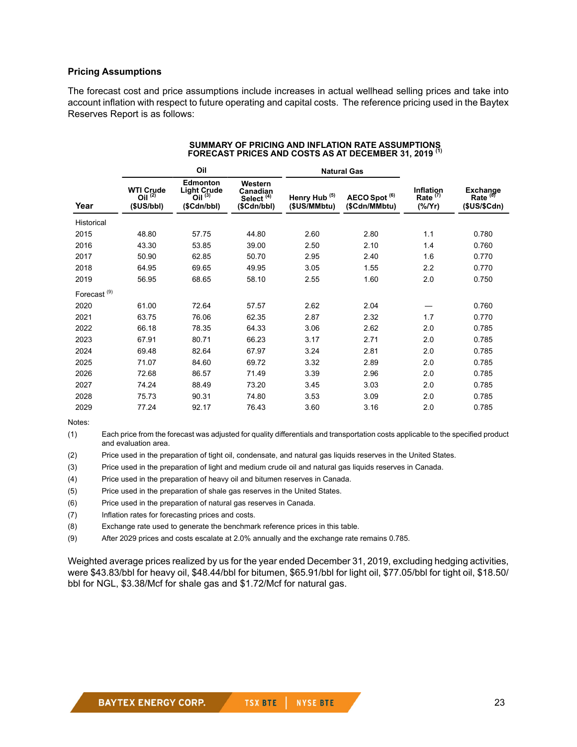### Pricing Assumptions

The forecast cost and price assumptions include increases in actual wellhead selling prices and take into account inflation with respect to future operating and capital costs. The reference pricing used in the Baytex Reserves Report is as follows:

**SUMMARY OF PRICING AND INFLATION RATE ASSUMPTIONS**
**FORECAST PRICES AND COSTS AS AT DECEMBER 31, 2019 (1)**

| | Oil | | | Natural Gas | | | |
|---|---|---|---|---|---|---|---|
| Year | WTI Crude Oil (2) ($US/bbl) | Edmonton Light Crude Oil (3) ($Cdn/bbl) | Western Canadian Select (4) ($Cdn/bbl) | Henry Hub (5) ($US/MMbtu) | AECO Spot (6) ($Cdn/MMbtu) | Inflation Rate (7) (%/Yr) | Exchange Rate (8) ($US/$Cdn) |
| Historical | | | | | | | |
| 2015 | 48.80 | 57.75 | 44.80 | 2.60 | 2.80 | 1.1 | 0.780 |
| 2016 | 43.30 | 53.85 | 39.00 | 2.50 | 2.10 | 1.4 | 0.760 |
| 2017 | 50.90 | 62.85 | 50.70 | 2.95 | 2.40 | 1.6 | 0.770 |
| 2018 | 64.95 | 69.65 | 49.95 | 3.05 | 1.55 | 2.2 | 0.770 |
| 2019 | 56.95 | 68.65 | 58.10 | 2.55 | 1.60 | 2.0 | 0.750 |
| Forecast (9) | | | | | | | |
| 2020 | 61.00 | 72.64 | 57.57 | 2.62 | 2.04 | — | 0.760 |
| 2021 | 63.75 | 76.06 | 62.35 | 2.87 | 2.32 | 1.7 | 0.770 |
| 2022 | 66.18 | 78.35 | 64.33 | 3.06 | 2.62 | 2.0 | 0.785 |
| 2023 | 67.91 | 80.71 | 66.23 | 3.17 | 2.71 | 2.0 | 0.785 |
| 2024 | 69.48 | 82.64 | 67.97 | 3.24 | 2.81 | 2.0 | 0.785 |
| 2025 | 71.07 | 84.60 | 69.72 | 3.32 | 2.89 | 2.0 | 0.785 |
| 2026 | 72.68 | 86.57 | 71.49 | 3.39 | 2.96 | 2.0 | 0.785 |
| 2027 | 74.24 | 88.49 | 73.20 | 3.45 | 3.03 | 2.0 | 0.785 |
| 2028 | 75.73 | 90.31 | 74.80 | 3.53 | 3.09 | 2.0 | 0.785 |
| 2029 | 77.24 | 92.17 | 76.43 | 3.60 | 3.16 | 2.0 | 0.785 |

Notes:

(1) Each price from the forecast was adjusted for quality differentials and transportation costs applicable to the specified product and evaluation area.

(2) Price used in the preparation of tight oil, condensate, and natural gas liquids reserves in the United States.

(3) Price used in the preparation of light and medium crude oil and natural gas liquids reserves in Canada.

(4) Price used in the preparation of heavy oil and bitumen reserves in Canada.

(5) Price used in the preparation of shale gas reserves in the United States.

(6) Price used in the preparation of natural gas reserves in Canada.

(7) Inflation rates for forecasting prices and costs.

(8) Exchange rate used to generate the benchmark reference prices in this table.

(9) After 2029 prices and costs escalate at 2.0% annually and the exchange rate remains 0.785.

Weighted average prices realized by us for the year ended December 31, 2019, excluding hedging activities, were $43.83/bbl for heavy oil, $48.44/bbl for bitumen, $65.91/bbl for light oil, $77.05/bbl for tight oil, $18.50/bbl for NGL, $3.38/Mcf for shale gas and $1.72/Mcf for natural gas.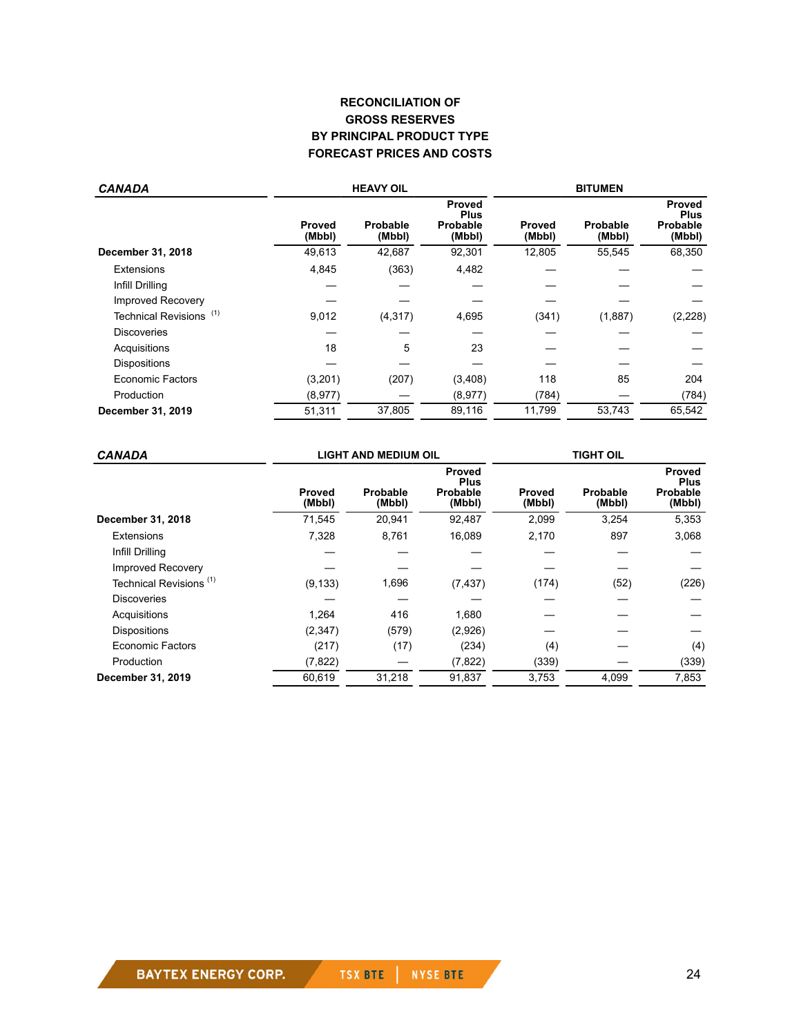## RECONCILIATION OF GROSS RESERVES BY PRINCIPAL PRODUCT TYPE FORECAST PRICES AND COSTS

| ***CANADA*** | **HEAVY OIL** | | | **BITUMEN** | | |
|---|---|---|---|---|---|---|
| | **Proved (Mbbl)** | **Probable (Mbbl)** | **Proved Plus Probable (Mbbl)** | **Proved (Mbbl)** | **Probable (Mbbl)** | **Proved Plus Probable (Mbbl)** |
| **December 31, 2018** | 49,613 | 42,687 | 92,301 | 12,805 | 55,545 | 68,350 |
| Extensions | 4,845 | (363) | 4,482 | — | — | — |
| Infill Drilling | — | — | — | — | — | — |
| Improved Recovery | — | — | — | — | — | — |
| Technical Revisions [(1)] | 9,012 | (4,317) | 4,695 | (341) | (1,887) | (2,228) |
| Discoveries | — | — | — | — | — | — |
| Acquisitions | 18 | 5 | 23 | — | — | — |
| Dispositions | — | — | — | — | — | — |
| Economic Factors | (3,201) | (207) | (3,408) | 118 | 85 | 204 |
| Production | (8,977) | — | (8,977) | (784) | — | (784) |
| **December 31, 2019** | 51,311 | 37,805 | 89,116 | 11,799 | 53,743 | 65,542 |

| ***CANADA*** | **LIGHT AND MEDIUM OIL** | | | **TIGHT OIL** | | |
|---|---|---|---|---|---|---|
| | **Proved (Mbbl)** | **Probable (Mbbl)** | **Proved Plus Probable (Mbbl)** | **Proved (Mbbl)** | **Probable (Mbbl)** | **Proved Plus Probable (Mbbl)** |
| **December 31, 2018** | 71,545 | 20,941 | 92,487 | 2,099 | 3,254 | 5,353 |
| Extensions | 7,328 | 8,761 | 16,089 | 2,170 | 897 | 3,068 |
| Infill Drilling | — | — | — | — | — | — |
| Improved Recovery | — | — | — | — | — | — |
| Technical Revisions [(1)] | (9,133) | 1,696 | (7,437) | (174) | (52) | (226) |
| Discoveries | — | — | — | — | — | — |
| Acquisitions | 1,264 | 416 | 1,680 | — | — | — |
| Dispositions | (2,347) | (579) | (2,926) | — | — | — |
| Economic Factors | (217) | (17) | (234) | (4) | — | (4) |
| Production | (7,822) | — | (7,822) | (339) | — | (339) |
| **December 31, 2019** | 60,619 | 31,218 | 91,837 | 3,753 | 4,099 | 7,853 |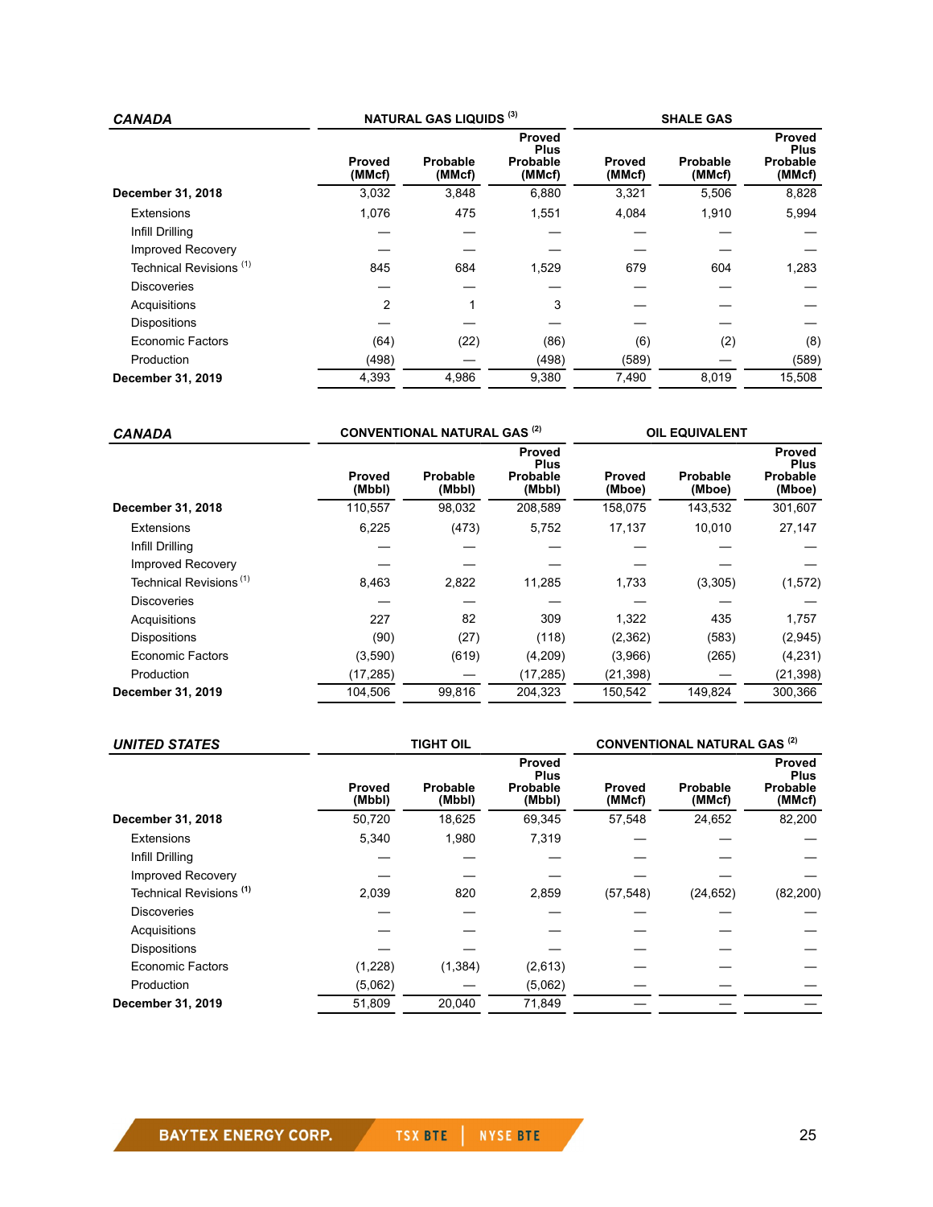| ***CANADA*** | NATURAL GAS LIQUIDS [3] | | | SHALE GAS | | |
|---|---|---|---|---|---|---|
| | Proved (MMcf) | Probable (MMcf) | Proved Plus Probable (MMcf) | Proved (MMcf) | Probable (MMcf) | Proved Plus Probable (MMcf) |
| **December 31, 2018** | 3,032 | 3,848 | 6,880 | 3,321 | 5,506 | 8,828 |
| Extensions | 1,076 | 475 | 1,551 | 4,084 | 1,910 | 5,994 |
| Infill Drilling | — | — | — | — | — | — |
| Improved Recovery | — | — | — | — | — | — |
| Technical Revisions [1] | 845 | 684 | 1,529 | 679 | 604 | 1,283 |
| Discoveries | — | — | — | — | — | — |
| Acquisitions | 2 | 1 | 3 | — | — | — |
| Dispositions | — | — | — | — | — | — |
| Economic Factors | (64) | (22) | (86) | (6) | (2) | (8) |
| Production | (498) | — | (498) | (589) | — | (589) |
| **December 31, 2019** | 4,393 | 4,986 | 9,380 | 7,490 | 8,019 | 15,508 |

| ***CANADA*** | CONVENTIONAL NATURAL GAS [2] | | | OIL EQUIVALENT | | |
|---|---|---|---|---|---|---|
| | Proved (Mbbl) | Probable (Mbbl) | Proved Plus Probable (Mbbl) | Proved (Mboe) | Probable (Mboe) | Proved Plus Probable (Mboe) |
| **December 31, 2018** | 110,557 | 98,032 | 208,589 | 158,075 | 143,532 | 301,607 |
| Extensions | 6,225 | (473) | 5,752 | 17,137 | 10,010 | 27,147 |
| Infill Drilling | — | — | — | — | — | — |
| Improved Recovery | — | — | — | — | — | — |
| Technical Revisions [1] | 8,463 | 2,822 | 11,285 | 1,733 | (3,305) | (1,572) |
| Discoveries | — | — | — | — | — | — |
| Acquisitions | 227 | 82 | 309 | 1,322 | 435 | 1,757 |
| Dispositions | (90) | (27) | (118) | (2,362) | (583) | (2,945) |
| Economic Factors | (3,590) | (619) | (4,209) | (3,966) | (265) | (4,231) |
| Production | (17,285) | — | (17,285) | (21,398) | — | (21,398) |
| **December 31, 2019** | 104,506 | 99,816 | 204,323 | 150,542 | 149,824 | 300,366 |

| ***UNITED STATES*** | TIGHT OIL | | | CONVENTIONAL NATURAL GAS [2] | | |
|---|---|---|---|---|---|---|
| | Proved (Mbbl) | Probable (Mbbl) | Proved Plus Probable (Mbbl) | Proved (MMcf) | Probable (MMcf) | Proved Plus Probable (MMcf) |
| **December 31, 2018** | 50,720 | 18,625 | 69,345 | 57,548 | 24,652 | 82,200 |
| Extensions | 5,340 | 1,980 | 7,319 | — | — | — |
| Infill Drilling | — | — | — | — | — | — |
| Improved Recovery | — | — | — | — | — | — |
| Technical Revisions [1] | 2,039 | 820 | 2,859 | (57,548) | (24,652) | (82,200) |
| Discoveries | — | — | — | — | — | — |
| Acquisitions | — | — | — | — | — | — |
| Dispositions | — | — | — | — | — | — |
| Economic Factors | (1,228) | (1,384) | (2,613) | — | — | — |
| Production | (5,062) | — | (5,062) | — | — | — |
| **December 31, 2019** | 51,809 | 20,040 | 71,849 | — | — | — |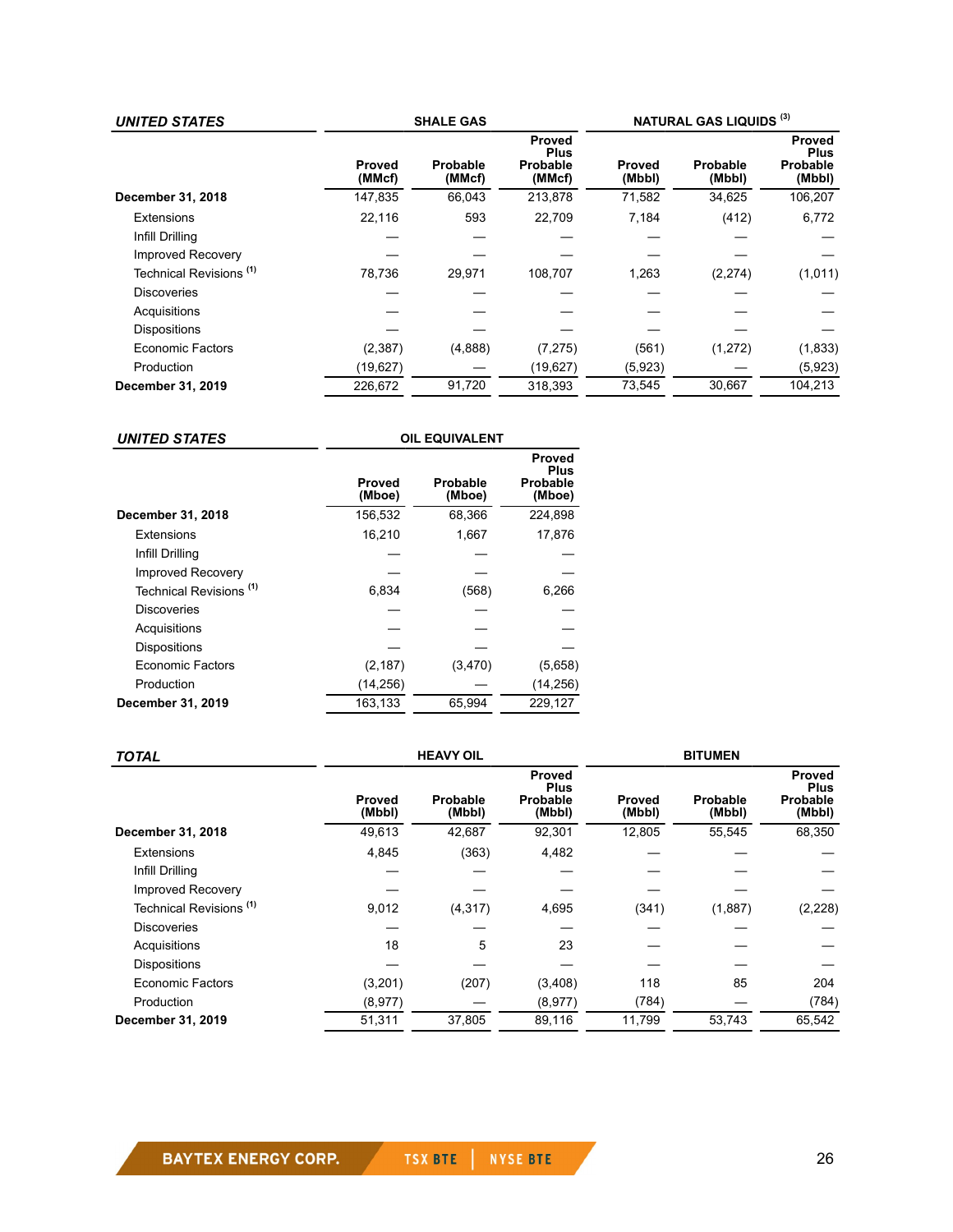| ***UNITED STATES*** | SHALE GAS | | | NATURAL GAS LIQUIDS [3] | | |
|---|---|---|---|---|---|---|
| | Proved (MMcf) | Probable (MMcf) | Proved Plus Probable (MMcf) | Proved (Mbbl) | Probable (Mbbl) | Proved Plus Probable (Mbbl) |
| **December 31, 2018** | 147,835 | 66,043 | 213,878 | 71,582 | 34,625 | 106,207 |
| Extensions | 22,116 | 593 | 22,709 | 7,184 | (412) | 6,772 |
| Infill Drilling | — | — | — | — | — | — |
| Improved Recovery | — | — | — | — | — | — |
| Technical Revisions [1] | 78,736 | 29,971 | 108,707 | 1,263 | (2,274) | (1,011) |
| Discoveries | — | — | — | — | — | — |
| Acquisitions | — | — | — | — | — | — |
| Dispositions | — | — | — | — | — | — |
| Economic Factors | (2,387) | (4,888) | (7,275) | (561) | (1,272) | (1,833) |
| Production | (19,627) | — | (19,627) | (5,923) | — | (5,923) |
| **December 31, 2019** | 226,672 | 91,720 | 318,393 | 73,545 | 30,667 | 104,213 |

| ***UNITED STATES*** | OIL EQUIVALENT | | |
|---|---|---|---|
| | Proved (Mboe) | Probable (Mboe) | Proved Plus Probable (Mboe) |
| **December 31, 2018** | 156,532 | 68,366 | 224,898 |
| Extensions | 16,210 | 1,667 | 17,876 |
| Infill Drilling | — | — | — |
| Improved Recovery | — | — | — |
| Technical Revisions [1] | 6,834 | (568) | 6,266 |
| Discoveries | — | — | — |
| Acquisitions | — | — | — |
| Dispositions | — | — | — |
| Economic Factors | (2,187) | (3,470) | (5,658) |
| Production | (14,256) | — | (14,256) |
| **December 31, 2019** | 163,133 | 65,994 | 229,127 |

| ***TOTAL*** | HEAVY OIL | | | BITUMEN | | |
|---|---|---|---|---|---|---|
| | Proved (Mbbl) | Probable (Mbbl) | Proved Plus Probable (Mbbl) | Proved (Mbbl) | Probable (Mbbl) | Proved Plus Probable (Mbbl) |
| **December 31, 2018** | 49,613 | 42,687 | 92,301 | 12,805 | 55,545 | 68,350 |
| Extensions | 4,845 | (363) | 4,482 | — | — | — |
| Infill Drilling | — | — | — | — | — | — |
| Improved Recovery | — | — | — | — | — | — |
| Technical Revisions [1] | 9,012 | (4,317) | 4,695 | (341) | (1,887) | (2,228) |
| Discoveries | — | — | — | — | — | — |
| Acquisitions | 18 | 5 | 23 | — | — | — |
| Dispositions | — | — | — | — | — | — |
| Economic Factors | (3,201) | (207) | (3,408) | 118 | 85 | 204 |
| Production | (8,977) | — | (8,977) | (784) | — | (784) |
| **December 31, 2019** | 51,311 | 37,805 | 89,116 | 11,799 | 53,743 | 65,542 |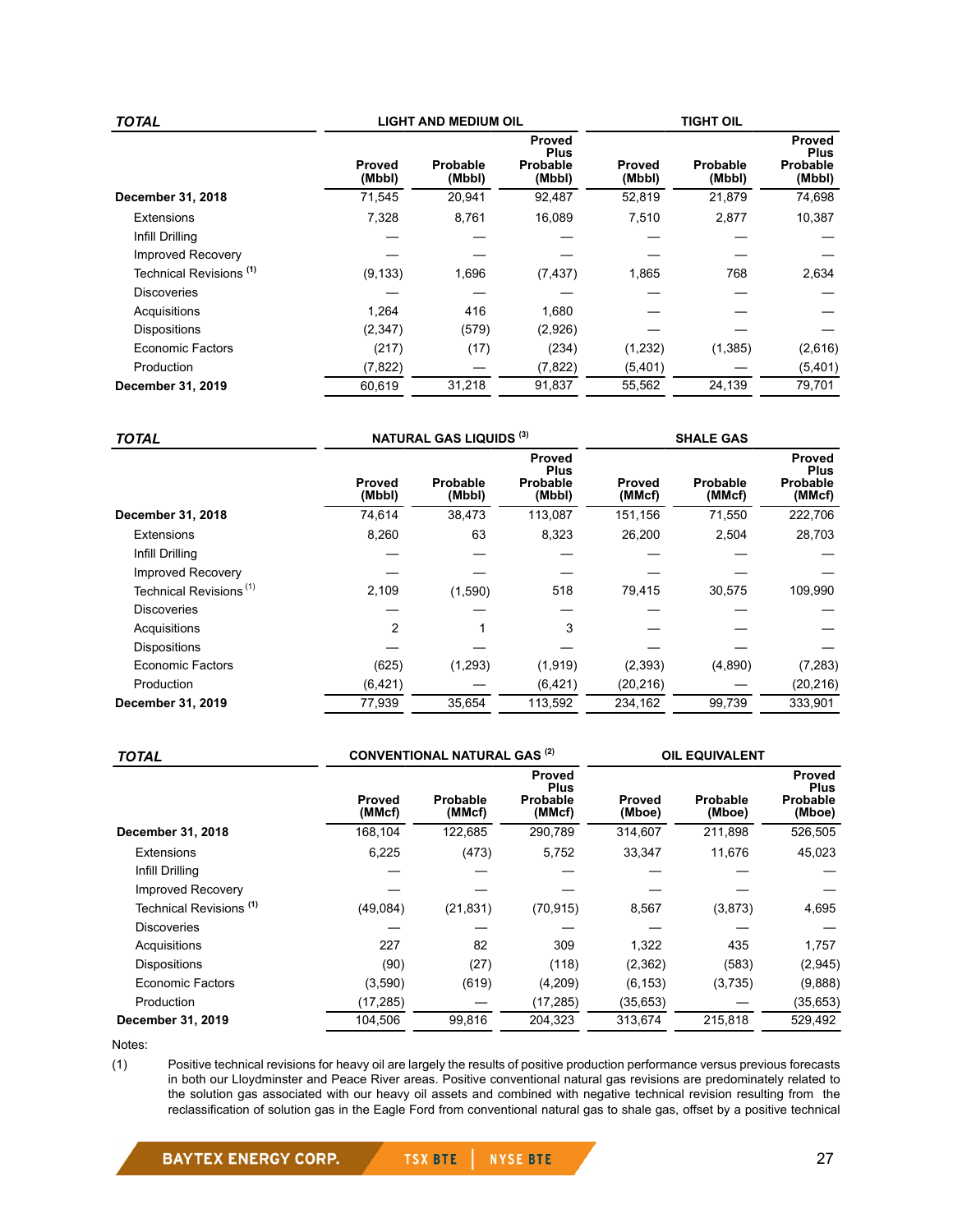| TOTAL | LIGHT AND MEDIUM OIL | | | TIGHT OIL | | |
|---|---|---|---|---|---|---|
| | Proved (Mbbl) | Probable (Mbbl) | Proved Plus Probable (Mbbl) | Proved (Mbbl) | Probable (Mbbl) | Proved Plus Probable (Mbbl) |
| **December 31, 2018** | 71,545 | 20,941 | 92,487 | 52,819 | 21,879 | 74,698 |
| Extensions | 7,328 | 8,761 | 16,089 | 7,510 | 2,877 | 10,387 |
| Infill Drilling | — | — | — | — | — | — |
| Improved Recovery | — | — | — | — | — | — |
| Technical Revisions [(1)] | (9,133) | 1,696 | (7,437) | 1,865 | 768 | 2,634 |
| Discoveries | — | — | — | — | — | — |
| Acquisitions | 1,264 | 416 | 1,680 | — | — | — |
| Dispositions | (2,347) | (579) | (2,926) | — | — | — |
| Economic Factors | (217) | (17) | (234) | (1,232) | (1,385) | (2,616) |
| Production | (7,822) | — | (7,822) | (5,401) | — | (5,401) |
| **December 31, 2019** | 60,619 | 31,218 | 91,837 | 55,562 | 24,139 | 79,701 |

| TOTAL | NATURAL GAS LIQUIDS [(3)] | | | SHALE GAS | | |
|---|---|---|---|---|---|---|
| | Proved (Mbbl) | Probable (Mbbl) | Proved Plus Probable (Mbbl) | Proved (MMcf) | Probable (MMcf) | Proved Plus Probable (MMcf) |
| **December 31, 2018** | 74,614 | 38,473 | 113,087 | 151,156 | 71,550 | 222,706 |
| Extensions | 8,260 | 63 | 8,323 | 26,200 | 2,504 | 28,703 |
| Infill Drilling | — | — | — | — | — | — |
| Improved Recovery | — | — | — | — | — | — |
| Technical Revisions [(1)] | 2,109 | (1,590) | 518 | 79,415 | 30,575 | 109,990 |
| Discoveries | — | — | — | — | — | — |
| Acquisitions | 2 | 1 | 3 | — | — | — |
| Dispositions | — | — | — | — | — | — |
| Economic Factors | (625) | (1,293) | (1,919) | (2,393) | (4,890) | (7,283) |
| Production | (6,421) | — | (6,421) | (20,216) | — | (20,216) |
| **December 31, 2019** | 77,939 | 35,654 | 113,592 | 234,162 | 99,739 | 333,901 |

| TOTAL | CONVENTIONAL NATURAL GAS [(2)] | | | OIL EQUIVALENT | | |
|---|---|---|---|---|---|---|
| | Proved (MMcf) | Probable (MMcf) | Proved Plus Probable (MMcf) | Proved (Mboe) | Probable (Mboe) | Proved Plus Probable (Mboe) |
| **December 31, 2018** | 168,104 | 122,685 | 290,789 | 314,607 | 211,898 | 526,505 |
| Extensions | 6,225 | (473) | 5,752 | 33,347 | 11,676 | 45,023 |
| Infill Drilling | — | — | — | — | — | — |
| Improved Recovery | — | — | — | — | — | — |
| Technical Revisions [(1)] | (49,084) | (21,831) | (70,915) | 8,567 | (3,873) | 4,695 |
| Discoveries | — | — | — | — | — | — |
| Acquisitions | 227 | 82 | 309 | 1,322 | 435 | 1,757 |
| Dispositions | (90) | (27) | (118) | (2,362) | (583) | (2,945) |
| Economic Factors | (3,590) | (619) | (4,209) | (6,153) | (3,735) | (9,888) |
| Production | (17,285) | — | (17,285) | (35,653) | — | (35,653) |
| **December 31, 2019** | 104,506 | 99,816 | 204,323 | 313,674 | 215,818 | 529,492 |

Notes:

(1) Positive technical revisions for heavy oil are largely the results of positive production performance versus previous forecasts in both our Lloydminster and Peace River areas. Positive conventional natural gas revisions are predominately related to the solution gas associated with our heavy oil assets and combined with negative technical revision resulting from the reclassification of solution gas in the Eagle Ford from conventional natural gas to shale gas, offset by a positive technical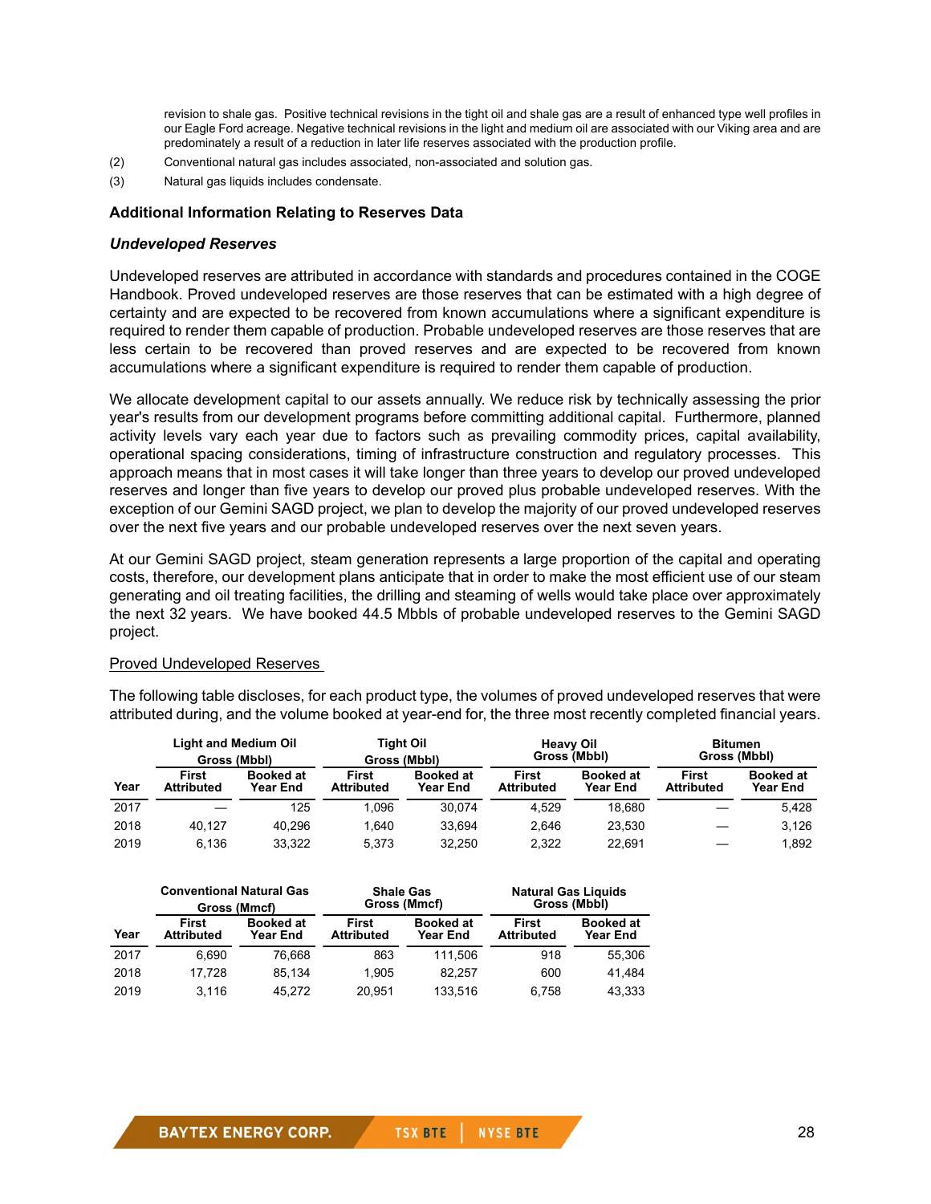revision to shale gas. Positive technical revisions in the tight oil and shale gas are a result of enhanced type well profiles in our Eagle Ford acreage. Negative technical revisions in the light and medium oil are associated with our Viking area and are predominately a result of a reduction in later life reserves associated with the production profile.

(2) Conventional natural gas includes associated, non-associated and solution gas.

(3) Natural gas liquids includes condensate.

### Additional Information Relating to Reserves Data

#### *Undeveloped Reserves*

Undeveloped reserves are attributed in accordance with standards and procedures contained in the COGE Handbook. Proved undeveloped reserves are those reserves that can be estimated with a high degree of certainty and are expected to be recovered from known accumulations where a significant expenditure is required to render them capable of production. Probable undeveloped reserves are those reserves that are less certain to be recovered than proved reserves and are expected to be recovered from known accumulations where a significant expenditure is required to render them capable of production.

We allocate development capital to our assets annually. We reduce risk by technically assessing the prior year's results from our development programs before committing additional capital. Furthermore, planned activity levels vary each year due to factors such as prevailing commodity prices, capital availability, operational spacing considerations, timing of infrastructure construction and regulatory processes. This approach means that in most cases it will take longer than three years to develop our proved undeveloped reserves and longer than five years to develop our proved plus probable undeveloped reserves. With the exception of our Gemini SAGD project, we plan to develop the majority of our proved undeveloped reserves over the next five years and our probable undeveloped reserves over the next seven years.

At our Gemini SAGD project, steam generation represents a large proportion of the capital and operating costs, therefore, our development plans anticipate that in order to make the most efficient use of our steam generating and oil treating facilities, the drilling and steaming of wells would take place over approximately the next 32 years. We have booked 44.5 Mbbls of probable undeveloped reserves to the Gemini SAGD project.

Proved Undeveloped Reserves

The following table discloses, for each product type, the volumes of proved undeveloped reserves that were attributed during, and the volume booked at year-end for, the three most recently completed financial years.

| | Light and Medium Oil Gross (Mbbl) | | Tight Oil Gross (Mbbl) | | Heavy Oil Gross (Mbbl) | | Bitumen Gross (Mbbl) | |
|---|---|---|---|---|---|---|---|---|
| Year | First Attributed | Booked at Year End | First Attributed | Booked at Year End | First Attributed | Booked at Year End | First Attributed | Booked at Year End |
| 2017 | — | 125 | 1,096 | 30,074 | 4,529 | 18,680 | — | 5,428 |
| 2018 | 40,127 | 40,296 | 1,640 | 33,694 | 2,646 | 23,530 | — | 3,126 |
| 2019 | 6,136 | 33,322 | 5,373 | 32,250 | 2,322 | 22,691 | — | 1,892 |

| | Conventional Natural Gas Gross (Mmcf) | | Shale Gas Gross (Mmcf) | | Natural Gas Liquids Gross (Mbbl) | |
|---|---|---|---|---|---|---|
| Year | First Attributed | Booked at Year End | First Attributed | Booked at Year End | First Attributed | Booked at Year End |
| 2017 | 6,690 | 76,668 | 863 | 111,506 | 918 | 55,306 |
| 2018 | 17,728 | 85,134 | 1,905 | 82,257 | 600 | 41,484 |
| 2019 | 3,116 | 45,272 | 20,951 | 133,516 | 6,758 | 43,333 |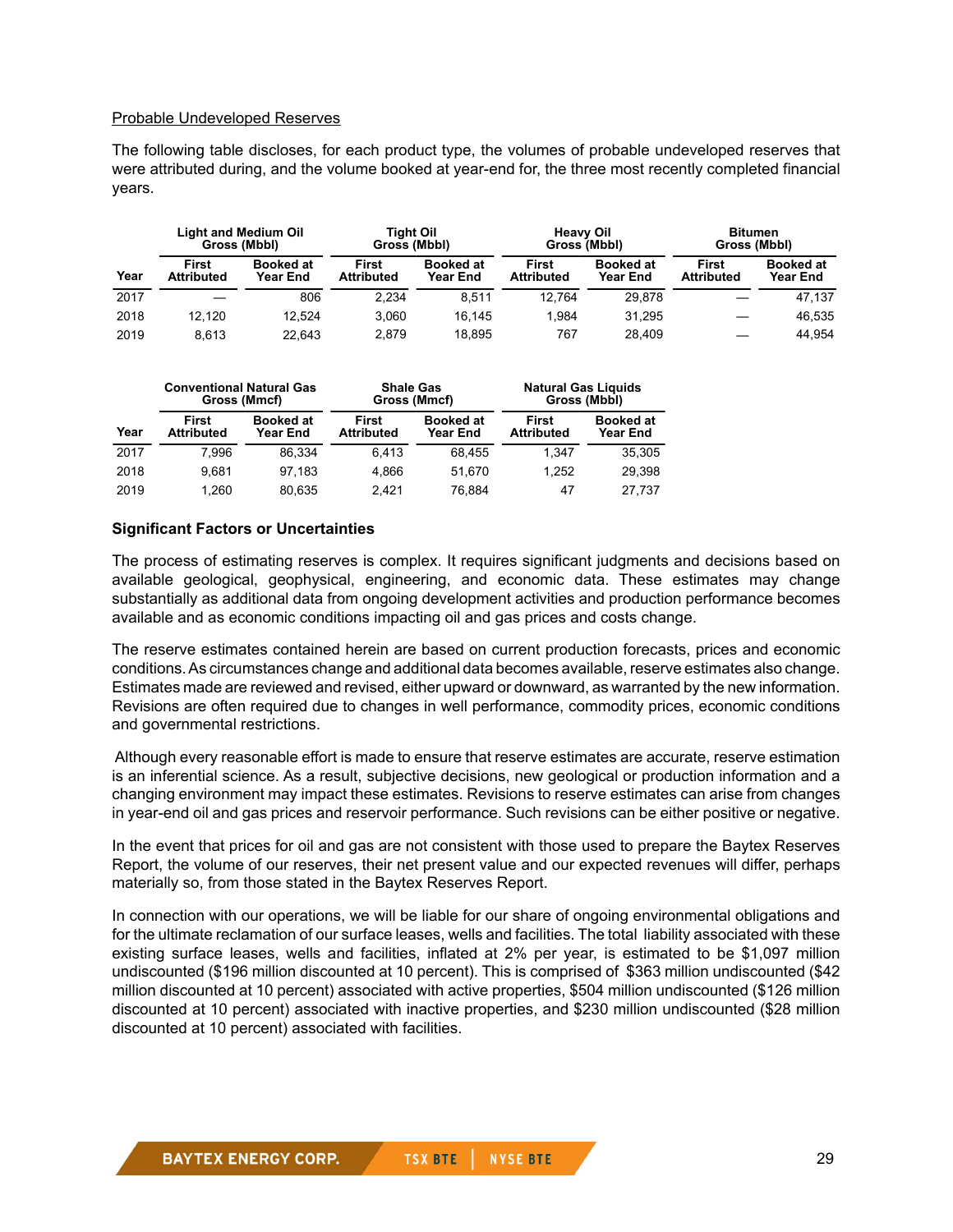Probable Undeveloped Reserves

The following table discloses, for each product type, the volumes of probable undeveloped reserves that were attributed during, and the volume booked at year-end for, the three most recently completed financial years.

| | Light and Medium Oil Gross (Mbbl) | | Tight Oil Gross (Mbbl) | | Heavy Oil Gross (Mbbl) | | Bitumen Gross (Mbbl) | |
|---|---|---|---|---|---|---|---|---|
| Year | First Attributed | Booked at Year End | First Attributed | Booked at Year End | First Attributed | Booked at Year End | First Attributed | Booked at Year End |
| 2017 | — | 806 | 2,234 | 8,511 | 12,764 | 29,878 | — | 47,137 |
| 2018 | 12,120 | 12,524 | 3,060 | 16,145 | 1,984 | 31,295 | — | 46,535 |
| 2019 | 8,613 | 22,643 | 2,879 | 18,895 | 767 | 28,409 | — | 44,954 |

| | Conventional Natural Gas Gross (Mmcf) | | Shale Gas Gross (Mmcf) | | Natural Gas Liquids Gross (Mbbl) | |
|---|---|---|---|---|---|---|
| Year | First Attributed | Booked at Year End | First Attributed | Booked at Year End | First Attributed | Booked at Year End |
| 2017 | 7,996 | 86,334 | 6,413 | 68,455 | 1,347 | 35,305 |
| 2018 | 9,681 | 97,183 | 4,866 | 51,670 | 1,252 | 29,398 |
| 2019 | 1,260 | 80,635 | 2,421 | 76,884 | 47 | 27,737 |

**Significant Factors or Uncertainties**

The process of estimating reserves is complex. It requires significant judgments and decisions based on available geological, geophysical, engineering, and economic data. These estimates may change substantially as additional data from ongoing development activities and production performance becomes available and as economic conditions impacting oil and gas prices and costs change.

The reserve estimates contained herein are based on current production forecasts, prices and economic conditions. As circumstances change and additional data becomes available, reserve estimates also change. Estimates made are reviewed and revised, either upward or downward, as warranted by the new information. Revisions are often required due to changes in well performance, commodity prices, economic conditions and governmental restrictions.

Although every reasonable effort is made to ensure that reserve estimates are accurate, reserve estimation is an inferential science. As a result, subjective decisions, new geological or production information and a changing environment may impact these estimates. Revisions to reserve estimates can arise from changes in year-end oil and gas prices and reservoir performance. Such revisions can be either positive or negative.

In the event that prices for oil and gas are not consistent with those used to prepare the Baytex Reserves Report, the volume of our reserves, their net present value and our expected revenues will differ, perhaps materially so, from those stated in the Baytex Reserves Report.

In connection with our operations, we will be liable for our share of ongoing environmental obligations and for the ultimate reclamation of our surface leases, wells and facilities. The total liability associated with these existing surface leases, wells and facilities, inflated at 2% per year, is estimated to be $1,097 million undiscounted ($196 million discounted at 10 percent). This is comprised of $363 million undiscounted ($42 million discounted at 10 percent) associated with active properties, $504 million undiscounted ($126 million discounted at 10 percent) associated with inactive properties, and $230 million undiscounted ($28 million discounted at 10 percent) associated with facilities.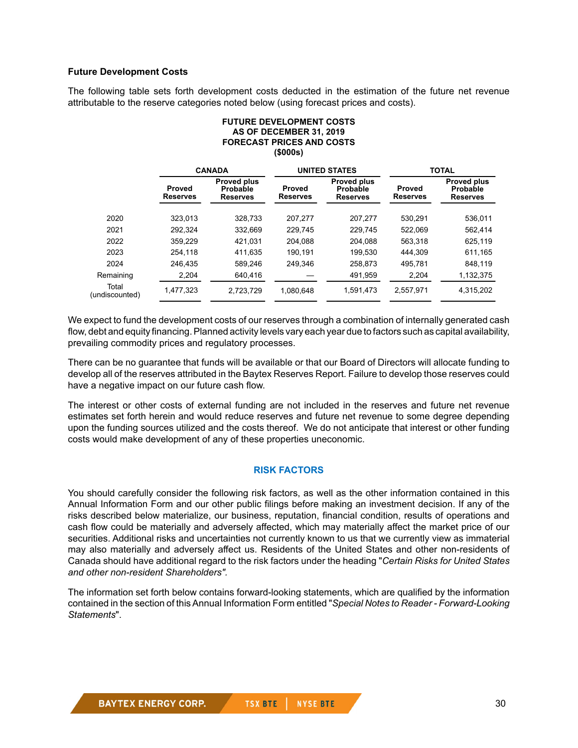### Future Development Costs

The following table sets forth development costs deducted in the estimation of the future net revenue attributable to the reserve categories noted below (using forecast prices and costs).

**FUTURE DEVELOPMENT COSTS**
**AS OF DECEMBER 31, 2019**
**FORECAST PRICES AND COSTS**
**($000s)**

| | CANADA | | UNITED STATES | | TOTAL | |
|---|---|---|---|---|---|---|
| | Proved Reserves | Proved plus Probable Reserves | Proved Reserves | Proved plus Probable Reserves | Proved Reserves | Proved plus Probable Reserves |
| 2020 | 323,013 | 328,733 | 207,277 | 207,277 | 530,291 | 536,011 |
| 2021 | 292,324 | 332,669 | 229,745 | 229,745 | 522,069 | 562,414 |
| 2022 | 359,229 | 421,031 | 204,088 | 204,088 | 563,318 | 625,119 |
| 2023 | 254,118 | 411,635 | 190,191 | 199,530 | 444,309 | 611,165 |
| 2024 | 246,435 | 589,246 | 249,346 | 258,873 | 495,781 | 848,119 |
| Remaining | 2,204 | 640,416 | — | 491,959 | 2,204 | 1,132,375 |
| Total (undiscounted) | 1,477,323 | 2,723,729 | 1,080,648 | 1,591,473 | 2,557,971 | 4,315,202 |

We expect to fund the development costs of our reserves through a combination of internally generated cash flow, debt and equity financing. Planned activity levels vary each year due to factors such as capital availability, prevailing commodity prices and regulatory processes.

There can be no guarantee that funds will be available or that our Board of Directors will allocate funding to develop all of the reserves attributed in the Baytex Reserves Report. Failure to develop those reserves could have a negative impact on our future cash flow.

The interest or other costs of external funding are not included in the reserves and future net revenue estimates set forth herein and would reduce reserves and future net revenue to some degree depending upon the funding sources utilized and the costs thereof. We do not anticipate that interest or other funding costs would make development of any of these properties uneconomic.

## RISK FACTORS

You should carefully consider the following risk factors, as well as the other information contained in this Annual Information Form and our other public filings before making an investment decision. If any of the risks described below materialize, our business, reputation, financial condition, results of operations and cash flow could be materially and adversely affected, which may materially affect the market price of our securities. Additional risks and uncertainties not currently known to us that we currently view as immaterial may also materially and adversely affect us. Residents of the United States and other non-residents of Canada should have additional regard to the risk factors under the heading "*Certain Risks for United States and other non-resident Shareholders".*

The information set forth below contains forward-looking statements, which are qualified by the information contained in the section of this Annual Information Form entitled "*Special Notes to Reader - Forward-Looking Statements*".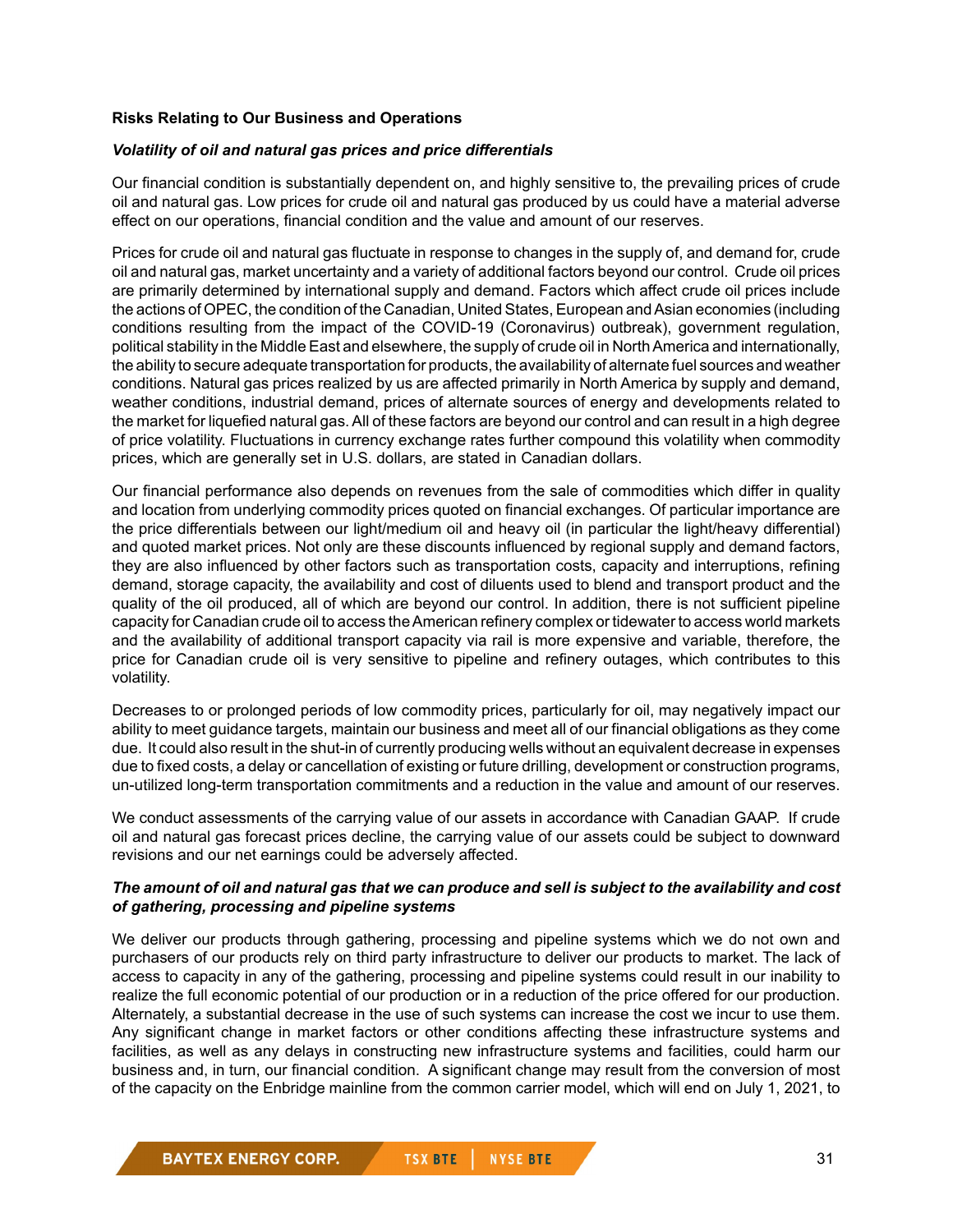**Risks Relating to Our Business and Operations**

***Volatility of oil and natural gas prices and price differentials***

Our financial condition is substantially dependent on, and highly sensitive to, the prevailing prices of crude oil and natural gas. Low prices for crude oil and natural gas produced by us could have a material adverse effect on our operations, financial condition and the value and amount of our reserves.

Prices for crude oil and natural gas fluctuate in response to changes in the supply of, and demand for, crude oil and natural gas, market uncertainty and a variety of additional factors beyond our control. Crude oil prices are primarily determined by international supply and demand. Factors which affect crude oil prices include the actions of OPEC, the condition of the Canadian, United States, European and Asian economies (including conditions resulting from the impact of the COVID-19 (Coronavirus) outbreak), government regulation, political stability in the Middle East and elsewhere, the supply of crude oil in North America and internationally, the ability to secure adequate transportation for products, the availability of alternate fuel sources and weather conditions. Natural gas prices realized by us are affected primarily in North America by supply and demand, weather conditions, industrial demand, prices of alternate sources of energy and developments related to the market for liquefied natural gas. All of these factors are beyond our control and can result in a high degree of price volatility. Fluctuations in currency exchange rates further compound this volatility when commodity prices, which are generally set in U.S. dollars, are stated in Canadian dollars.

Our financial performance also depends on revenues from the sale of commodities which differ in quality and location from underlying commodity prices quoted on financial exchanges. Of particular importance are the price differentials between our light/medium oil and heavy oil (in particular the light/heavy differential) and quoted market prices. Not only are these discounts influenced by regional supply and demand factors, they are also influenced by other factors such as transportation costs, capacity and interruptions, refining demand, storage capacity, the availability and cost of diluents used to blend and transport product and the quality of the oil produced, all of which are beyond our control. In addition, there is not sufficient pipeline capacity for Canadian crude oil to access the American refinery complex or tidewater to access world markets and the availability of additional transport capacity via rail is more expensive and variable, therefore, the price for Canadian crude oil is very sensitive to pipeline and refinery outages, which contributes to this volatility.

Decreases to or prolonged periods of low commodity prices, particularly for oil, may negatively impact our ability to meet guidance targets, maintain our business and meet all of our financial obligations as they come due. It could also result in the shut-in of currently producing wells without an equivalent decrease in expenses due to fixed costs, a delay or cancellation of existing or future drilling, development or construction programs, un-utilized long-term transportation commitments and a reduction in the value and amount of our reserves.

We conduct assessments of the carrying value of our assets in accordance with Canadian GAAP. If crude oil and natural gas forecast prices decline, the carrying value of our assets could be subject to downward revisions and our net earnings could be adversely affected.

***The amount of oil and natural gas that we can produce and sell is subject to the availability and cost of gathering, processing and pipeline systems***

We deliver our products through gathering, processing and pipeline systems which we do not own and purchasers of our products rely on third party infrastructure to deliver our products to market. The lack of access to capacity in any of the gathering, processing and pipeline systems could result in our inability to realize the full economic potential of our production or in a reduction of the price offered for our production. Alternately, a substantial decrease in the use of such systems can increase the cost we incur to use them. Any significant change in market factors or other conditions affecting these infrastructure systems and facilities, as well as any delays in constructing new infrastructure systems and facilities, could harm our business and, in turn, our financial condition. A significant change may result from the conversion of most of the capacity on the Enbridge mainline from the common carrier model, which will end on July 1, 2021, to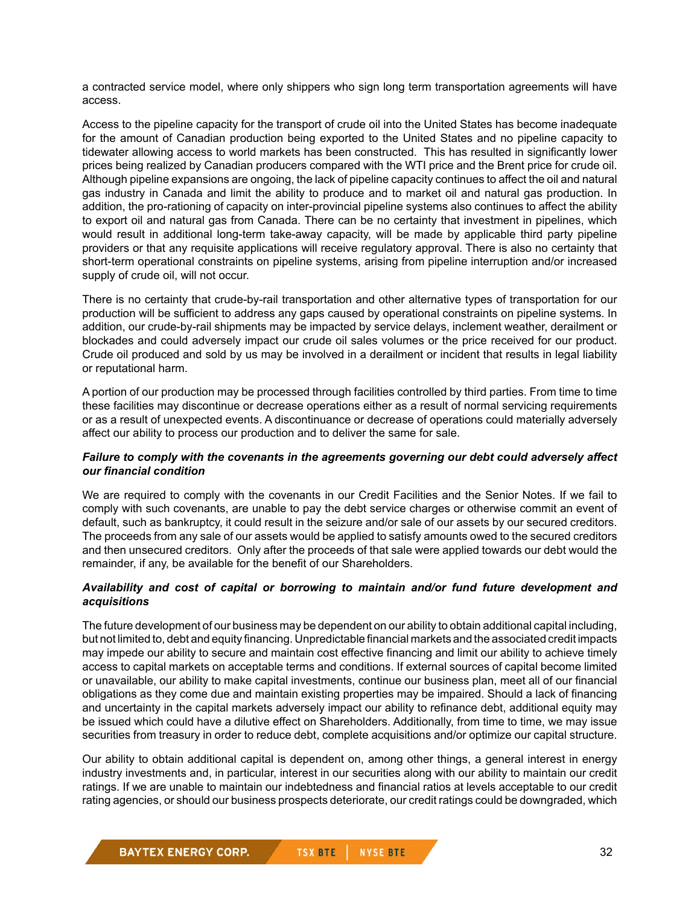a contracted service model, where only shippers who sign long term transportation agreements will have access.

Access to the pipeline capacity for the transport of crude oil into the United States has become inadequate for the amount of Canadian production being exported to the United States and no pipeline capacity to tidewater allowing access to world markets has been constructed. This has resulted in significantly lower prices being realized by Canadian producers compared with the WTI price and the Brent price for crude oil. Although pipeline expansions are ongoing, the lack of pipeline capacity continues to affect the oil and natural gas industry in Canada and limit the ability to produce and to market oil and natural gas production. In addition, the pro-rationing of capacity on inter-provincial pipeline systems also continues to affect the ability to export oil and natural gas from Canada. There can be no certainty that investment in pipelines, which would result in additional long-term take-away capacity, will be made by applicable third party pipeline providers or that any requisite applications will receive regulatory approval. There is also no certainty that short-term operational constraints on pipeline systems, arising from pipeline interruption and/or increased supply of crude oil, will not occur.

There is no certainty that crude-by-rail transportation and other alternative types of transportation for our production will be sufficient to address any gaps caused by operational constraints on pipeline systems. In addition, our crude-by-rail shipments may be impacted by service delays, inclement weather, derailment or blockades and could adversely impact our crude oil sales volumes or the price received for our product. Crude oil produced and sold by us may be involved in a derailment or incident that results in legal liability or reputational harm.

A portion of our production may be processed through facilities controlled by third parties. From time to time these facilities may discontinue or decrease operations either as a result of normal servicing requirements or as a result of unexpected events. A discontinuance or decrease of operations could materially adversely affect our ability to process our production and to deliver the same for sale.

***Failure to comply with the covenants in the agreements governing our debt could adversely affect our financial condition***

We are required to comply with the covenants in our Credit Facilities and the Senior Notes. If we fail to comply with such covenants, are unable to pay the debt service charges or otherwise commit an event of default, such as bankruptcy, it could result in the seizure and/or sale of our assets by our secured creditors. The proceeds from any sale of our assets would be applied to satisfy amounts owed to the secured creditors and then unsecured creditors. Only after the proceeds of that sale were applied towards our debt would the remainder, if any, be available for the benefit of our Shareholders.

***Availability and cost of capital or borrowing to maintain and/or fund future development and acquisitions***

The future development of our business may be dependent on our ability to obtain additional capital including, but not limited to, debt and equity financing. Unpredictable financial markets and the associated credit impacts may impede our ability to secure and maintain cost effective financing and limit our ability to achieve timely access to capital markets on acceptable terms and conditions. If external sources of capital become limited or unavailable, our ability to make capital investments, continue our business plan, meet all of our financial obligations as they come due and maintain existing properties may be impaired. Should a lack of financing and uncertainty in the capital markets adversely impact our ability to refinance debt, additional equity may be issued which could have a dilutive effect on Shareholders. Additionally, from time to time, we may issue securities from treasury in order to reduce debt, complete acquisitions and/or optimize our capital structure.

Our ability to obtain additional capital is dependent on, among other things, a general interest in energy industry investments and, in particular, interest in our securities along with our ability to maintain our credit ratings. If we are unable to maintain our indebtedness and financial ratios at levels acceptable to our credit rating agencies, or should our business prospects deteriorate, our credit ratings could be downgraded, which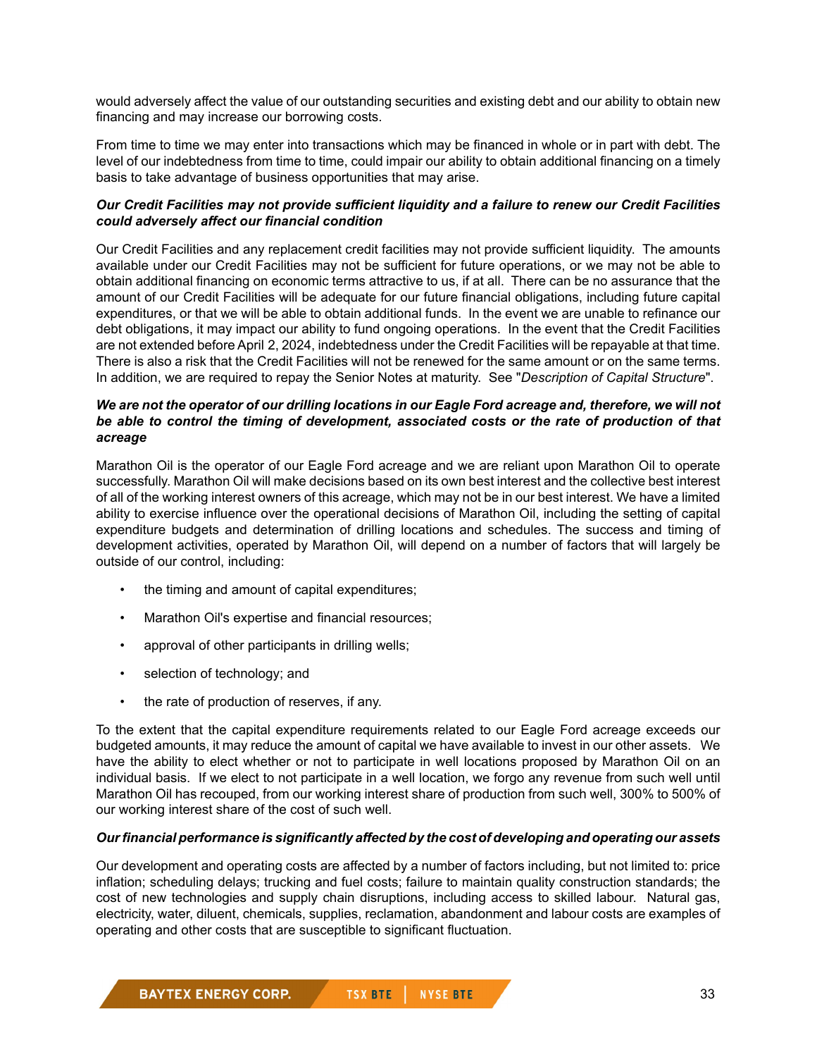would adversely affect the value of our outstanding securities and existing debt and our ability to obtain new financing and may increase our borrowing costs.

From time to time we may enter into transactions which may be financed in whole or in part with debt. The level of our indebtedness from time to time, could impair our ability to obtain additional financing on a timely basis to take advantage of business opportunities that may arise.

***Our Credit Facilities may not provide sufficient liquidity and a failure to renew our Credit Facilities could adversely affect our financial condition***

Our Credit Facilities and any replacement credit facilities may not provide sufficient liquidity. The amounts available under our Credit Facilities may not be sufficient for future operations, or we may not be able to obtain additional financing on economic terms attractive to us, if at all. There can be no assurance that the amount of our Credit Facilities will be adequate for our future financial obligations, including future capital expenditures, or that we will be able to obtain additional funds. In the event we are unable to refinance our debt obligations, it may impact our ability to fund ongoing operations. In the event that the Credit Facilities are not extended before April 2, 2024, indebtedness under the Credit Facilities will be repayable at that time. There is also a risk that the Credit Facilities will not be renewed for the same amount or on the same terms. In addition, we are required to repay the Senior Notes at maturity. See "*Description of Capital Structure*".

***We are not the operator of our drilling locations in our Eagle Ford acreage and, therefore, we will not be able to control the timing of development, associated costs or the rate of production of that acreage***

Marathon Oil is the operator of our Eagle Ford acreage and we are reliant upon Marathon Oil to operate successfully. Marathon Oil will make decisions based on its own best interest and the collective best interest of all of the working interest owners of this acreage, which may not be in our best interest. We have a limited ability to exercise influence over the operational decisions of Marathon Oil, including the setting of capital expenditure budgets and determination of drilling locations and schedules. The success and timing of development activities, operated by Marathon Oil, will depend on a number of factors that will largely be outside of our control, including:

- the timing and amount of capital expenditures;
- Marathon Oil's expertise and financial resources;
- approval of other participants in drilling wells;
- selection of technology; and
- the rate of production of reserves, if any.

To the extent that the capital expenditure requirements related to our Eagle Ford acreage exceeds our budgeted amounts, it may reduce the amount of capital we have available to invest in our other assets. We have the ability to elect whether or not to participate in well locations proposed by Marathon Oil on an individual basis. If we elect to not participate in a well location, we forgo any revenue from such well until Marathon Oil has recouped, from our working interest share of production from such well, 300% to 500% of our working interest share of the cost of such well.

***Our financial performance is significantly affected by the cost of developing and operating our assets***

Our development and operating costs are affected by a number of factors including, but not limited to: price inflation; scheduling delays; trucking and fuel costs; failure to maintain quality construction standards; the cost of new technologies and supply chain disruptions, including access to skilled labour. Natural gas, electricity, water, diluent, chemicals, supplies, reclamation, abandonment and labour costs are examples of operating and other costs that are susceptible to significant fluctuation.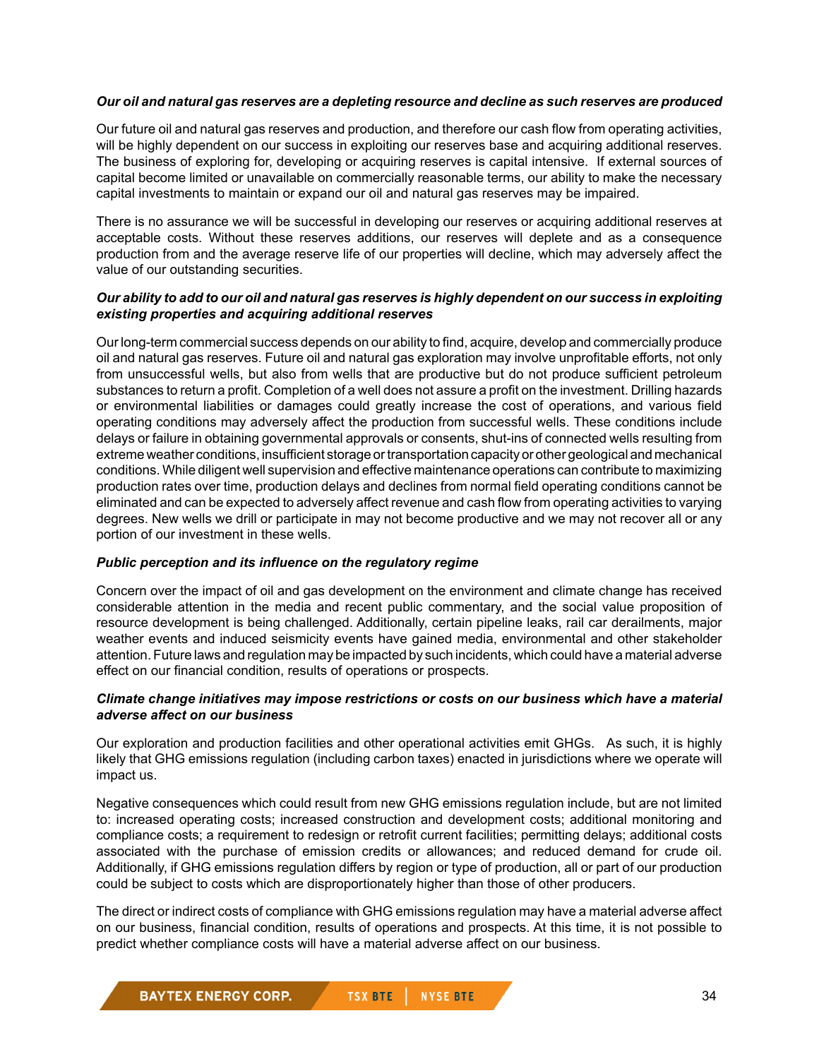***Our oil and natural gas reserves are a depleting resource and decline as such reserves are produced***

Our future oil and natural gas reserves and production, and therefore our cash flow from operating activities, will be highly dependent on our success in exploiting our reserves base and acquiring additional reserves. The business of exploring for, developing or acquiring reserves is capital intensive. If external sources of capital become limited or unavailable on commercially reasonable terms, our ability to make the necessary capital investments to maintain or expand our oil and natural gas reserves may be impaired.

There is no assurance we will be successful in developing our reserves or acquiring additional reserves at acceptable costs. Without these reserves additions, our reserves will deplete and as a consequence production from and the average reserve life of our properties will decline, which may adversely affect the value of our outstanding securities.

***Our ability to add to our oil and natural gas reserves is highly dependent on our success in exploiting existing properties and acquiring additional reserves***

Our long-term commercial success depends on our ability to find, acquire, develop and commercially produce oil and natural gas reserves. Future oil and natural gas exploration may involve unprofitable efforts, not only from unsuccessful wells, but also from wells that are productive but do not produce sufficient petroleum substances to return a profit. Completion of a well does not assure a profit on the investment. Drilling hazards or environmental liabilities or damages could greatly increase the cost of operations, and various field operating conditions may adversely affect the production from successful wells. These conditions include delays or failure in obtaining governmental approvals or consents, shut-ins of connected wells resulting from extreme weather conditions, insufficient storage or transportation capacity or other geological and mechanical conditions. While diligent well supervision and effective maintenance operations can contribute to maximizing production rates over time, production delays and declines from normal field operating conditions cannot be eliminated and can be expected to adversely affect revenue and cash flow from operating activities to varying degrees. New wells we drill or participate in may not become productive and we may not recover all or any portion of our investment in these wells.

***Public perception and its influence on the regulatory regime***

Concern over the impact of oil and gas development on the environment and climate change has received considerable attention in the media and recent public commentary, and the social value proposition of resource development is being challenged. Additionally, certain pipeline leaks, rail car derailments, major weather events and induced seismicity events have gained media, environmental and other stakeholder attention. Future laws and regulation may be impacted by such incidents, which could have a material adverse effect on our financial condition, results of operations or prospects.

***Climate change initiatives may impose restrictions or costs on our business which have a material adverse affect on our business***

Our exploration and production facilities and other operational activities emit GHGs. As such, it is highly likely that GHG emissions regulation (including carbon taxes) enacted in jurisdictions where we operate will impact us.

Negative consequences which could result from new GHG emissions regulation include, but are not limited to: increased operating costs; increased construction and development costs; additional monitoring and compliance costs; a requirement to redesign or retrofit current facilities; permitting delays; additional costs associated with the purchase of emission credits or allowances; and reduced demand for crude oil. Additionally, if GHG emissions regulation differs by region or type of production, all or part of our production could be subject to costs which are disproportionately higher than those of other producers.

The direct or indirect costs of compliance with GHG emissions regulation may have a material adverse affect on our business, financial condition, results of operations and prospects. At this time, it is not possible to predict whether compliance costs will have a material adverse affect on our business.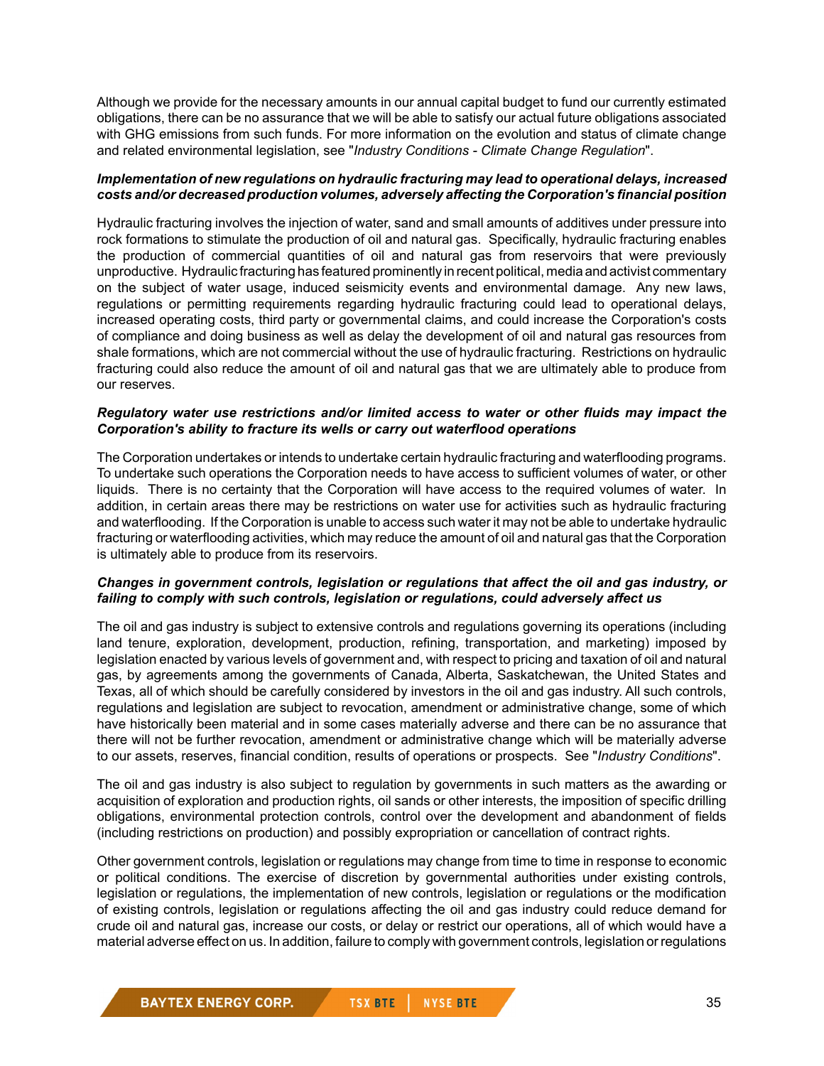Although we provide for the necessary amounts in our annual capital budget to fund our currently estimated obligations, there can be no assurance that we will be able to satisfy our actual future obligations associated with GHG emissions from such funds. For more information on the evolution and status of climate change and related environmental legislation, see "*Industry Conditions - Climate Change Regulation*".

***Implementation of new regulations on hydraulic fracturing may lead to operational delays, increased costs and/or decreased production volumes, adversely affecting the Corporation's financial position***

Hydraulic fracturing involves the injection of water, sand and small amounts of additives under pressure into rock formations to stimulate the production of oil and natural gas. Specifically, hydraulic fracturing enables the production of commercial quantities of oil and natural gas from reservoirs that were previously unproductive. Hydraulic fracturing has featured prominently in recent political, media and activist commentary on the subject of water usage, induced seismicity events and environmental damage. Any new laws, regulations or permitting requirements regarding hydraulic fracturing could lead to operational delays, increased operating costs, third party or governmental claims, and could increase the Corporation's costs of compliance and doing business as well as delay the development of oil and natural gas resources from shale formations, which are not commercial without the use of hydraulic fracturing. Restrictions on hydraulic fracturing could also reduce the amount of oil and natural gas that we are ultimately able to produce from our reserves.

***Regulatory water use restrictions and/or limited access to water or other fluids may impact the Corporation's ability to fracture its wells or carry out waterflood operations***

The Corporation undertakes or intends to undertake certain hydraulic fracturing and waterflooding programs. To undertake such operations the Corporation needs to have access to sufficient volumes of water, or other liquids. There is no certainty that the Corporation will have access to the required volumes of water. In addition, in certain areas there may be restrictions on water use for activities such as hydraulic fracturing and waterflooding. If the Corporation is unable to access such water it may not be able to undertake hydraulic fracturing or waterflooding activities, which may reduce the amount of oil and natural gas that the Corporation is ultimately able to produce from its reservoirs.

***Changes in government controls, legislation or regulations that affect the oil and gas industry, or failing to comply with such controls, legislation or regulations, could adversely affect us***

The oil and gas industry is subject to extensive controls and regulations governing its operations (including land tenure, exploration, development, production, refining, transportation, and marketing) imposed by legislation enacted by various levels of government and, with respect to pricing and taxation of oil and natural gas, by agreements among the governments of Canada, Alberta, Saskatchewan, the United States and Texas, all of which should be carefully considered by investors in the oil and gas industry. All such controls, regulations and legislation are subject to revocation, amendment or administrative change, some of which have historically been material and in some cases materially adverse and there can be no assurance that there will not be further revocation, amendment or administrative change which will be materially adverse to our assets, reserves, financial condition, results of operations or prospects. See "*Industry Conditions*".

The oil and gas industry is also subject to regulation by governments in such matters as the awarding or acquisition of exploration and production rights, oil sands or other interests, the imposition of specific drilling obligations, environmental protection controls, control over the development and abandonment of fields (including restrictions on production) and possibly expropriation or cancellation of contract rights.

Other government controls, legislation or regulations may change from time to time in response to economic or political conditions. The exercise of discretion by governmental authorities under existing controls, legislation or regulations, the implementation of new controls, legislation or regulations or the modification of existing controls, legislation or regulations affecting the oil and gas industry could reduce demand for crude oil and natural gas, increase our costs, or delay or restrict our operations, all of which would have a material adverse effect on us. In addition, failure to comply with government controls, legislation or regulations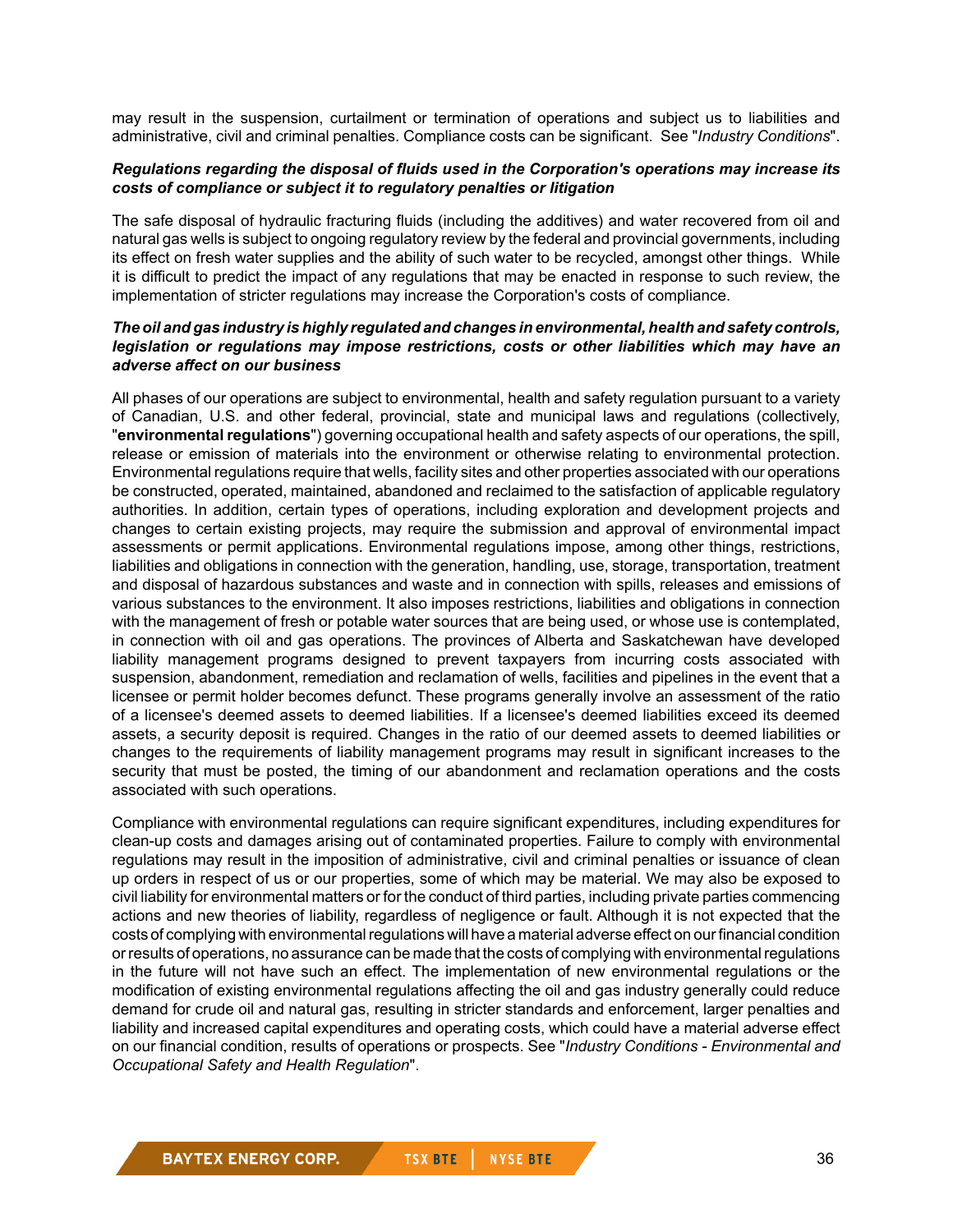may result in the suspension, curtailment or termination of operations and subject us to liabilities and administrative, civil and criminal penalties. Compliance costs can be significant. See "*Industry Conditions*".

***Regulations regarding the disposal of fluids used in the Corporation's operations may increase its costs of compliance or subject it to regulatory penalties or litigation***

The safe disposal of hydraulic fracturing fluids (including the additives) and water recovered from oil and natural gas wells is subject to ongoing regulatory review by the federal and provincial governments, including its effect on fresh water supplies and the ability of such water to be recycled, amongst other things. While it is difficult to predict the impact of any regulations that may be enacted in response to such review, the implementation of stricter regulations may increase the Corporation's costs of compliance.

***The oil and gas industry is highly regulated and changes in environmental, health and safety controls, legislation or regulations may impose restrictions, costs or other liabilities which may have an adverse affect on our business***

All phases of our operations are subject to environmental, health and safety regulation pursuant to a variety of Canadian, U.S. and other federal, provincial, state and municipal laws and regulations (collectively, "**environmental regulations**") governing occupational health and safety aspects of our operations, the spill, release or emission of materials into the environment or otherwise relating to environmental protection. Environmental regulations require that wells, facility sites and other properties associated with our operations be constructed, operated, maintained, abandoned and reclaimed to the satisfaction of applicable regulatory authorities. In addition, certain types of operations, including exploration and development projects and changes to certain existing projects, may require the submission and approval of environmental impact assessments or permit applications. Environmental regulations impose, among other things, restrictions, liabilities and obligations in connection with the generation, handling, use, storage, transportation, treatment and disposal of hazardous substances and waste and in connection with spills, releases and emissions of various substances to the environment. It also imposes restrictions, liabilities and obligations in connection with the management of fresh or potable water sources that are being used, or whose use is contemplated, in connection with oil and gas operations. The provinces of Alberta and Saskatchewan have developed liability management programs designed to prevent taxpayers from incurring costs associated with suspension, abandonment, remediation and reclamation of wells, facilities and pipelines in the event that a licensee or permit holder becomes defunct. These programs generally involve an assessment of the ratio of a licensee's deemed assets to deemed liabilities. If a licensee's deemed liabilities exceed its deemed assets, a security deposit is required. Changes in the ratio of our deemed assets to deemed liabilities or changes to the requirements of liability management programs may result in significant increases to the security that must be posted, the timing of our abandonment and reclamation operations and the costs associated with such operations.

Compliance with environmental regulations can require significant expenditures, including expenditures for clean-up costs and damages arising out of contaminated properties. Failure to comply with environmental regulations may result in the imposition of administrative, civil and criminal penalties or issuance of clean up orders in respect of us or our properties, some of which may be material. We may also be exposed to civil liability for environmental matters or for the conduct of third parties, including private parties commencing actions and new theories of liability, regardless of negligence or fault. Although it is not expected that the costs of complying with environmental regulations will have a material adverse effect on our financial condition or results of operations, no assurance can be made that the costs of complying with environmental regulations in the future will not have such an effect. The implementation of new environmental regulations or the modification of existing environmental regulations affecting the oil and gas industry generally could reduce demand for crude oil and natural gas, resulting in stricter standards and enforcement, larger penalties and liability and increased capital expenditures and operating costs, which could have a material adverse effect on our financial condition, results of operations or prospects. See "*Industry Conditions - Environmental and Occupational Safety and Health Regulation*".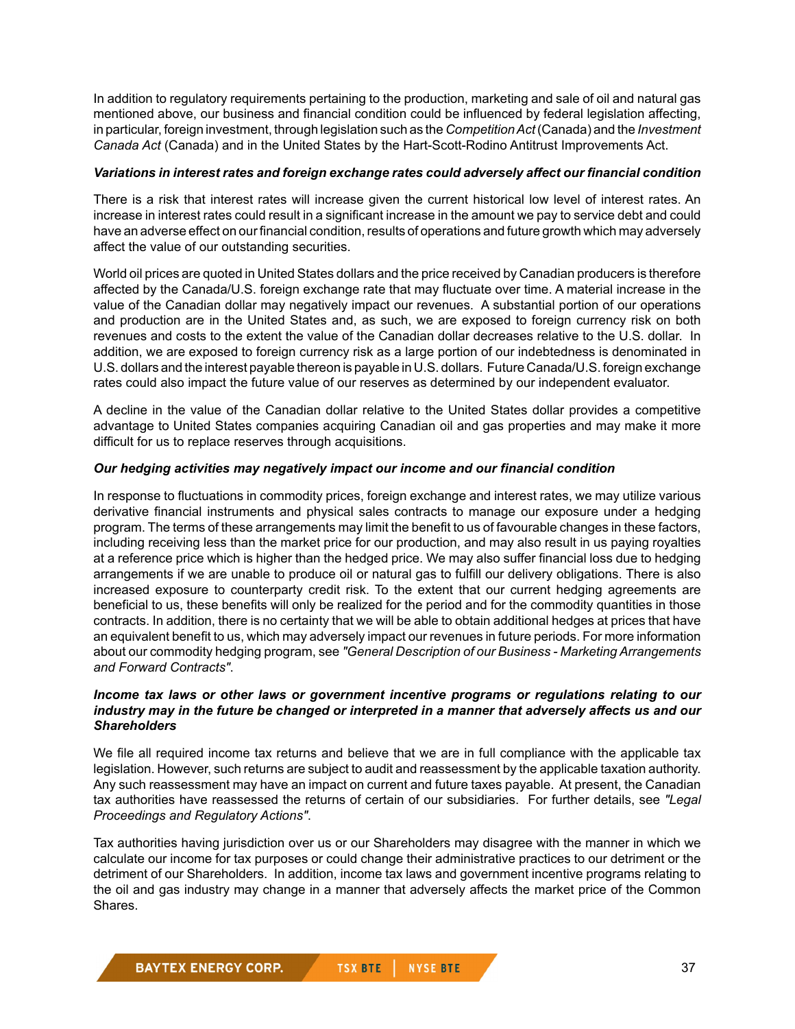In addition to regulatory requirements pertaining to the production, marketing and sale of oil and natural gas mentioned above, our business and financial condition could be influenced by federal legislation affecting, in particular, foreign investment, through legislation such as the *Competition Act* (Canada) and the *Investment Canada Act* (Canada) and in the United States by the Hart-Scott-Rodino Antitrust Improvements Act.

***Variations in interest rates and foreign exchange rates could adversely affect our financial condition***

There is a risk that interest rates will increase given the current historical low level of interest rates. An increase in interest rates could result in a significant increase in the amount we pay to service debt and could have an adverse effect on our financial condition, results of operations and future growth which may adversely affect the value of our outstanding securities.

World oil prices are quoted in United States dollars and the price received by Canadian producers is therefore affected by the Canada/U.S. foreign exchange rate that may fluctuate over time. A material increase in the value of the Canadian dollar may negatively impact our revenues. A substantial portion of our operations and production are in the United States and, as such, we are exposed to foreign currency risk on both revenues and costs to the extent the value of the Canadian dollar decreases relative to the U.S. dollar. In addition, we are exposed to foreign currency risk as a large portion of our indebtedness is denominated in U.S. dollars and the interest payable thereon is payable in U.S. dollars. Future Canada/U.S. foreign exchange rates could also impact the future value of our reserves as determined by our independent evaluator.

A decline in the value of the Canadian dollar relative to the United States dollar provides a competitive advantage to United States companies acquiring Canadian oil and gas properties and may make it more difficult for us to replace reserves through acquisitions.

***Our hedging activities may negatively impact our income and our financial condition***

In response to fluctuations in commodity prices, foreign exchange and interest rates, we may utilize various derivative financial instruments and physical sales contracts to manage our exposure under a hedging program. The terms of these arrangements may limit the benefit to us of favourable changes in these factors, including receiving less than the market price for our production, and may also result in us paying royalties at a reference price which is higher than the hedged price. We may also suffer financial loss due to hedging arrangements if we are unable to produce oil or natural gas to fulfill our delivery obligations. There is also increased exposure to counterparty credit risk. To the extent that our current hedging agreements are beneficial to us, these benefits will only be realized for the period and for the commodity quantities in those contracts. In addition, there is no certainty that we will be able to obtain additional hedges at prices that have an equivalent benefit to us, which may adversely impact our revenues in future periods. For more information about our commodity hedging program, see *"General Description of our Business - Marketing Arrangements and Forward Contracts"*.

***Income tax laws or other laws or government incentive programs or regulations relating to our industry may in the future be changed or interpreted in a manner that adversely affects us and our Shareholders***

We file all required income tax returns and believe that we are in full compliance with the applicable tax legislation. However, such returns are subject to audit and reassessment by the applicable taxation authority. Any such reassessment may have an impact on current and future taxes payable. At present, the Canadian tax authorities have reassessed the returns of certain of our subsidiaries. For further details, see *"Legal Proceedings and Regulatory Actions"*.

Tax authorities having jurisdiction over us or our Shareholders may disagree with the manner in which we calculate our income for tax purposes or could change their administrative practices to our detriment or the detriment of our Shareholders. In addition, income tax laws and government incentive programs relating to the oil and gas industry may change in a manner that adversely affects the market price of the Common Shares.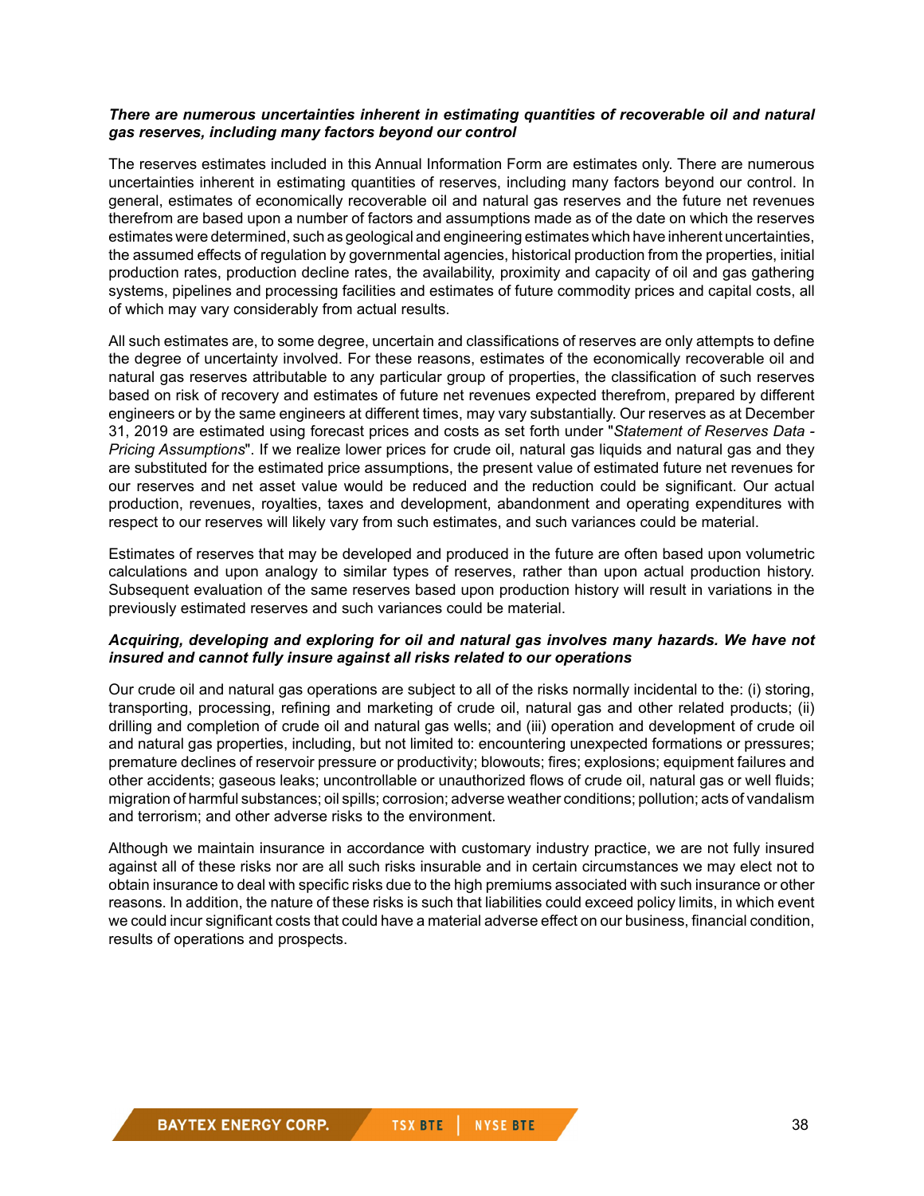***There are numerous uncertainties inherent in estimating quantities of recoverable oil and natural gas reserves, including many factors beyond our control***

The reserves estimates included in this Annual Information Form are estimates only. There are numerous uncertainties inherent in estimating quantities of reserves, including many factors beyond our control. In general, estimates of economically recoverable oil and natural gas reserves and the future net revenues therefrom are based upon a number of factors and assumptions made as of the date on which the reserves estimates were determined, such as geological and engineering estimates which have inherent uncertainties, the assumed effects of regulation by governmental agencies, historical production from the properties, initial production rates, production decline rates, the availability, proximity and capacity of oil and gas gathering systems, pipelines and processing facilities and estimates of future commodity prices and capital costs, all of which may vary considerably from actual results.

All such estimates are, to some degree, uncertain and classifications of reserves are only attempts to define the degree of uncertainty involved. For these reasons, estimates of the economically recoverable oil and natural gas reserves attributable to any particular group of properties, the classification of such reserves based on risk of recovery and estimates of future net revenues expected therefrom, prepared by different engineers or by the same engineers at different times, may vary substantially. Our reserves as at December 31, 2019 are estimated using forecast prices and costs as set forth under "*Statement of Reserves Data - Pricing Assumptions*". If we realize lower prices for crude oil, natural gas liquids and natural gas and they are substituted for the estimated price assumptions, the present value of estimated future net revenues for our reserves and net asset value would be reduced and the reduction could be significant. Our actual production, revenues, royalties, taxes and development, abandonment and operating expenditures with respect to our reserves will likely vary from such estimates, and such variances could be material.

Estimates of reserves that may be developed and produced in the future are often based upon volumetric calculations and upon analogy to similar types of reserves, rather than upon actual production history. Subsequent evaluation of the same reserves based upon production history will result in variations in the previously estimated reserves and such variances could be material.

***Acquiring, developing and exploring for oil and natural gas involves many hazards. We have not insured and cannot fully insure against all risks related to our operations***

Our crude oil and natural gas operations are subject to all of the risks normally incidental to the: (i) storing, transporting, processing, refining and marketing of crude oil, natural gas and other related products; (ii) drilling and completion of crude oil and natural gas wells; and (iii) operation and development of crude oil and natural gas properties, including, but not limited to: encountering unexpected formations or pressures; premature declines of reservoir pressure or productivity; blowouts; fires; explosions; equipment failures and other accidents; gaseous leaks; uncontrollable or unauthorized flows of crude oil, natural gas or well fluids; migration of harmful substances; oil spills; corrosion; adverse weather conditions; pollution; acts of vandalism and terrorism; and other adverse risks to the environment.

Although we maintain insurance in accordance with customary industry practice, we are not fully insured against all of these risks nor are all such risks insurable and in certain circumstances we may elect not to obtain insurance to deal with specific risks due to the high premiums associated with such insurance or other reasons. In addition, the nature of these risks is such that liabilities could exceed policy limits, in which event we could incur significant costs that could have a material adverse effect on our business, financial condition, results of operations and prospects.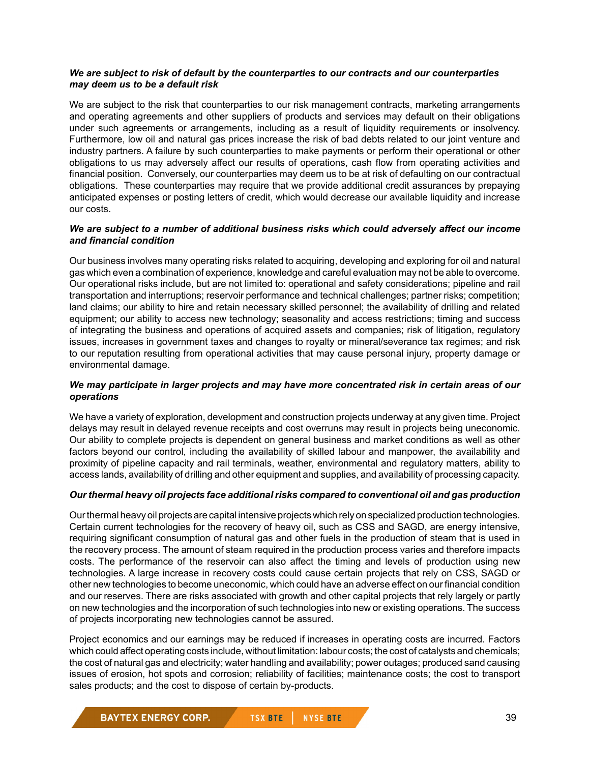***We are subject to risk of default by the counterparties to our contracts and our counterparties may deem us to be a default risk***

We are subject to the risk that counterparties to our risk management contracts, marketing arrangements and operating agreements and other suppliers of products and services may default on their obligations under such agreements or arrangements, including as a result of liquidity requirements or insolvency. Furthermore, low oil and natural gas prices increase the risk of bad debts related to our joint venture and industry partners. A failure by such counterparties to make payments or perform their operational or other obligations to us may adversely affect our results of operations, cash flow from operating activities and financial position. Conversely, our counterparties may deem us to be at risk of defaulting on our contractual obligations. These counterparties may require that we provide additional credit assurances by prepaying anticipated expenses or posting letters of credit, which would decrease our available liquidity and increase our costs.

***We are subject to a number of additional business risks which could adversely affect our income and financial condition***

Our business involves many operating risks related to acquiring, developing and exploring for oil and natural gas which even a combination of experience, knowledge and careful evaluation may not be able to overcome. Our operational risks include, but are not limited to: operational and safety considerations; pipeline and rail transportation and interruptions; reservoir performance and technical challenges; partner risks; competition; land claims; our ability to hire and retain necessary skilled personnel; the availability of drilling and related equipment; our ability to access new technology; seasonality and access restrictions; timing and success of integrating the business and operations of acquired assets and companies; risk of litigation, regulatory issues, increases in government taxes and changes to royalty or mineral/severance tax regimes; and risk to our reputation resulting from operational activities that may cause personal injury, property damage or environmental damage.

***We may participate in larger projects and may have more concentrated risk in certain areas of our operations***

We have a variety of exploration, development and construction projects underway at any given time. Project delays may result in delayed revenue receipts and cost overruns may result in projects being uneconomic. Our ability to complete projects is dependent on general business and market conditions as well as other factors beyond our control, including the availability of skilled labour and manpower, the availability and proximity of pipeline capacity and rail terminals, weather, environmental and regulatory matters, ability to access lands, availability of drilling and other equipment and supplies, and availability of processing capacity.

***Our thermal heavy oil projects face additional risks compared to conventional oil and gas production***

Our thermal heavy oil projects are capital intensive projects which rely on specialized production technologies. Certain current technologies for the recovery of heavy oil, such as CSS and SAGD, are energy intensive, requiring significant consumption of natural gas and other fuels in the production of steam that is used in the recovery process. The amount of steam required in the production process varies and therefore impacts costs. The performance of the reservoir can also affect the timing and levels of production using new technologies. A large increase in recovery costs could cause certain projects that rely on CSS, SAGD or other new technologies to become uneconomic, which could have an adverse effect on our financial condition and our reserves. There are risks associated with growth and other capital projects that rely largely or partly on new technologies and the incorporation of such technologies into new or existing operations. The success of projects incorporating new technologies cannot be assured.

Project economics and our earnings may be reduced if increases in operating costs are incurred. Factors which could affect operating costs include, without limitation: labour costs; the cost of catalysts and chemicals; the cost of natural gas and electricity; water handling and availability; power outages; produced sand causing issues of erosion, hot spots and corrosion; reliability of facilities; maintenance costs; the cost to transport sales products; and the cost to dispose of certain by-products.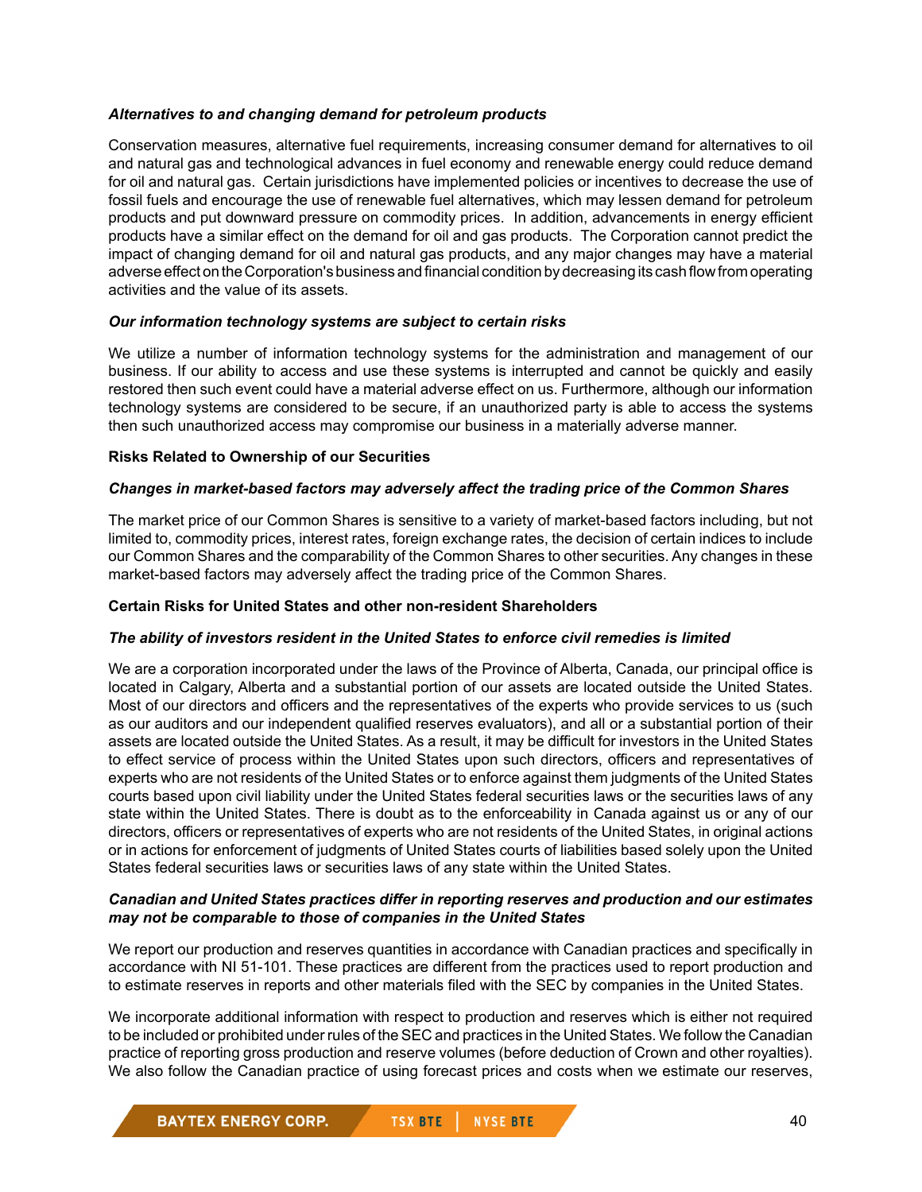***Alternatives to and changing demand for petroleum products***

Conservation measures, alternative fuel requirements, increasing consumer demand for alternatives to oil and natural gas and technological advances in fuel economy and renewable energy could reduce demand for oil and natural gas. Certain jurisdictions have implemented policies or incentives to decrease the use of fossil fuels and encourage the use of renewable fuel alternatives, which may lessen demand for petroleum products and put downward pressure on commodity prices. In addition, advancements in energy efficient products have a similar effect on the demand for oil and gas products. The Corporation cannot predict the impact of changing demand for oil and natural gas products, and any major changes may have a material adverse effect on the Corporation's business and financial condition by decreasing its cash flow from operating activities and the value of its assets.

***Our information technology systems are subject to certain risks***

We utilize a number of information technology systems for the administration and management of our business. If our ability to access and use these systems is interrupted and cannot be quickly and easily restored then such event could have a material adverse effect on us. Furthermore, although our information technology systems are considered to be secure, if an unauthorized party is able to access the systems then such unauthorized access may compromise our business in a materially adverse manner.

**Risks Related to Ownership of our Securities**

***Changes in market-based factors may adversely affect the trading price of the Common Shares***

The market price of our Common Shares is sensitive to a variety of market-based factors including, but not limited to, commodity prices, interest rates, foreign exchange rates, the decision of certain indices to include our Common Shares and the comparability of the Common Shares to other securities. Any changes in these market-based factors may adversely affect the trading price of the Common Shares.

**Certain Risks for United States and other non-resident Shareholders**

***The ability of investors resident in the United States to enforce civil remedies is limited***

We are a corporation incorporated under the laws of the Province of Alberta, Canada, our principal office is located in Calgary, Alberta and a substantial portion of our assets are located outside the United States. Most of our directors and officers and the representatives of the experts who provide services to us (such as our auditors and our independent qualified reserves evaluators), and all or a substantial portion of their assets are located outside the United States. As a result, it may be difficult for investors in the United States to effect service of process within the United States upon such directors, officers and representatives of experts who are not residents of the United States or to enforce against them judgments of the United States courts based upon civil liability under the United States federal securities laws or the securities laws of any state within the United States. There is doubt as to the enforceability in Canada against us or any of our directors, officers or representatives of experts who are not residents of the United States, in original actions or in actions for enforcement of judgments of United States courts of liabilities based solely upon the United States federal securities laws or securities laws of any state within the United States.

***Canadian and United States practices differ in reporting reserves and production and our estimates may not be comparable to those of companies in the United States***

We report our production and reserves quantities in accordance with Canadian practices and specifically in accordance with NI 51-101. These practices are different from the practices used to report production and to estimate reserves in reports and other materials filed with the SEC by companies in the United States.

We incorporate additional information with respect to production and reserves which is either not required to be included or prohibited under rules of the SEC and practices in the United States. We follow the Canadian practice of reporting gross production and reserve volumes (before deduction of Crown and other royalties). We also follow the Canadian practice of using forecast prices and costs when we estimate our reserves,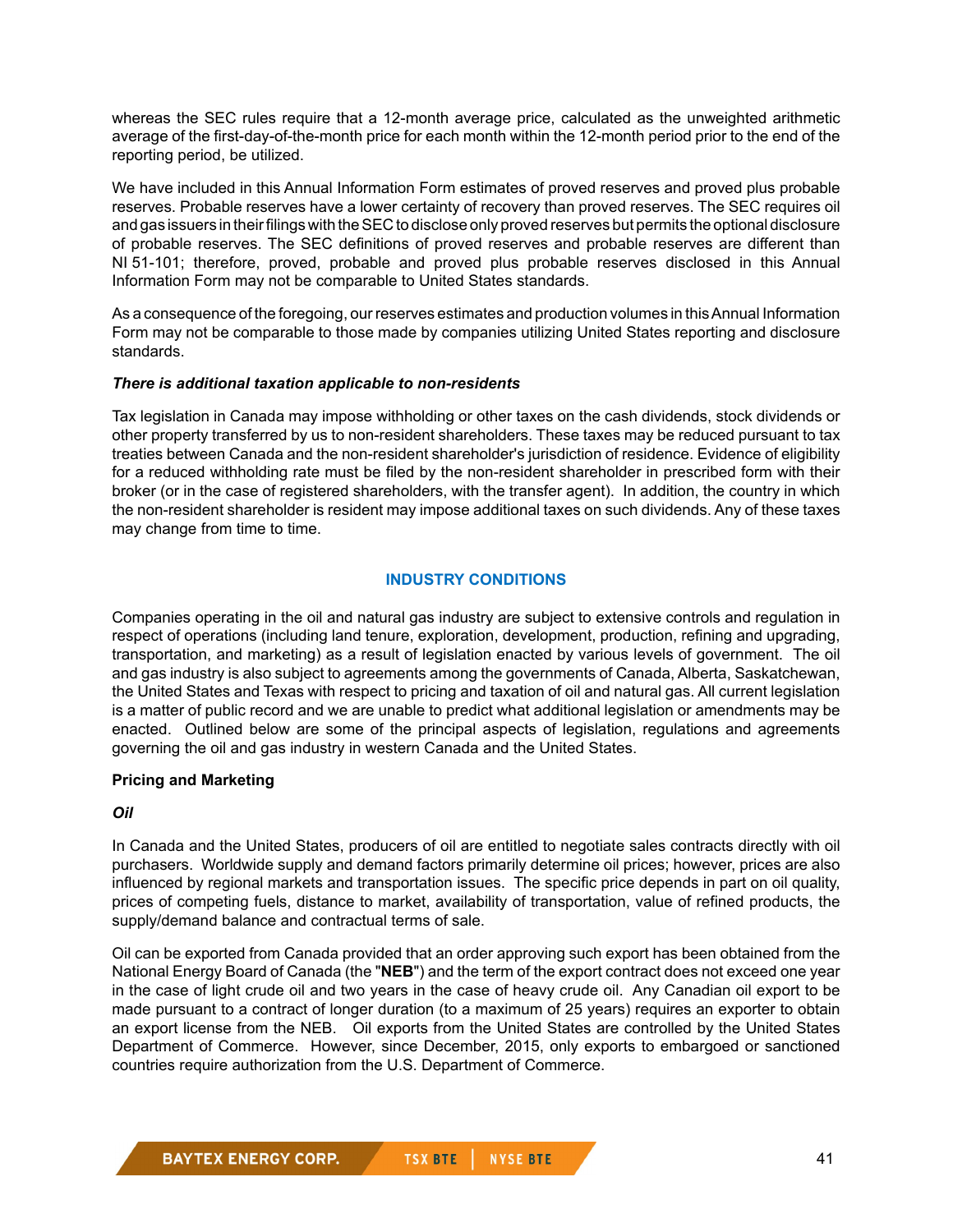whereas the SEC rules require that a 12-month average price, calculated as the unweighted arithmetic average of the first-day-of-the-month price for each month within the 12-month period prior to the end of the reporting period, be utilized.

We have included in this Annual Information Form estimates of proved reserves and proved plus probable reserves. Probable reserves have a lower certainty of recovery than proved reserves. The SEC requires oil and gas issuers in their filings with the SEC to disclose only proved reserves but permits the optional disclosure of probable reserves. The SEC definitions of proved reserves and probable reserves are different than NI 51-101; therefore, proved, probable and proved plus probable reserves disclosed in this Annual Information Form may not be comparable to United States standards.

As a consequence of the foregoing, our reserves estimates and production volumes in this Annual Information Form may not be comparable to those made by companies utilizing United States reporting and disclosure standards.

***There is additional taxation applicable to non-residents***

Tax legislation in Canada may impose withholding or other taxes on the cash dividends, stock dividends or other property transferred by us to non-resident shareholders. These taxes may be reduced pursuant to tax treaties between Canada and the non-resident shareholder's jurisdiction of residence. Evidence of eligibility for a reduced withholding rate must be filed by the non-resident shareholder in prescribed form with their broker (or in the case of registered shareholders, with the transfer agent). In addition, the country in which the non-resident shareholder is resident may impose additional taxes on such dividends. Any of these taxes may change from time to time.

## INDUSTRY CONDITIONS

Companies operating in the oil and natural gas industry are subject to extensive controls and regulation in respect of operations (including land tenure, exploration, development, production, refining and upgrading, transportation, and marketing) as a result of legislation enacted by various levels of government. The oil and gas industry is also subject to agreements among the governments of Canada, Alberta, Saskatchewan, the United States and Texas with respect to pricing and taxation of oil and natural gas. All current legislation is a matter of public record and we are unable to predict what additional legislation or amendments may be enacted. Outlined below are some of the principal aspects of legislation, regulations and agreements governing the oil and gas industry in western Canada and the United States.

### Pricing and Marketing

***Oil***

In Canada and the United States, producers of oil are entitled to negotiate sales contracts directly with oil purchasers. Worldwide supply and demand factors primarily determine oil prices; however, prices are also influenced by regional markets and transportation issues. The specific price depends in part on oil quality, prices of competing fuels, distance to market, availability of transportation, value of refined products, the supply/demand balance and contractual terms of sale.

Oil can be exported from Canada provided that an order approving such export has been obtained from the National Energy Board of Canada (the "**NEB**") and the term of the export contract does not exceed one year in the case of light crude oil and two years in the case of heavy crude oil. Any Canadian oil export to be made pursuant to a contract of longer duration (to a maximum of 25 years) requires an exporter to obtain an export license from the NEB. Oil exports from the United States are controlled by the United States Department of Commerce. However, since December, 2015, only exports to embargoed or sanctioned countries require authorization from the U.S. Department of Commerce.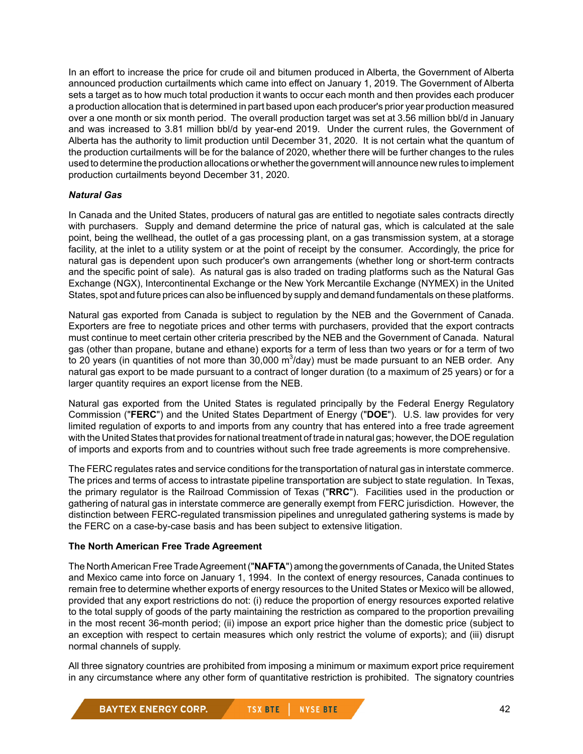In an effort to increase the price for crude oil and bitumen produced in Alberta, the Government of Alberta announced production curtailments which came into effect on January 1, 2019. The Government of Alberta sets a target as to how much total production it wants to occur each month and then provides each producer a production allocation that is determined in part based upon each producer's prior year production measured over a one month or six month period. The overall production target was set at 3.56 million bbl/d in January and was increased to 3.81 million bbl/d by year-end 2019. Under the current rules, the Government of Alberta has the authority to limit production until December 31, 2020. It is not certain what the quantum of the production curtailments will be for the balance of 2020, whether there will be further changes to the rules used to determine the production allocations or whether the government will announce new rules to implement production curtailments beyond December 31, 2020.

### *Natural Gas*

In Canada and the United States, producers of natural gas are entitled to negotiate sales contracts directly with purchasers. Supply and demand determine the price of natural gas, which is calculated at the sale point, being the wellhead, the outlet of a gas processing plant, on a gas transmission system, at a storage facility, at the inlet to a utility system or at the point of receipt by the consumer. Accordingly, the price for natural gas is dependent upon such producer's own arrangements (whether long or short-term contracts and the specific point of sale). As natural gas is also traded on trading platforms such as the Natural Gas Exchange (NGX), Intercontinental Exchange or the New York Mercantile Exchange (NYMEX) in the United States, spot and future prices can also be influenced by supply and demand fundamentals on these platforms.

Natural gas exported from Canada is subject to regulation by the NEB and the Government of Canada. Exporters are free to negotiate prices and other terms with purchasers, provided that the export contracts must continue to meet certain other criteria prescribed by the NEB and the Government of Canada. Natural gas (other than propane, butane and ethane) exports for a term of less than two years or for a term of two to 20 years (in quantities of not more than 30,000 $m^3$/day) must be made pursuant to an NEB order. Any natural gas export to be made pursuant to a contract of longer duration (to a maximum of 25 years) or for a larger quantity requires an export license from the NEB.

Natural gas exported from the United States is regulated principally by the Federal Energy Regulatory Commission ("**FERC**") and the United States Department of Energy ("**DOE**"). U.S. law provides for very limited regulation of exports to and imports from any country that has entered into a free trade agreement with the United States that provides for national treatment of trade in natural gas; however, the DOE regulation of imports and exports from and to countries without such free trade agreements is more comprehensive.

The FERC regulates rates and service conditions for the transportation of natural gas in interstate commerce. The prices and terms of access to intrastate pipeline transportation are subject to state regulation. In Texas, the primary regulator is the Railroad Commission of Texas ("**RRC**"). Facilities used in the production or gathering of natural gas in interstate commerce are generally exempt from FERC jurisdiction. However, the distinction between FERC-regulated transmission pipelines and unregulated gathering systems is made by the FERC on a case-by-case basis and has been subject to extensive litigation.

### The North American Free Trade Agreement

The North American Free Trade Agreement ("**NAFTA**") among the governments of Canada, the United States and Mexico came into force on January 1, 1994. In the context of energy resources, Canada continues to remain free to determine whether exports of energy resources to the United States or Mexico will be allowed, provided that any export restrictions do not: (i) reduce the proportion of energy resources exported relative to the total supply of goods of the party maintaining the restriction as compared to the proportion prevailing in the most recent 36-month period; (ii) impose an export price higher than the domestic price (subject to an exception with respect to certain measures which only restrict the volume of exports); and (iii) disrupt normal channels of supply.

All three signatory countries are prohibited from imposing a minimum or maximum export price requirement in any circumstance where any other form of quantitative restriction is prohibited. The signatory countries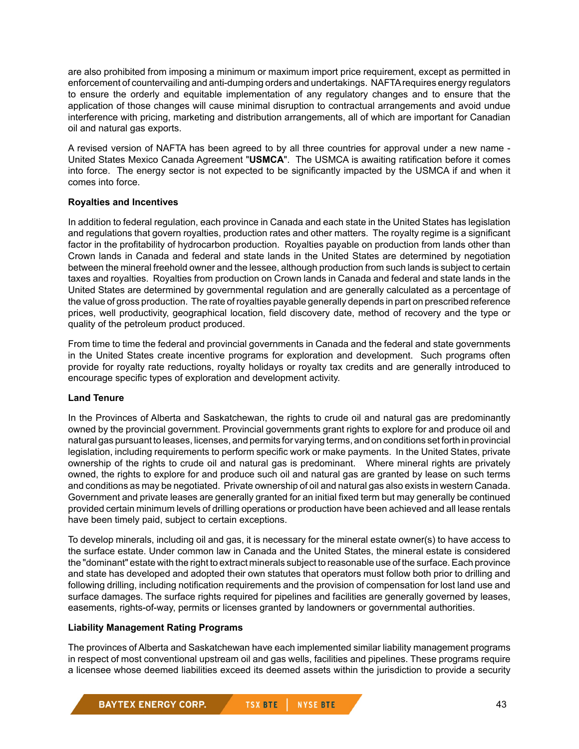are also prohibited from imposing a minimum or maximum import price requirement, except as permitted in enforcement of countervailing and anti-dumping orders and undertakings. NAFTA requires energy regulators to ensure the orderly and equitable implementation of any regulatory changes and to ensure that the application of those changes will cause minimal disruption to contractual arrangements and avoid undue interference with pricing, marketing and distribution arrangements, all of which are important for Canadian oil and natural gas exports.

A revised version of NAFTA has been agreed to by all three countries for approval under a new name - United States Mexico Canada Agreement "**USMCA**". The USMCA is awaiting ratification before it comes into force. The energy sector is not expected to be significantly impacted by the USMCA if and when it comes into force.

**Royalties and Incentives**

In addition to federal regulation, each province in Canada and each state in the United States has legislation and regulations that govern royalties, production rates and other matters. The royalty regime is a significant factor in the profitability of hydrocarbon production. Royalties payable on production from lands other than Crown lands in Canada and federal and state lands in the United States are determined by negotiation between the mineral freehold owner and the lessee, although production from such lands is subject to certain taxes and royalties. Royalties from production on Crown lands in Canada and federal and state lands in the United States are determined by governmental regulation and are generally calculated as a percentage of the value of gross production. The rate of royalties payable generally depends in part on prescribed reference prices, well productivity, geographical location, field discovery date, method of recovery and the type or quality of the petroleum product produced.

From time to time the federal and provincial governments in Canada and the federal and state governments in the United States create incentive programs for exploration and development. Such programs often provide for royalty rate reductions, royalty holidays or royalty tax credits and are generally introduced to encourage specific types of exploration and development activity.

**Land Tenure**

In the Provinces of Alberta and Saskatchewan, the rights to crude oil and natural gas are predominantly owned by the provincial government. Provincial governments grant rights to explore for and produce oil and natural gas pursuant to leases, licenses, and permits for varying terms, and on conditions set forth in provincial legislation, including requirements to perform specific work or make payments. In the United States, private ownership of the rights to crude oil and natural gas is predominant. Where mineral rights are privately owned, the rights to explore for and produce such oil and natural gas are granted by lease on such terms and conditions as may be negotiated. Private ownership of oil and natural gas also exists in western Canada. Government and private leases are generally granted for an initial fixed term but may generally be continued provided certain minimum levels of drilling operations or production have been achieved and all lease rentals have been timely paid, subject to certain exceptions.

To develop minerals, including oil and gas, it is necessary for the mineral estate owner(s) to have access to the surface estate. Under common law in Canada and the United States, the mineral estate is considered the "dominant" estate with the right to extract minerals subject to reasonable use of the surface. Each province and state has developed and adopted their own statutes that operators must follow both prior to drilling and following drilling, including notification requirements and the provision of compensation for lost land use and surface damages. The surface rights required for pipelines and facilities are generally governed by leases, easements, rights-of-way, permits or licenses granted by landowners or governmental authorities.

**Liability Management Rating Programs**

The provinces of Alberta and Saskatchewan have each implemented similar liability management programs in respect of most conventional upstream oil and gas wells, facilities and pipelines. These programs require a licensee whose deemed liabilities exceed its deemed assets within the jurisdiction to provide a security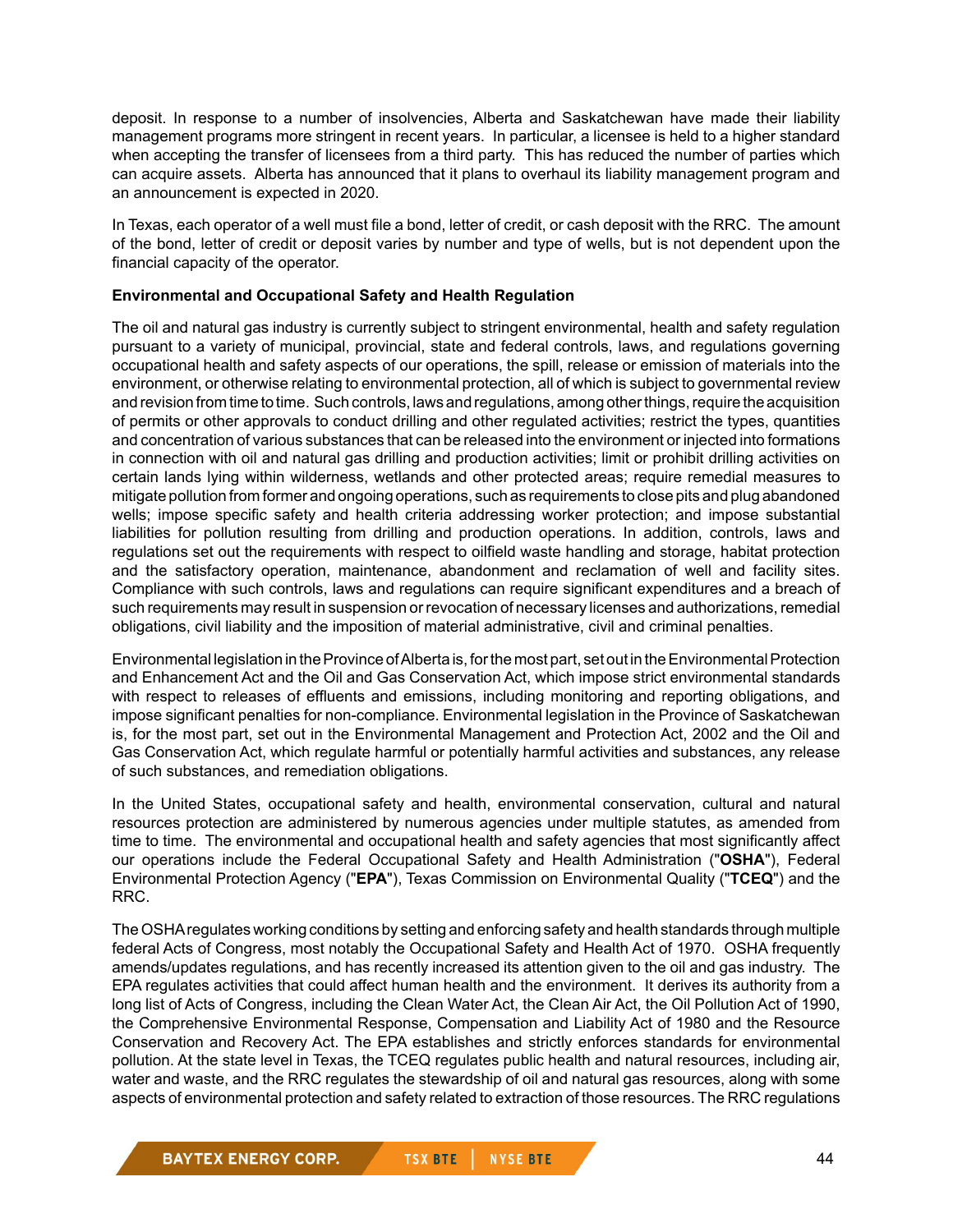deposit. In response to a number of insolvencies, Alberta and Saskatchewan have made their liability management programs more stringent in recent years. In particular, a licensee is held to a higher standard when accepting the transfer of licensees from a third party. This has reduced the number of parties which can acquire assets. Alberta has announced that it plans to overhaul its liability management program and an announcement is expected in 2020.

In Texas, each operator of a well must file a bond, letter of credit, or cash deposit with the RRC. The amount of the bond, letter of credit or deposit varies by number and type of wells, but is not dependent upon the financial capacity of the operator.

**Environmental and Occupational Safety and Health Regulation**

The oil and natural gas industry is currently subject to stringent environmental, health and safety regulation pursuant to a variety of municipal, provincial, state and federal controls, laws, and regulations governing occupational health and safety aspects of our operations, the spill, release or emission of materials into the environment, or otherwise relating to environmental protection, all of which is subject to governmental review and revision from time to time. Such controls, laws and regulations, among other things, require the acquisition of permits or other approvals to conduct drilling and other regulated activities; restrict the types, quantities and concentration of various substances that can be released into the environment or injected into formations in connection with oil and natural gas drilling and production activities; limit or prohibit drilling activities on certain lands lying within wilderness, wetlands and other protected areas; require remedial measures to mitigate pollution from former and ongoing operations, such as requirements to close pits and plug abandoned wells; impose specific safety and health criteria addressing worker protection; and impose substantial liabilities for pollution resulting from drilling and production operations. In addition, controls, laws and regulations set out the requirements with respect to oilfield waste handling and storage, habitat protection and the satisfactory operation, maintenance, abandonment and reclamation of well and facility sites. Compliance with such controls, laws and regulations can require significant expenditures and a breach of such requirements may result in suspension or revocation of necessary licenses and authorizations, remedial obligations, civil liability and the imposition of material administrative, civil and criminal penalties.

Environmental legislation in the Province of Alberta is, for the most part, set out in the Environmental Protection and Enhancement Act and the Oil and Gas Conservation Act, which impose strict environmental standards with respect to releases of effluents and emissions, including monitoring and reporting obligations, and impose significant penalties for non-compliance. Environmental legislation in the Province of Saskatchewan is, for the most part, set out in the Environmental Management and Protection Act, 2002 and the Oil and Gas Conservation Act, which regulate harmful or potentially harmful activities and substances, any release of such substances, and remediation obligations.

In the United States, occupational safety and health, environmental conservation, cultural and natural resources protection are administered by numerous agencies under multiple statutes, as amended from time to time. The environmental and occupational health and safety agencies that most significantly affect our operations include the Federal Occupational Safety and Health Administration ("**OSHA**"), Federal Environmental Protection Agency ("**EPA**"), Texas Commission on Environmental Quality ("**TCEQ**") and the RRC.

The OSHA regulates working conditions by setting and enforcing safety and health standards through multiple federal Acts of Congress, most notably the Occupational Safety and Health Act of 1970. OSHA frequently amends/updates regulations, and has recently increased its attention given to the oil and gas industry. The EPA regulates activities that could affect human health and the environment. It derives its authority from a long list of Acts of Congress, including the Clean Water Act, the Clean Air Act, the Oil Pollution Act of 1990, the Comprehensive Environmental Response, Compensation and Liability Act of 1980 and the Resource Conservation and Recovery Act. The EPA establishes and strictly enforces standards for environmental pollution. At the state level in Texas, the TCEQ regulates public health and natural resources, including air, water and waste, and the RRC regulates the stewardship of oil and natural gas resources, along with some aspects of environmental protection and safety related to extraction of those resources. The RRC regulations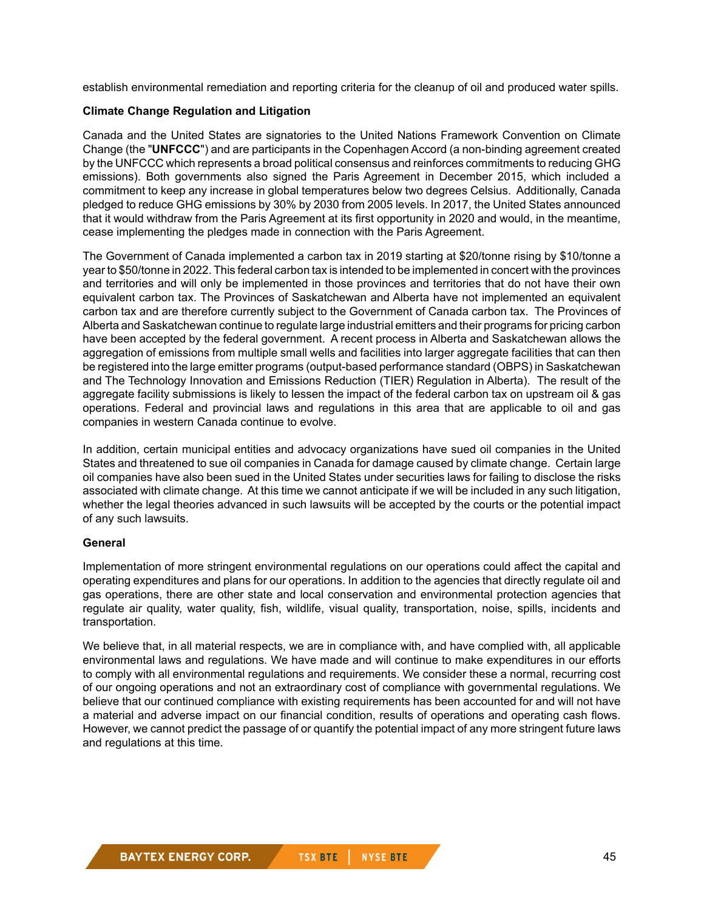establish environmental remediation and reporting criteria for the cleanup of oil and produced water spills.

**Climate Change Regulation and Litigation**

Canada and the United States are signatories to the United Nations Framework Convention on Climate Change (the "**UNFCCC**") and are participants in the Copenhagen Accord (a non-binding agreement created by the UNFCCC which represents a broad political consensus and reinforces commitments to reducing GHG emissions). Both governments also signed the Paris Agreement in December 2015, which included a commitment to keep any increase in global temperatures below two degrees Celsius. Additionally, Canada pledged to reduce GHG emissions by 30% by 2030 from 2005 levels. In 2017, the United States announced that it would withdraw from the Paris Agreement at its first opportunity in 2020 and would, in the meantime, cease implementing the pledges made in connection with the Paris Agreement.

The Government of Canada implemented a carbon tax in 2019 starting at $20/tonne rising by $10/tonne a year to $50/tonne in 2022. This federal carbon tax is intended to be implemented in concert with the provinces and territories and will only be implemented in those provinces and territories that do not have their own equivalent carbon tax. The Provinces of Saskatchewan and Alberta have not implemented an equivalent carbon tax and are therefore currently subject to the Government of Canada carbon tax. The Provinces of Alberta and Saskatchewan continue to regulate large industrial emitters and their programs for pricing carbon have been accepted by the federal government. A recent process in Alberta and Saskatchewan allows the aggregation of emissions from multiple small wells and facilities into larger aggregate facilities that can then be registered into the large emitter programs (output-based performance standard (OBPS) in Saskatchewan and The Technology Innovation and Emissions Reduction (TIER) Regulation in Alberta). The result of the aggregate facility submissions is likely to lessen the impact of the federal carbon tax on upstream oil & gas operations. Federal and provincial laws and regulations in this area that are applicable to oil and gas companies in western Canada continue to evolve.

In addition, certain municipal entities and advocacy organizations have sued oil companies in the United States and threatened to sue oil companies in Canada for damage caused by climate change. Certain large oil companies have also been sued in the United States under securities laws for failing to disclose the risks associated with climate change. At this time we cannot anticipate if we will be included in any such litigation, whether the legal theories advanced in such lawsuits will be accepted by the courts or the potential impact of any such lawsuits.

**General**

Implementation of more stringent environmental regulations on our operations could affect the capital and operating expenditures and plans for our operations. In addition to the agencies that directly regulate oil and gas operations, there are other state and local conservation and environmental protection agencies that regulate air quality, water quality, fish, wildlife, visual quality, transportation, noise, spills, incidents and transportation.

We believe that, in all material respects, we are in compliance with, and have complied with, all applicable environmental laws and regulations. We have made and will continue to make expenditures in our efforts to comply with all environmental regulations and requirements. We consider these a normal, recurring cost of our ongoing operations and not an extraordinary cost of compliance with governmental regulations. We believe that our continued compliance with existing requirements has been accounted for and will not have a material and adverse impact on our financial condition, results of operations and operating cash flows. However, we cannot predict the passage of or quantify the potential impact of any more stringent future laws and regulations at this time.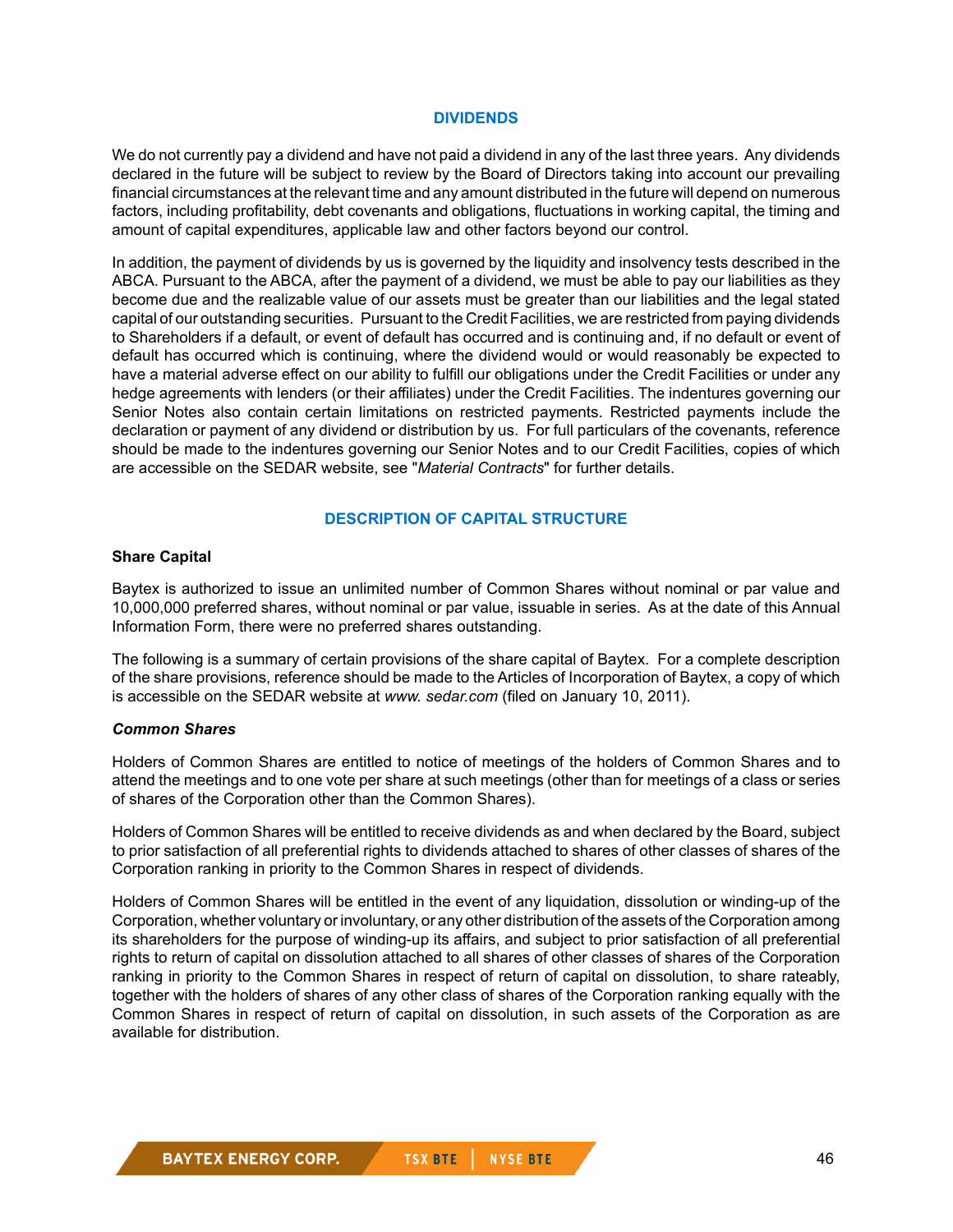## DIVIDENDS

We do not currently pay a dividend and have not paid a dividend in any of the last three years. Any dividends declared in the future will be subject to review by the Board of Directors taking into account our prevailing financial circumstances at the relevant time and any amount distributed in the future will depend on numerous factors, including profitability, debt covenants and obligations, fluctuations in working capital, the timing and amount of capital expenditures, applicable law and other factors beyond our control.

In addition, the payment of dividends by us is governed by the liquidity and insolvency tests described in the ABCA. Pursuant to the ABCA, after the payment of a dividend, we must be able to pay our liabilities as they become due and the realizable value of our assets must be greater than our liabilities and the legal stated capital of our outstanding securities. Pursuant to the Credit Facilities, we are restricted from paying dividends to Shareholders if a default, or event of default has occurred and is continuing and, if no default or event of default has occurred which is continuing, where the dividend would or would reasonably be expected to have a material adverse effect on our ability to fulfill our obligations under the Credit Facilities or under any hedge agreements with lenders (or their affiliates) under the Credit Facilities. The indentures governing our Senior Notes also contain certain limitations on restricted payments. Restricted payments include the declaration or payment of any dividend or distribution by us. For full particulars of the covenants, reference should be made to the indentures governing our Senior Notes and to our Credit Facilities, copies of which are accessible on the SEDAR website, see "*Material Contracts*" for further details.

## DESCRIPTION OF CAPITAL STRUCTURE

### Share Capital

Baytex is authorized to issue an unlimited number of Common Shares without nominal or par value and 10,000,000 preferred shares, without nominal or par value, issuable in series. As at the date of this Annual Information Form, there were no preferred shares outstanding.

The following is a summary of certain provisions of the share capital of Baytex. For a complete description of the share provisions, reference should be made to the Articles of Incorporation of Baytex, a copy of which is accessible on the SEDAR website at *www. sedar.com* (filed on January 10, 2011).

#### *Common Shares*

Holders of Common Shares are entitled to notice of meetings of the holders of Common Shares and to attend the meetings and to one vote per share at such meetings (other than for meetings of a class or series of shares of the Corporation other than the Common Shares).

Holders of Common Shares will be entitled to receive dividends as and when declared by the Board, subject to prior satisfaction of all preferential rights to dividends attached to shares of other classes of shares of the Corporation ranking in priority to the Common Shares in respect of dividends.

Holders of Common Shares will be entitled in the event of any liquidation, dissolution or winding-up of the Corporation, whether voluntary or involuntary, or any other distribution of the assets of the Corporation among its shareholders for the purpose of winding-up its affairs, and subject to prior satisfaction of all preferential rights to return of capital on dissolution attached to all shares of other classes of shares of the Corporation ranking in priority to the Common Shares in respect of return of capital on dissolution, to share rateably, together with the holders of shares of any other class of shares of the Corporation ranking equally with the Common Shares in respect of return of capital on dissolution, in such assets of the Corporation as are available for distribution.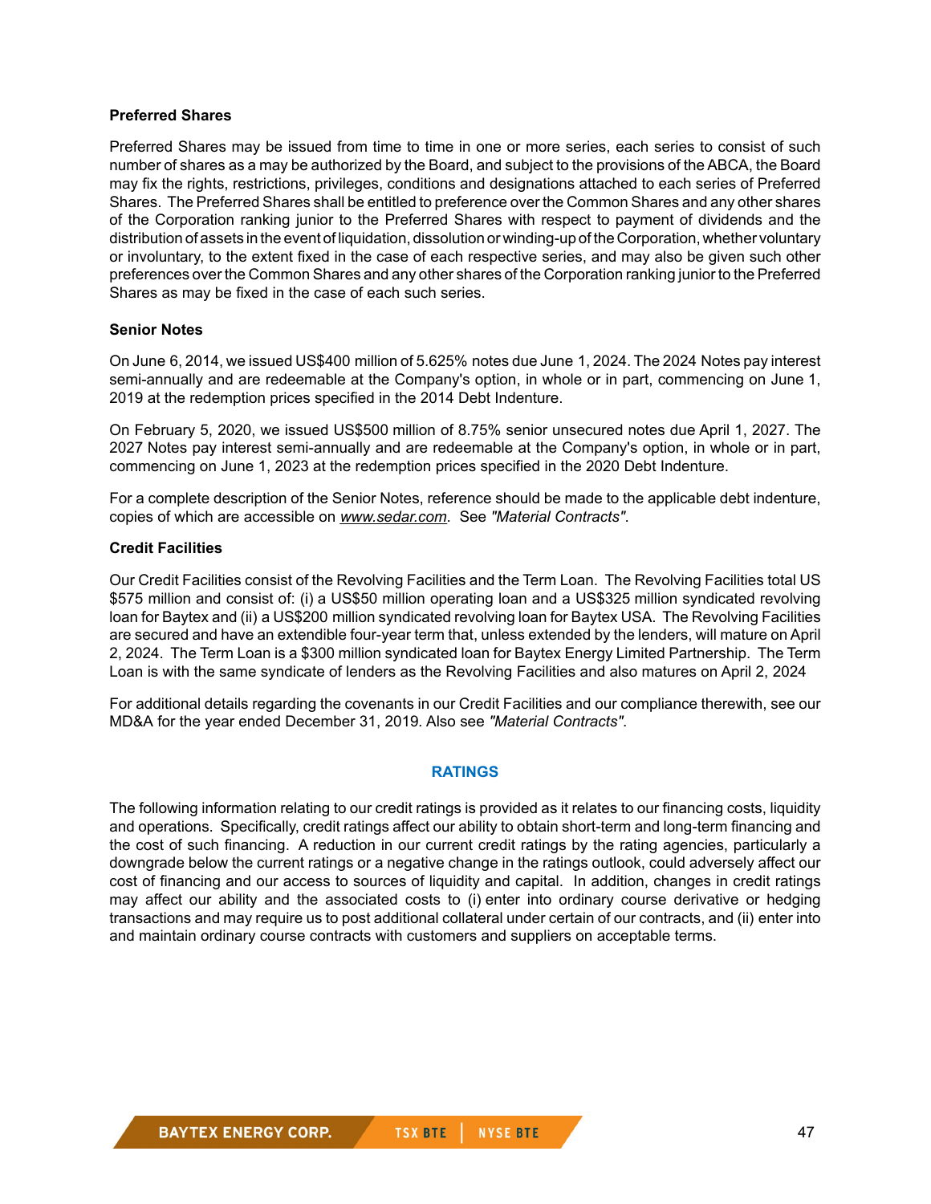### Preferred Shares

Preferred Shares may be issued from time to time in one or more series, each series to consist of such number of shares as a may be authorized by the Board, and subject to the provisions of the ABCA, the Board may fix the rights, restrictions, privileges, conditions and designations attached to each series of Preferred Shares. The Preferred Shares shall be entitled to preference over the Common Shares and any other shares of the Corporation ranking junior to the Preferred Shares with respect to payment of dividends and the distribution of assets in the event of liquidation, dissolution or winding-up of the Corporation, whether voluntary or involuntary, to the extent fixed in the case of each respective series, and may also be given such other preferences over the Common Shares and any other shares of the Corporation ranking junior to the Preferred Shares as may be fixed in the case of each such series.

### Senior Notes

On June 6, 2014, we issued US$400 million of 5.625% notes due June 1, 2024. The 2024 Notes pay interest semi-annually and are redeemable at the Company's option, in whole or in part, commencing on June 1, 2019 at the redemption prices specified in the 2014 Debt Indenture.

On February 5, 2020, we issued US$500 million of 8.75% senior unsecured notes due April 1, 2027. The 2027 Notes pay interest semi-annually and are redeemable at the Company's option, in whole or in part, commencing on June 1, 2023 at the redemption prices specified in the 2020 Debt Indenture.

For a complete description of the Senior Notes, reference should be made to the applicable debt indenture, copies of which are accessible on *www.sedar.com*. See *"Material Contracts"*.

### Credit Facilities

Our Credit Facilities consist of the Revolving Facilities and the Term Loan. The Revolving Facilities total US $575 million and consist of: (i) a US$50 million operating loan and a US$325 million syndicated revolving loan for Baytex and (ii) a US$200 million syndicated revolving loan for Baytex USA. The Revolving Facilities are secured and have an extendible four-year term that, unless extended by the lenders, will mature on April 2, 2024. The Term Loan is a $300 million syndicated loan for Baytex Energy Limited Partnership. The Term Loan is with the same syndicate of lenders as the Revolving Facilities and also matures on April 2, 2024

For additional details regarding the covenants in our Credit Facilities and our compliance therewith, see our MD&A for the year ended December 31, 2019. Also see *"Material Contracts"*.

## RATINGS

The following information relating to our credit ratings is provided as it relates to our financing costs, liquidity and operations. Specifically, credit ratings affect our ability to obtain short-term and long-term financing and the cost of such financing. A reduction in our current credit ratings by the rating agencies, particularly a downgrade below the current ratings or a negative change in the ratings outlook, could adversely affect our cost of financing and our access to sources of liquidity and capital. In addition, changes in credit ratings may affect our ability and the associated costs to (i) enter into ordinary course derivative or hedging transactions and may require us to post additional collateral under certain of our contracts, and (ii) enter into and maintain ordinary course contracts with customers and suppliers on acceptable terms.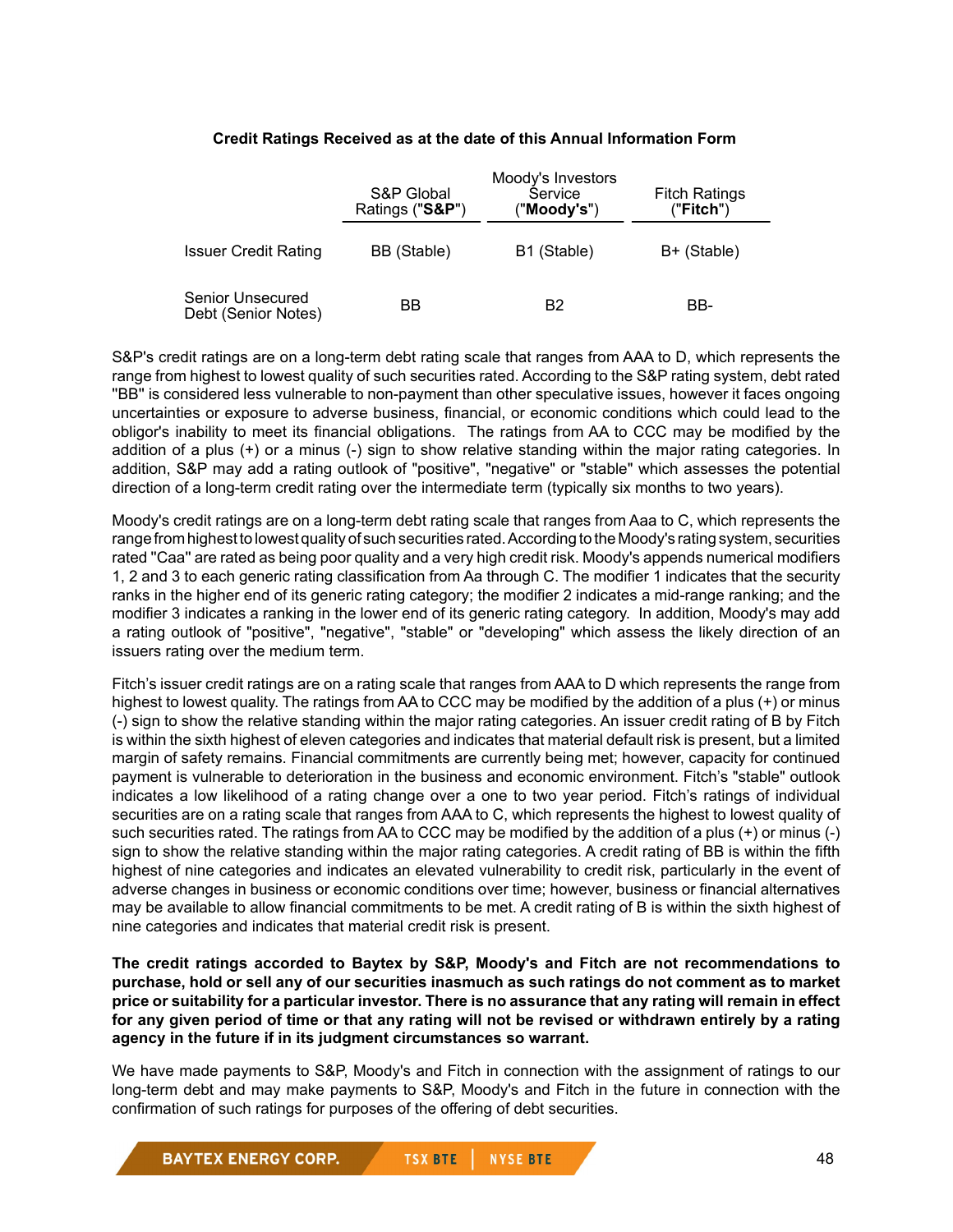**Credit Ratings Received as at the date of this Annual Information Form**

| | S&P Global Ratings ("**S&P**") | Moody's Investors Service ("**Moody's**") | Fitch Ratings ("**Fitch**") |
|---|---|---|---|
| Issuer Credit Rating | BB (Stable) | B1 (Stable) | B+ (Stable) |
| Senior Unsecured Debt (Senior Notes) | BB | B2 | BB- |

S&P's credit ratings are on a long-term debt rating scale that ranges from AAA to D, which represents the range from highest to lowest quality of such securities rated. According to the S&P rating system, debt rated "BB" is considered less vulnerable to non-payment than other speculative issues, however it faces ongoing uncertainties or exposure to adverse business, financial, or economic conditions which could lead to the obligor's inability to meet its financial obligations. The ratings from AA to CCC may be modified by the addition of a plus (+) or a minus (-) sign to show relative standing within the major rating categories. In addition, S&P may add a rating outlook of "positive", "negative" or "stable" which assesses the potential direction of a long-term credit rating over the intermediate term (typically six months to two years).

Moody's credit ratings are on a long-term debt rating scale that ranges from Aaa to C, which represents the range from highest to lowest quality of such securities rated. According to the Moody's rating system, securities rated "Caa" are rated as being poor quality and a very high credit risk. Moody's appends numerical modifiers 1, 2 and 3 to each generic rating classification from Aa through C. The modifier 1 indicates that the security ranks in the higher end of its generic rating category; the modifier 2 indicates a mid-range ranking; and the modifier 3 indicates a ranking in the lower end of its generic rating category. In addition, Moody's may add a rating outlook of "positive", "negative", "stable" or "developing" which assess the likely direction of an issuers rating over the medium term.

Fitch's issuer credit ratings are on a rating scale that ranges from AAA to D which represents the range from highest to lowest quality. The ratings from AA to CCC may be modified by the addition of a plus (+) or minus (-) sign to show the relative standing within the major rating categories. An issuer credit rating of B by Fitch is within the sixth highest of eleven categories and indicates that material default risk is present, but a limited margin of safety remains. Financial commitments are currently being met; however, capacity for continued payment is vulnerable to deterioration in the business and economic environment. Fitch's "stable" outlook indicates a low likelihood of a rating change over a one to two year period. Fitch's ratings of individual securities are on a rating scale that ranges from AAA to C, which represents the highest to lowest quality of such securities rated. The ratings from AA to CCC may be modified by the addition of a plus (+) or minus (-) sign to show the relative standing within the major rating categories. A credit rating of BB is within the fifth highest of nine categories and indicates an elevated vulnerability to credit risk, particularly in the event of adverse changes in business or economic conditions over time; however, business or financial alternatives may be available to allow financial commitments to be met. A credit rating of B is within the sixth highest of nine categories and indicates that material credit risk is present.

**The credit ratings accorded to Baytex by S&P, Moody's and Fitch are not recommendations to purchase, hold or sell any of our securities inasmuch as such ratings do not comment as to market price or suitability for a particular investor. There is no assurance that any rating will remain in effect for any given period of time or that any rating will not be revised or withdrawn entirely by a rating agency in the future if in its judgment circumstances so warrant.**

We have made payments to S&P, Moody's and Fitch in connection with the assignment of ratings to our long-term debt and may make payments to S&P, Moody's and Fitch in the future in connection with the confirmation of such ratings for purposes of the offering of debt securities.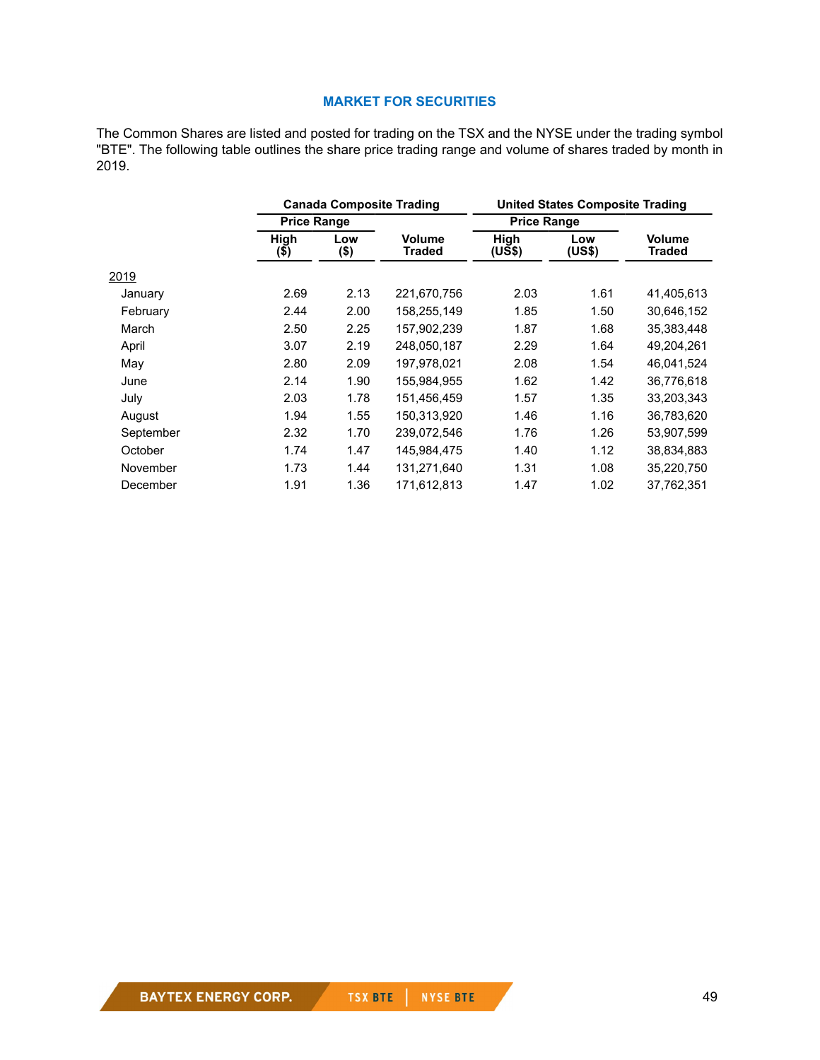## MARKET FOR SECURITIES

The Common Shares are listed and posted for trading on the TSX and the NYSE under the trading symbol "BTE". The following table outlines the share price trading range and volume of shares traded by month in 2019.

| | Canada Composite Trading | | | United States Composite Trading | | |
|---|---|---|---|---|---|---|
| | Price Range | | | Price Range | | |
| | High ($) | Low ($) | Volume Traded | High (US$) | Low (US$) | Volume Traded |
| 2019 | | | | | | |
| January | 2.69 | 2.13 | 221,670,756 | 2.03 | 1.61 | 41,405,613 |
| February | 2.44 | 2.00 | 158,255,149 | 1.85 | 1.50 | 30,646,152 |
| March | 2.50 | 2.25 | 157,902,239 | 1.87 | 1.68 | 35,383,448 |
| April | 3.07 | 2.19 | 248,050,187 | 2.29 | 1.64 | 49,204,261 |
| May | 2.80 | 2.09 | 197,978,021 | 2.08 | 1.54 | 46,041,524 |
| June | 2.14 | 1.90 | 155,984,955 | 1.62 | 1.42 | 36,776,618 |
| July | 2.03 | 1.78 | 151,456,459 | 1.57 | 1.35 | 33,203,343 |
| August | 1.94 | 1.55 | 150,313,920 | 1.46 | 1.16 | 36,783,620 |
| September | 2.32 | 1.70 | 239,072,546 | 1.76 | 1.26 | 53,907,599 |
| October | 1.74 | 1.47 | 145,984,475 | 1.40 | 1.12 | 38,834,883 |
| November | 1.73 | 1.44 | 131,271,640 | 1.31 | 1.08 | 35,220,750 |
| December | 1.91 | 1.36 | 171,612,813 | 1.47 | 1.02 | 37,762,351 |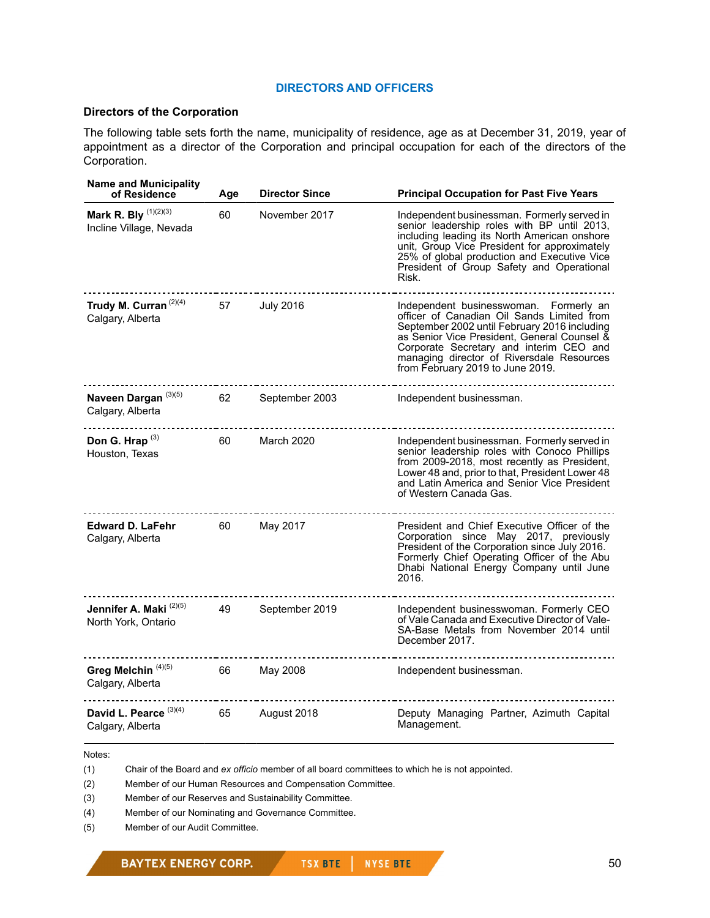## DIRECTORS AND OFFICERS

### Directors of the Corporation

The following table sets forth the name, municipality of residence, age as at December 31, 2019, year of appointment as a director of the Corporation and principal occupation for each of the directors of the Corporation.

| Name and Municipality of Residence | Age | Director Since | Principal Occupation for Past Five Years |
|---|---|---|---|
| **Mark R. Bly** (1)(2)(3)<br>Incline Village, Nevada | 60 | November 2017 | Independent businessman. Formerly served in senior leadership roles with BP until 2013, including leading its North American onshore unit, Group Vice President for approximately 25% of global production and Executive Vice President of Group Safety and Operational Risk. |
| **Trudy M. Curran** (2)(4)<br>Calgary, Alberta | 57 | July 2016 | Independent businesswoman. Formerly an officer of Canadian Oil Sands Limited from September 2002 until February 2016 including as Senior Vice President, General Counsel & Corporate Secretary and interim CEO and managing director of Riversdale Resources from February 2019 to June 2019. |
| **Naveen Dargan** (3)(5)<br>Calgary, Alberta | 62 | September 2003 | Independent businessman. |
| **Don G. Hrap** (3)<br>Houston, Texas | 60 | March 2020 | Independent businessman. Formerly served in senior leadership roles with Conoco Phillips from 2009-2018, most recently as President, Lower 48 and, prior to that, President Lower 48 and Latin America and Senior Vice President of Western Canada Gas. |
| **Edward D. LaFehr**<br>Calgary, Alberta | 60 | May 2017 | President and Chief Executive Officer of the Corporation since May 2017, previously President of the Corporation since July 2016. Formerly Chief Operating Officer of the Abu Dhabi National Energy Company until June 2016. |
| **Jennifer A. Maki** (2)(5)<br>North York, Ontario | 49 | September 2019 | Independent businesswoman. Formerly CEO of Vale Canada and Executive Director of Vale-SA-Base Metals from November 2014 until December 2017. |
| **Greg Melchin** (4)(5)<br>Calgary, Alberta | 66 | May 2008 | Independent businessman. |
| **David L. Pearce** (3)(4)<br>Calgary, Alberta | 65 | August 2018 | Deputy Managing Partner, Azimuth Capital Management. |

Notes:

(1) Chair of the Board and *ex officio* member of all board committees to which he is not appointed.

(2) Member of our Human Resources and Compensation Committee.

(3) Member of our Reserves and Sustainability Committee.

(4) Member of our Nominating and Governance Committee.

(5) Member of our Audit Committee.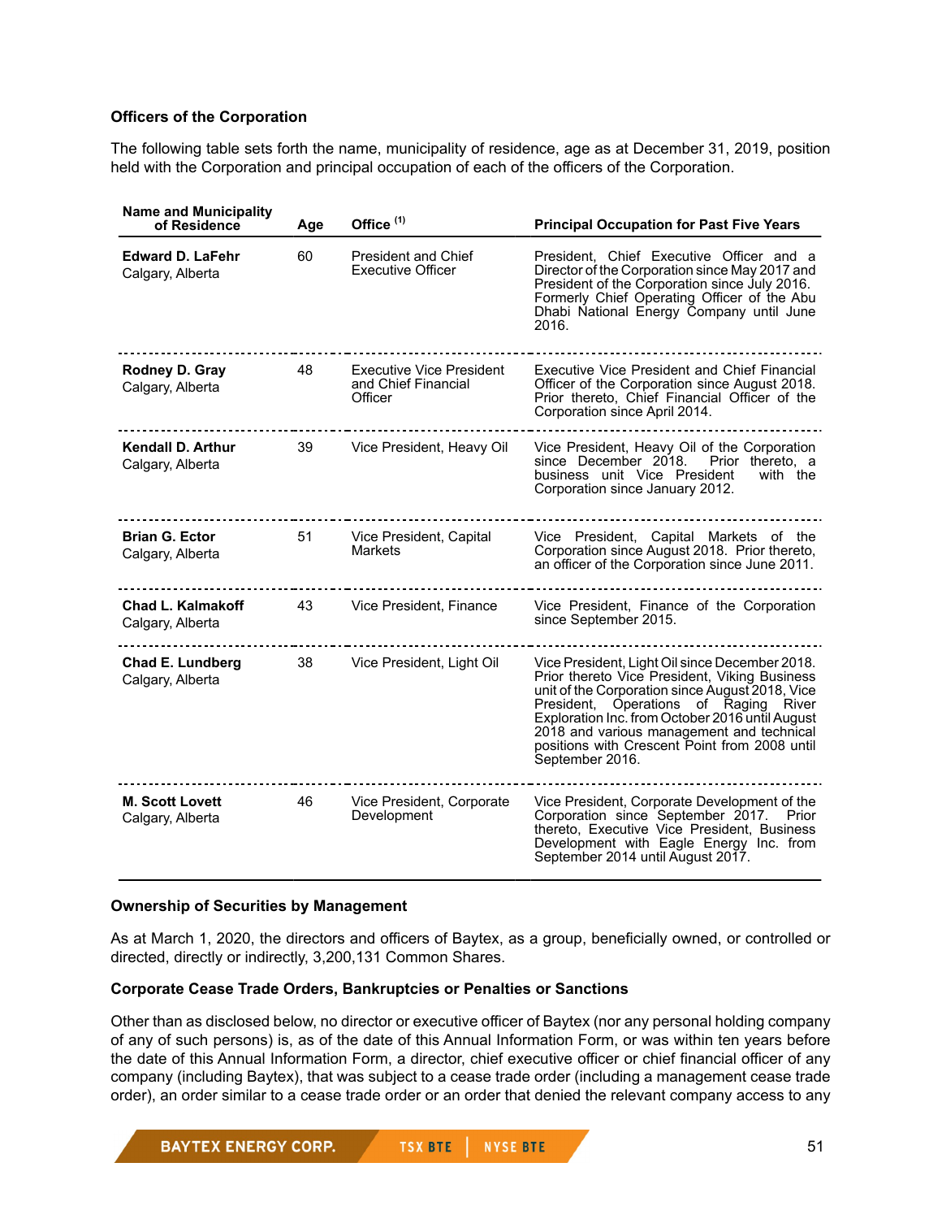### Officers of the Corporation

The following table sets forth the name, municipality of residence, age as at December 31, 2019, position held with the Corporation and principal occupation of each of the officers of the Corporation.

| Name and Municipality of Residence | Age | Office [(1)] | Principal Occupation for Past Five Years |
|---|---|---|---|
| **Edward D. LaFehr** Calgary, Alberta | 60 | President and Chief Executive Officer | President, Chief Executive Officer and a Director of the Corporation since May 2017 and President of the Corporation since July 2016. Formerly Chief Operating Officer of the Abu Dhabi National Energy Company until June 2016. |
| **Rodney D. Gray** Calgary, Alberta | 48 | Executive Vice President and Chief Financial Officer | Executive Vice President and Chief Financial Officer of the Corporation since August 2018. Prior thereto, Chief Financial Officer of the Corporation since April 2014. |
| **Kendall D. Arthur** Calgary, Alberta | 39 | Vice President, Heavy Oil | Vice President, Heavy Oil of the Corporation since December 2018. Prior thereto, a business unit Vice President with the Corporation since January 2012. |
| **Brian G. Ector** Calgary, Alberta | 51 | Vice President, Capital Markets | Vice President, Capital Markets of the Corporation since August 2018. Prior thereto, an officer of the Corporation since June 2011. |
| **Chad L. Kalmakoff** Calgary, Alberta | 43 | Vice President, Finance | Vice President, Finance of the Corporation since September 2015. |
| **Chad E. Lundberg** Calgary, Alberta | 38 | Vice President, Light Oil | Vice President, Light Oil since December 2018. Prior thereto Vice President, Viking Business unit of the Corporation since August 2018, Vice President, Operations of Raging River Exploration Inc. from October 2016 until August 2018 and various management and technical positions with Crescent Point from 2008 until September 2016. |
| **M. Scott Lovett** Calgary, Alberta | 46 | Vice President, Corporate Development | Vice President, Corporate Development of the Corporation since September 2017. Prior thereto, Executive Vice President, Business Development with Eagle Energy Inc. from September 2014 until August 2017. |

### Ownership of Securities by Management

As at March 1, 2020, the directors and officers of Baytex, as a group, beneficially owned, or controlled or directed, directly or indirectly, 3,200,131 Common Shares.

### Corporate Cease Trade Orders, Bankruptcies or Penalties or Sanctions

Other than as disclosed below, no director or executive officer of Baytex (nor any personal holding company of any of such persons) is, as of the date of this Annual Information Form, or was within ten years before the date of this Annual Information Form, a director, chief executive officer or chief financial officer of any company (including Baytex), that was subject to a cease trade order (including a management cease trade order), an order similar to a cease trade order or an order that denied the relevant company access to any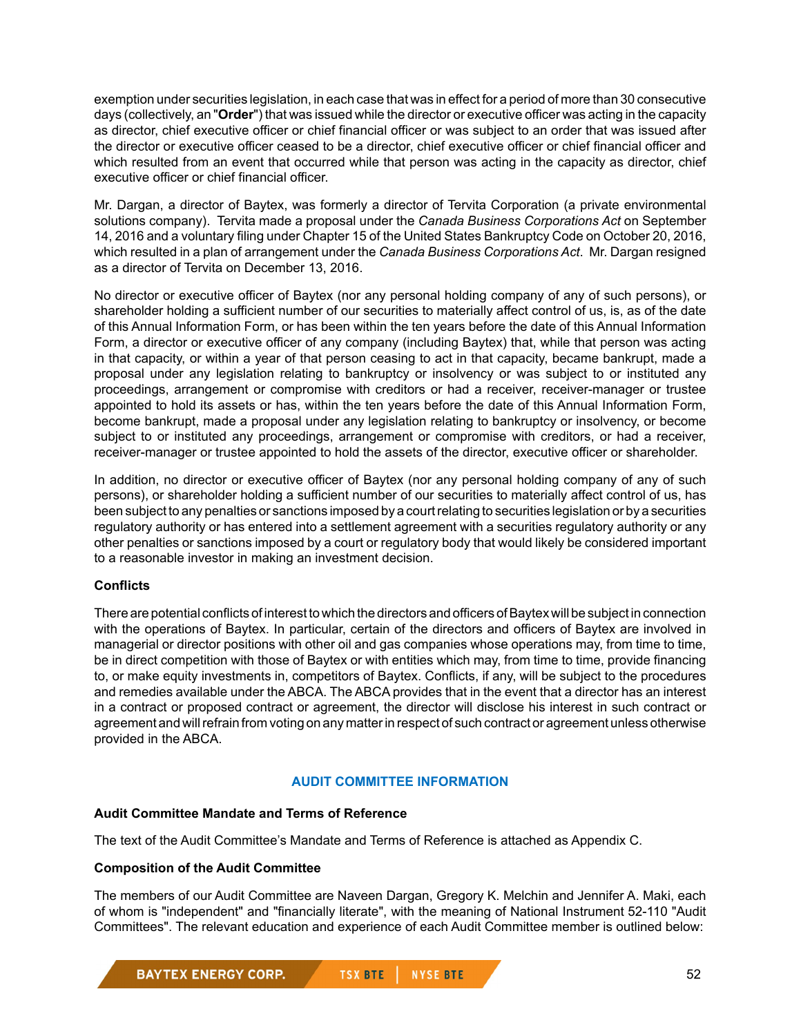exemption under securities legislation, in each case that was in effect for a period of more than 30 consecutive days (collectively, an "**Order**") that was issued while the director or executive officer was acting in the capacity as director, chief executive officer or chief financial officer or was subject to an order that was issued after the director or executive officer ceased to be a director, chief executive officer or chief financial officer and which resulted from an event that occurred while that person was acting in the capacity as director, chief executive officer or chief financial officer.

Mr. Dargan, a director of Baytex, was formerly a director of Tervita Corporation (a private environmental solutions company). Tervita made a proposal under the *Canada Business Corporations Act* on September 14, 2016 and a voluntary filing under Chapter 15 of the United States Bankruptcy Code on October 20, 2016, which resulted in a plan of arrangement under the *Canada Business Corporations Act*. Mr. Dargan resigned as a director of Tervita on December 13, 2016.

No director or executive officer of Baytex (nor any personal holding company of any of such persons), or shareholder holding a sufficient number of our securities to materially affect control of us, is, as of the date of this Annual Information Form, or has been within the ten years before the date of this Annual Information Form, a director or executive officer of any company (including Baytex) that, while that person was acting in that capacity, or within a year of that person ceasing to act in that capacity, became bankrupt, made a proposal under any legislation relating to bankruptcy or insolvency or was subject to or instituted any proceedings, arrangement or compromise with creditors or had a receiver, receiver-manager or trustee appointed to hold its assets or has, within the ten years before the date of this Annual Information Form, become bankrupt, made a proposal under any legislation relating to bankruptcy or insolvency, or become subject to or instituted any proceedings, arrangement or compromise with creditors, or had a receiver, receiver-manager or trustee appointed to hold the assets of the director, executive officer or shareholder.

In addition, no director or executive officer of Baytex (nor any personal holding company of any of such persons), or shareholder holding a sufficient number of our securities to materially affect control of us, has been subject to any penalties or sanctions imposed by a court relating to securities legislation or by a securities regulatory authority or has entered into a settlement agreement with a securities regulatory authority or any other penalties or sanctions imposed by a court or regulatory body that would likely be considered important to a reasonable investor in making an investment decision.

### Conflicts

There are potential conflicts of interest to which the directors and officers of Baytex will be subject in connection with the operations of Baytex. In particular, certain of the directors and officers of Baytex are involved in managerial or director positions with other oil and gas companies whose operations may, from time to time, be in direct competition with those of Baytex or with entities which may, from time to time, provide financing to, or make equity investments in, competitors of Baytex. Conflicts, if any, will be subject to the procedures and remedies available under the ABCA. The ABCA provides that in the event that a director has an interest in a contract or proposed contract or agreement, the director will disclose his interest in such contract or agreement and will refrain from voting on any matter in respect of such contract or agreement unless otherwise provided in the ABCA.

## AUDIT COMMITTEE INFORMATION

### Audit Committee Mandate and Terms of Reference

The text of the Audit Committee's Mandate and Terms of Reference is attached as Appendix C.

### Composition of the Audit Committee

The members of our Audit Committee are Naveen Dargan, Gregory K. Melchin and Jennifer A. Maki, each of whom is "independent" and "financially literate", with the meaning of National Instrument 52-110 "Audit Committees". The relevant education and experience of each Audit Committee member is outlined below: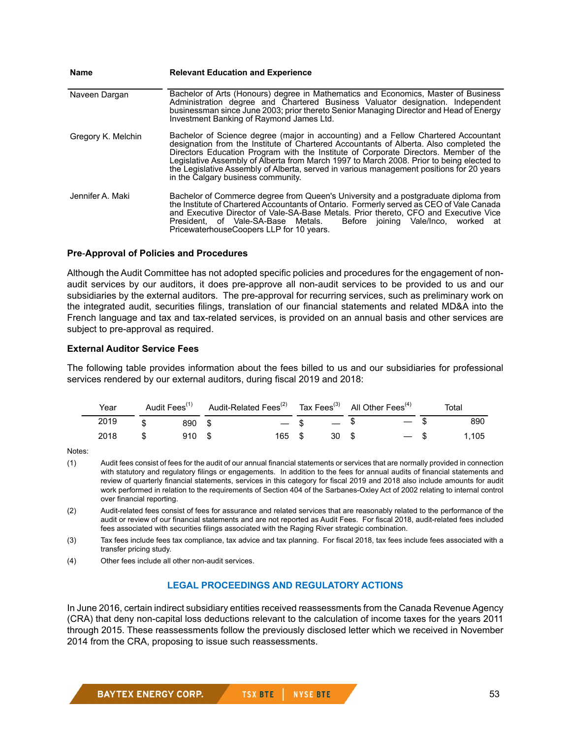| Name | Relevant Education and Experience |
| --- | --- |
| Naveen Dargan | Bachelor of Arts (Honours) degree in Mathematics and Economics, Master of Business Administration degree and Chartered Business Valuator designation. Independent businessman since June 2003; prior thereto Senior Managing Director and Head of Energy Investment Banking of Raymond James Ltd. |
| Gregory K. Melchin | Bachelor of Science degree (major in accounting) and a Fellow Chartered Accountant designation from the Institute of Chartered Accountants of Alberta. Also completed the Directors Education Program with the Institute of Corporate Directors. Member of the Legislative Assembly of Alberta from March 1997 to March 2008. Prior to being elected to the Legislative Assembly of Alberta, served in various management positions for 20 years in the Calgary business community. |
| Jennifer A. Maki | Bachelor of Commerce degree from Queen's University and a postgraduate diploma from the Institute of Chartered Accountants of Ontario. Formerly served as CEO of Vale Canada and Executive Director of Vale-SA-Base Metals. Prior thereto, CFO and Executive Vice President, of Vale-SA-Base Metals. Before joining Vale/Inco, worked at PricewaterhouseCoopers LLP for 10 years. |

### Pre-Approval of Policies and Procedures

Although the Audit Committee has not adopted specific policies and procedures for the engagement of non-audit services by our auditors, it does pre-approve all non-audit services to be provided to us and our subsidiaries by the external auditors. The pre-approval for recurring services, such as preliminary work on the integrated audit, securities filings, translation of our financial statements and related MD&A into the French language and tax and tax-related services, is provided on an annual basis and other services are subject to pre-approval as required.

### External Auditor Service Fees

The following table provides information about the fees billed to us and our subsidiaries for professional services rendered by our external auditors, during fiscal 2019 and 2018:

| Year | Audit Fees[(1)] | Audit-Related Fees[(2)] | Tax Fees[(3)] | All Other Fees[(4)] | Total |
| --- | --- | --- | --- | --- | --- |
| 2019 | $ 890 | $ — | $ — | $ — | $ 890 |
| 2018 | $ 910 | $ 165 | $ 30 | $ — | $ 1,105 |

Notes:

(1) Audit fees consist of fees for the audit of our annual financial statements or services that are normally provided in connection with statutory and regulatory filings or engagements. In addition to the fees for annual audits of financial statements and review of quarterly financial statements, services in this category for fiscal 2019 and 2018 also include amounts for audit work performed in relation to the requirements of Section 404 of the Sarbanes-Oxley Act of 2002 relating to internal control over financial reporting.

(2) Audit-related fees consist of fees for assurance and related services that are reasonably related to the performance of the audit or review of our financial statements and are not reported as Audit Fees. For fiscal 2018, audit-related fees included fees associated with securities filings associated with the Raging River strategic combination.

(3) Tax fees include fees tax compliance, tax advice and tax planning. For fiscal 2018, tax fees include fees associated with a transfer pricing study.

(4) Other fees include all other non-audit services.

## LEGAL PROCEEDINGS AND REGULATORY ACTIONS

In June 2016, certain indirect subsidiary entities received reassessments from the Canada Revenue Agency (CRA) that deny non-capital loss deductions relevant to the calculation of income taxes for the years 2011 through 2015. These reassessments follow the previously disclosed letter which we received in November 2014 from the CRA, proposing to issue such reassessments.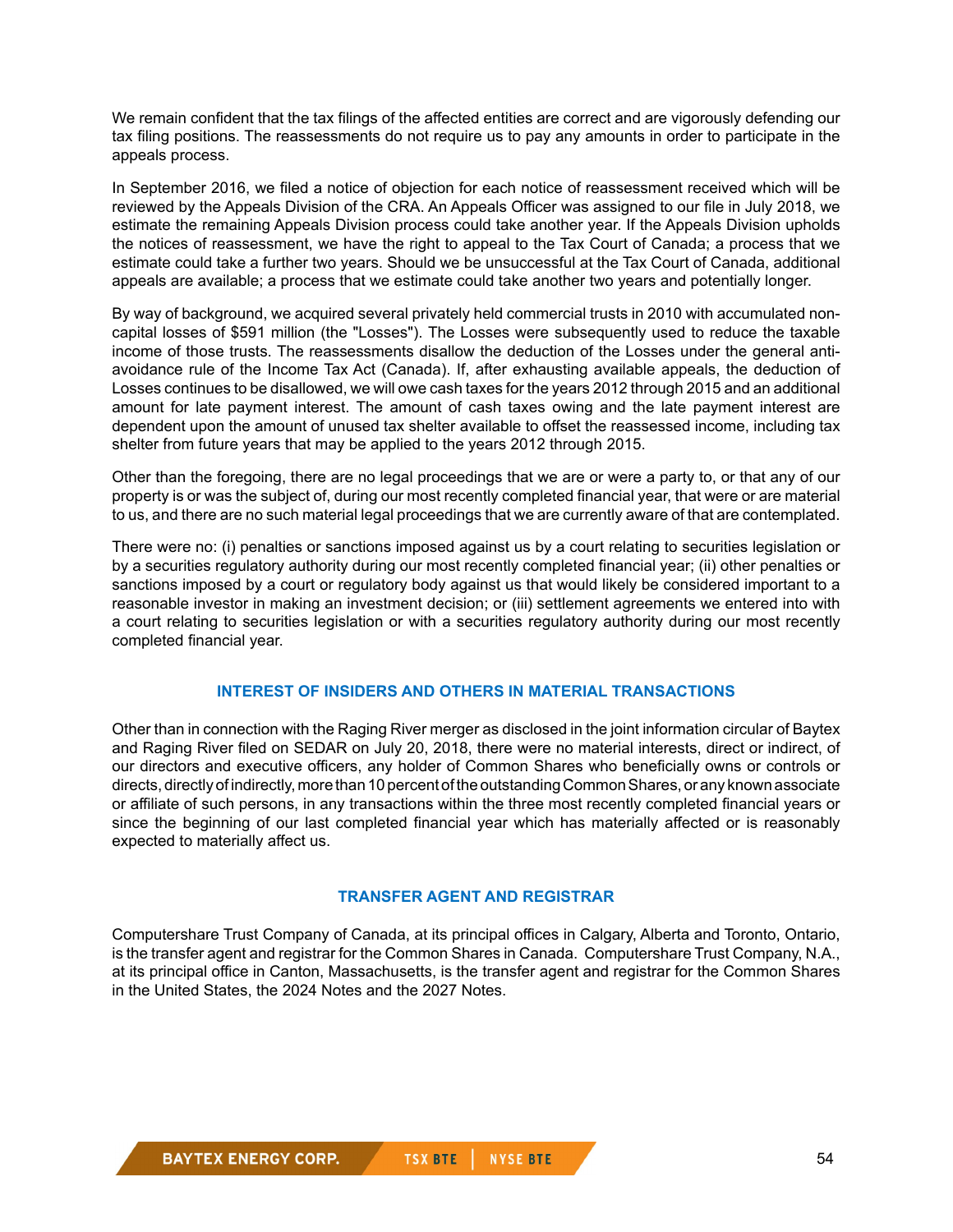We remain confident that the tax filings of the affected entities are correct and are vigorously defending our tax filing positions. The reassessments do not require us to pay any amounts in order to participate in the appeals process.

In September 2016, we filed a notice of objection for each notice of reassessment received which will be reviewed by the Appeals Division of the CRA. An Appeals Officer was assigned to our file in July 2018, we estimate the remaining Appeals Division process could take another year. If the Appeals Division upholds the notices of reassessment, we have the right to appeal to the Tax Court of Canada; a process that we estimate could take a further two years. Should we be unsuccessful at the Tax Court of Canada, additional appeals are available; a process that we estimate could take another two years and potentially longer.

By way of background, we acquired several privately held commercial trusts in 2010 with accumulated non-capital losses of $591 million (the "Losses"). The Losses were subsequently used to reduce the taxable income of those trusts. The reassessments disallow the deduction of the Losses under the general anti-avoidance rule of the Income Tax Act (Canada). If, after exhausting available appeals, the deduction of Losses continues to be disallowed, we will owe cash taxes for the years 2012 through 2015 and an additional amount for late payment interest. The amount of cash taxes owing and the late payment interest are dependent upon the amount of unused tax shelter available to offset the reassessed income, including tax shelter from future years that may be applied to the years 2012 through 2015.

Other than the foregoing, there are no legal proceedings that we are or were a party to, or that any of our property is or was the subject of, during our most recently completed financial year, that were or are material to us, and there are no such material legal proceedings that we are currently aware of that are contemplated.

There were no: (i) penalties or sanctions imposed against us by a court relating to securities legislation or by a securities regulatory authority during our most recently completed financial year; (ii) other penalties or sanctions imposed by a court or regulatory body against us that would likely be considered important to a reasonable investor in making an investment decision; or (iii) settlement agreements we entered into with a court relating to securities legislation or with a securities regulatory authority during our most recently completed financial year.

## INTEREST OF INSIDERS AND OTHERS IN MATERIAL TRANSACTIONS

Other than in connection with the Raging River merger as disclosed in the joint information circular of Baytex and Raging River filed on SEDAR on July 20, 2018, there were no material interests, direct or indirect, of our directors and executive officers, any holder of Common Shares who beneficially owns or controls or directs, directly of indirectly, more than 10 percent of the outstanding Common Shares, or any known associate or affiliate of such persons, in any transactions within the three most recently completed financial years or since the beginning of our last completed financial year which has materially affected or is reasonably expected to materially affect us.

## TRANSFER AGENT AND REGISTRAR

Computershare Trust Company of Canada, at its principal offices in Calgary, Alberta and Toronto, Ontario, is the transfer agent and registrar for the Common Shares in Canada. Computershare Trust Company, N.A., at its principal office in Canton, Massachusetts, is the transfer agent and registrar for the Common Shares in the United States, the 2024 Notes and the 2027 Notes.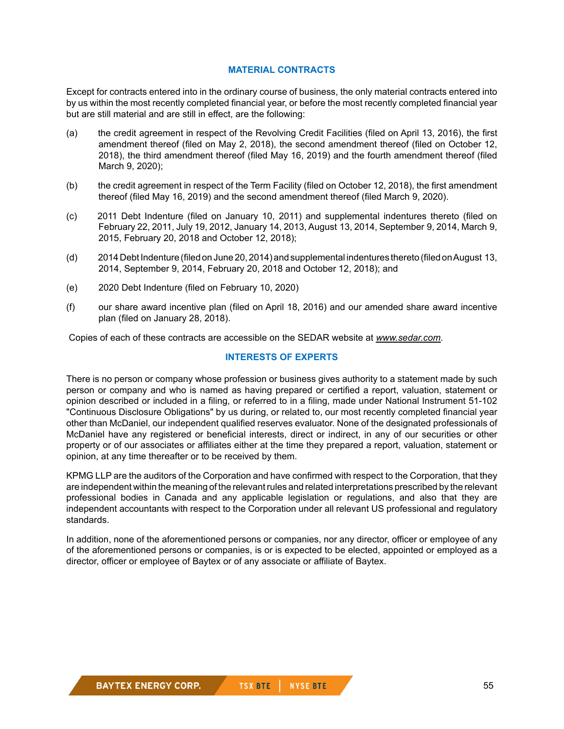## MATERIAL CONTRACTS

Except for contracts entered into in the ordinary course of business, the only material contracts entered into by us within the most recently completed financial year, or before the most recently completed financial year but are still material and are still in effect, are the following:

(a) the credit agreement in respect of the Revolving Credit Facilities (filed on April 13, 2016), the first amendment thereof (filed on May 2, 2018), the second amendment thereof (filed on October 12, 2018), the third amendment thereof (filed May 16, 2019) and the fourth amendment thereof (filed March 9, 2020);

(b) the credit agreement in respect of the Term Facility (filed on October 12, 2018), the first amendment thereof (filed May 16, 2019) and the second amendment thereof (filed March 9, 2020).

(c) 2011 Debt Indenture (filed on January 10, 2011) and supplemental indentures thereto (filed on February 22, 2011, July 19, 2012, January 14, 2013, August 13, 2014, September 9, 2014, March 9, 2015, February 20, 2018 and October 12, 2018);

(d) 2014 Debt Indenture (filed on June 20, 2014) and supplemental indentures thereto (filed on August 13, 2014, September 9, 2014, February 20, 2018 and October 12, 2018); and

(e) 2020 Debt Indenture (filed on February 10, 2020)

(f) our share award incentive plan (filed on April 18, 2016) and our amended share award incentive plan (filed on January 28, 2018).

Copies of each of these contracts are accessible on the SEDAR website at *www.sedar.com*.

## INTERESTS OF EXPERTS

There is no person or company whose profession or business gives authority to a statement made by such person or company and who is named as having prepared or certified a report, valuation, statement or opinion described or included in a filing, or referred to in a filing, made under National Instrument 51-102 "Continuous Disclosure Obligations" by us during, or related to, our most recently completed financial year other than McDaniel, our independent qualified reserves evaluator. None of the designated professionals of McDaniel have any registered or beneficial interests, direct or indirect, in any of our securities or other property or of our associates or affiliates either at the time they prepared a report, valuation, statement or opinion, at any time thereafter or to be received by them.

KPMG LLP are the auditors of the Corporation and have confirmed with respect to the Corporation, that they are independent within the meaning of the relevant rules and related interpretations prescribed by the relevant professional bodies in Canada and any applicable legislation or regulations, and also that they are independent accountants with respect to the Corporation under all relevant US professional and regulatory standards.

In addition, none of the aforementioned persons or companies, nor any director, officer or employee of any of the aforementioned persons or companies, is or is expected to be elected, appointed or employed as a director, officer or employee of Baytex or of any associate or affiliate of Baytex.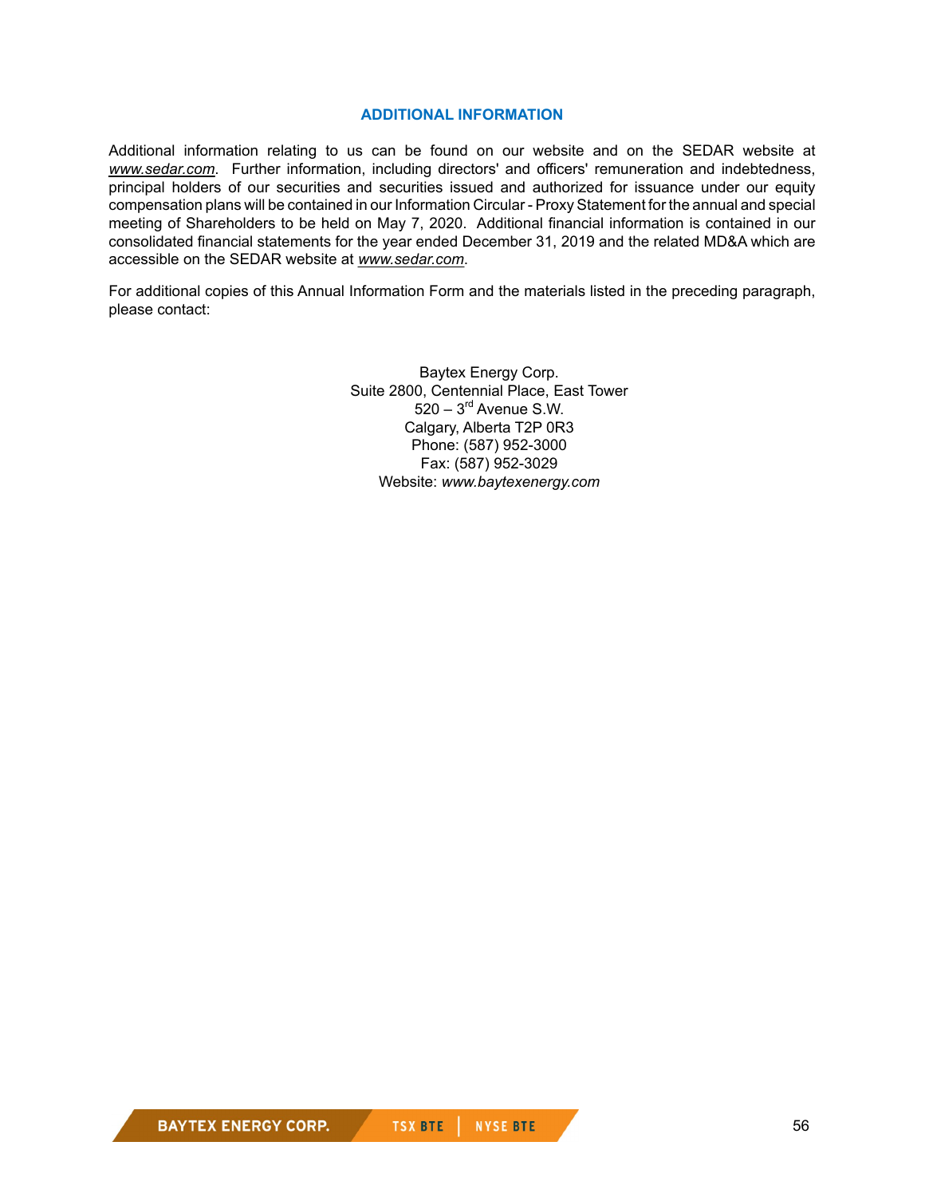## ADDITIONAL INFORMATION

Additional information relating to us can be found on our website and on the SEDAR website at *www.sedar.com*. Further information, including directors' and officers' remuneration and indebtedness, principal holders of our securities and securities issued and authorized for issuance under our equity compensation plans will be contained in our Information Circular - Proxy Statement for the annual and special meeting of Shareholders to be held on May 7, 2020. Additional financial information is contained in our consolidated financial statements for the year ended December 31, 2019 and the related MD&A which are accessible on the SEDAR website at *www.sedar.com*.

For additional copies of this Annual Information Form and the materials listed in the preceding paragraph, please contact:

Baytex Energy Corp.
Suite 2800, Centennial Place, East Tower
520 – 3rd Avenue S.W.
Calgary, Alberta T2P 0R3
Phone: (587) 952-3000
Fax: (587) 952-3029
Website: *www.baytexenergy.com*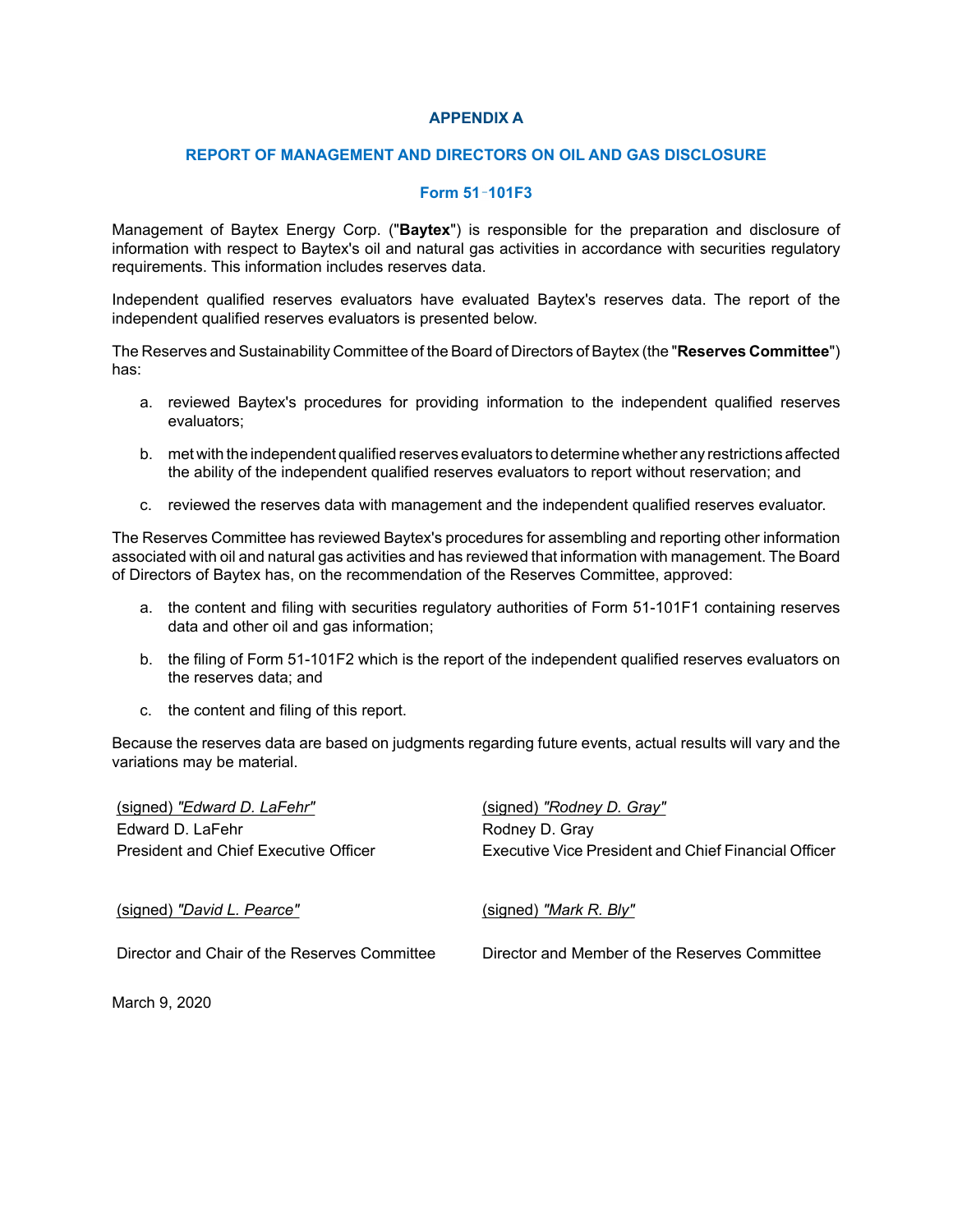# APPENDIX A

## REPORT OF MANAGEMENT AND DIRECTORS ON OIL AND GAS DISCLOSURE

### Form 51-101F3

Management of Baytex Energy Corp. ("**Baytex**") is responsible for the preparation and disclosure of information with respect to Baytex's oil and natural gas activities in accordance with securities regulatory requirements. This information includes reserves data.

Independent qualified reserves evaluators have evaluated Baytex's reserves data. The report of the independent qualified reserves evaluators is presented below.

The Reserves and Sustainability Committee of the Board of Directors of Baytex (the "**Reserves Committee**") has:

a. reviewed Baytex's procedures for providing information to the independent qualified reserves evaluators;

b. met with the independent qualified reserves evaluators to determine whether any restrictions affected the ability of the independent qualified reserves evaluators to report without reservation; and

c. reviewed the reserves data with management and the independent qualified reserves evaluator.

The Reserves Committee has reviewed Baytex's procedures for assembling and reporting other information associated with oil and natural gas activities and has reviewed that information with management. The Board of Directors of Baytex has, on the recommendation of the Reserves Committee, approved:

a. the content and filing with securities regulatory authorities of Form 51-101F1 containing reserves data and other oil and gas information;

b. the filing of Form 51-101F2 which is the report of the independent qualified reserves evaluators on the reserves data; and

c. the content and filing of this report.

Because the reserves data are based on judgments regarding future events, actual results will vary and the variations may be material.

(signed) *"Edward D. LaFehr"*
Edward D. LaFehr
President and Chief Executive Officer

(signed) *"Rodney D. Gray"*
Rodney D. Gray
Executive Vice President and Chief Financial Officer

(signed) *"David L. Pearce"*
Director and Chair of the Reserves Committee

(signed) *"Mark R. Bly"*
Director and Member of the Reserves Committee

March 9, 2020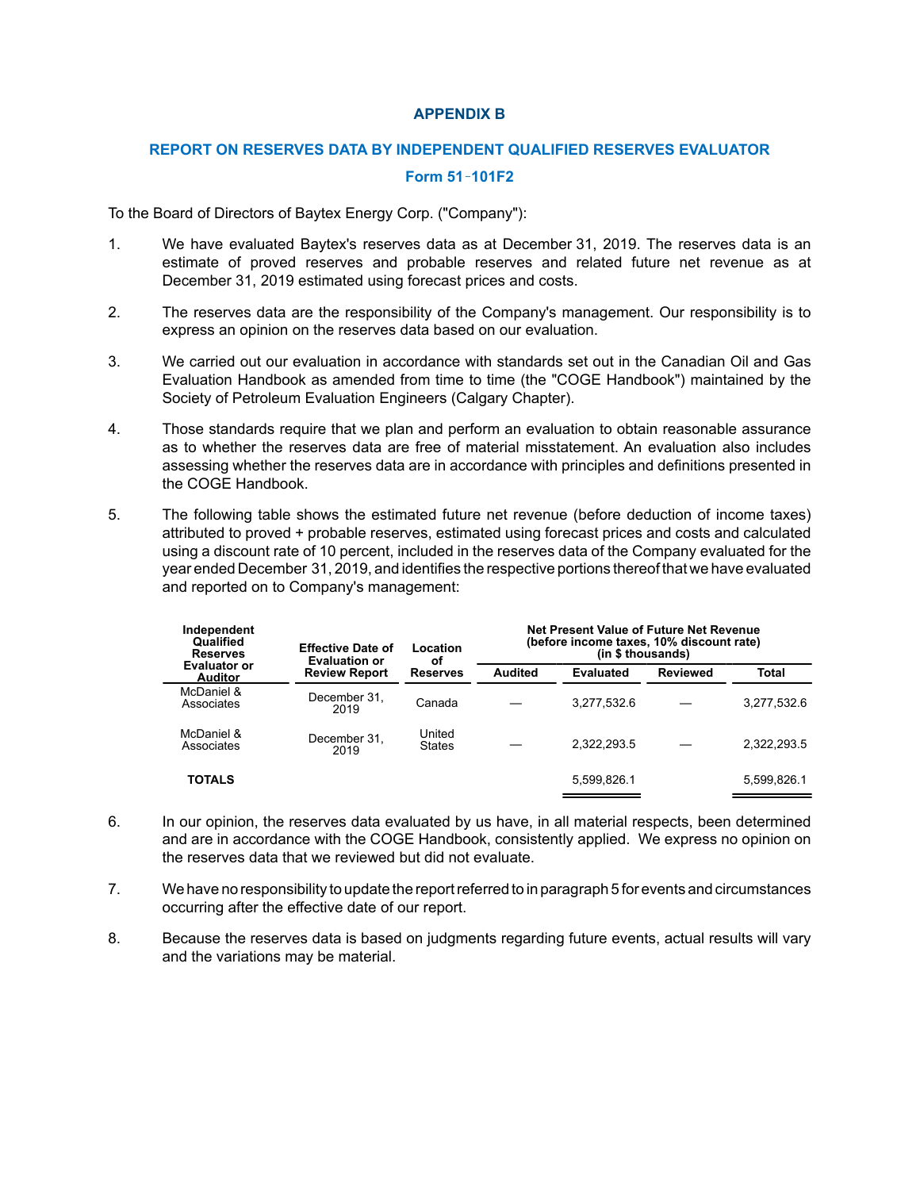# APPENDIX B

## REPORT ON RESERVES DATA BY INDEPENDENT QUALIFIED RESERVES EVALUATOR

### Form 51-101F2

To the Board of Directors of Baytex Energy Corp. ("Company"):

1. We have evaluated Baytex's reserves data as at December 31, 2019. The reserves data is an estimate of proved reserves and probable reserves and related future net revenue as at December 31, 2019 estimated using forecast prices and costs.

2. The reserves data are the responsibility of the Company's management. Our responsibility is to express an opinion on the reserves data based on our evaluation.

3. We carried out our evaluation in accordance with standards set out in the Canadian Oil and Gas Evaluation Handbook as amended from time to time (the "COGE Handbook") maintained by the Society of Petroleum Evaluation Engineers (Calgary Chapter).

4. Those standards require that we plan and perform an evaluation to obtain reasonable assurance as to whether the reserves data are free of material misstatement. An evaluation also includes assessing whether the reserves data are in accordance with principles and definitions presented in the COGE Handbook.

5. The following table shows the estimated future net revenue (before deduction of income taxes) attributed to proved + probable reserves, estimated using forecast prices and costs and calculated using a discount rate of 10 percent, included in the reserves data of the Company evaluated for the year ended December 31, 2019, and identifies the respective portions thereof that we have evaluated and reported on to Company's management:

| Independent Qualified Reserves Evaluator or Auditor | Effective Date of Evaluation or Review Report | Location of Reserves | Net Present Value of Future Net Revenue (before income taxes, 10% discount rate) (in $ thousands) | | | |
|---|---|---|---|---|---|---|
| | | | Audited | Evaluated | Reviewed | Total |
| McDaniel & Associates | December 31, 2019 | Canada | — | 3,277,532.6 | — | 3,277,532.6 |
| McDaniel & Associates | December 31, 2019 | United States | — | 2,322,293.5 | — | 2,322,293.5 |
| **TOTALS** | | | | 5,599,826.1 | | 5,599,826.1 |

6. In our opinion, the reserves data evaluated by us have, in all material respects, been determined and are in accordance with the COGE Handbook, consistently applied. We express no opinion on the reserves data that we reviewed but did not evaluate.

7. We have no responsibility to update the report referred to in paragraph 5 for events and circumstances occurring after the effective date of our report.

8. Because the reserves data is based on judgments regarding future events, actual results will vary and the variations may be material.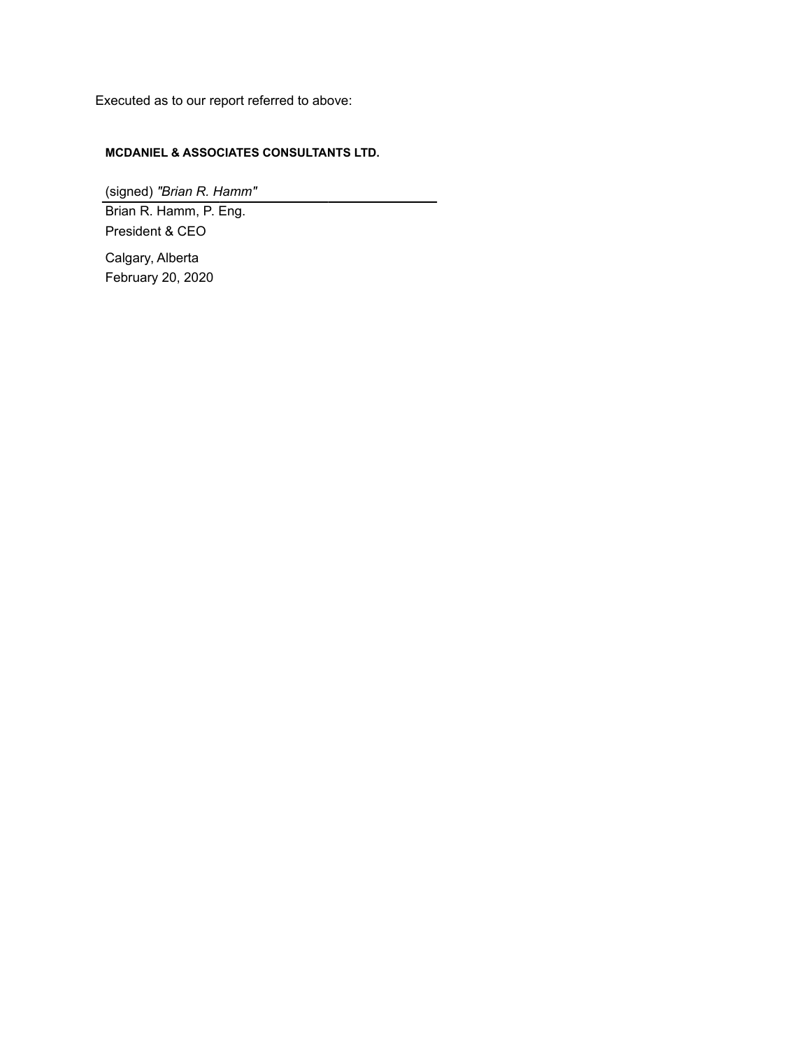Executed as to our report referred to above:

**MCDANIEL & ASSOCIATES CONSULTANTS LTD.**

(signed) *"Brian R. Hamm"*

Brian R. Hamm, P. Eng.
President & CEO

Calgary, Alberta
February 20, 2020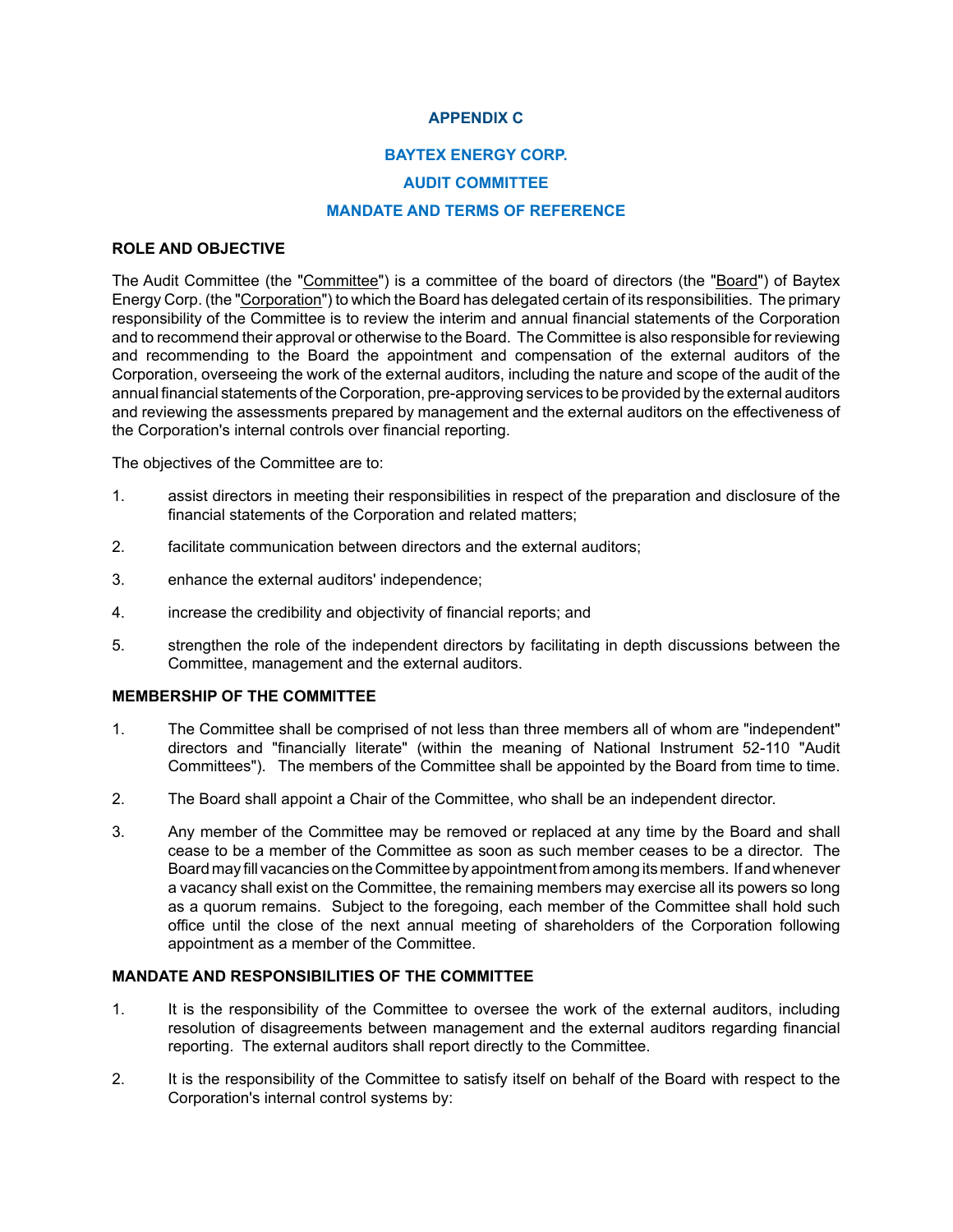## APPENDIX C

## BAYTEX ENERGY CORP.

## AUDIT COMMITTEE

## MANDATE AND TERMS OF REFERENCE

### ROLE AND OBJECTIVE

The Audit Committee (the "Committee") is a committee of the board of directors (the "Board") of Baytex Energy Corp. (the "Corporation") to which the Board has delegated certain of its responsibilities. The primary responsibility of the Committee is to review the interim and annual financial statements of the Corporation and to recommend their approval or otherwise to the Board. The Committee is also responsible for reviewing and recommending to the Board the appointment and compensation of the external auditors of the Corporation, overseeing the work of the external auditors, including the nature and scope of the audit of the annual financial statements of the Corporation, pre-approving services to be provided by the external auditors and reviewing the assessments prepared by management and the external auditors on the effectiveness of the Corporation's internal controls over financial reporting.

The objectives of the Committee are to:

1. assist directors in meeting their responsibilities in respect of the preparation and disclosure of the financial statements of the Corporation and related matters;
2. facilitate communication between directors and the external auditors;
3. enhance the external auditors' independence;
4. increase the credibility and objectivity of financial reports; and
5. strengthen the role of the independent directors by facilitating in depth discussions between the Committee, management and the external auditors.

### MEMBERSHIP OF THE COMMITTEE

1. The Committee shall be comprised of not less than three members all of whom are "independent" directors and "financially literate" (within the meaning of National Instrument 52-110 "Audit Committees"). The members of the Committee shall be appointed by the Board from time to time.
2. The Board shall appoint a Chair of the Committee, who shall be an independent director.
3. Any member of the Committee may be removed or replaced at any time by the Board and shall cease to be a member of the Committee as soon as such member ceases to be a director. The Board may fill vacancies on the Committee by appointment from among its members. If and whenever a vacancy shall exist on the Committee, the remaining members may exercise all its powers so long as a quorum remains. Subject to the foregoing, each member of the Committee shall hold such office until the close of the next annual meeting of shareholders of the Corporation following appointment as a member of the Committee.

### MANDATE AND RESPONSIBILITIES OF THE COMMITTEE

1. It is the responsibility of the Committee to oversee the work of the external auditors, including resolution of disagreements between management and the external auditors regarding financial reporting. The external auditors shall report directly to the Committee.
2. It is the responsibility of the Committee to satisfy itself on behalf of the Board with respect to the Corporation's internal control systems by: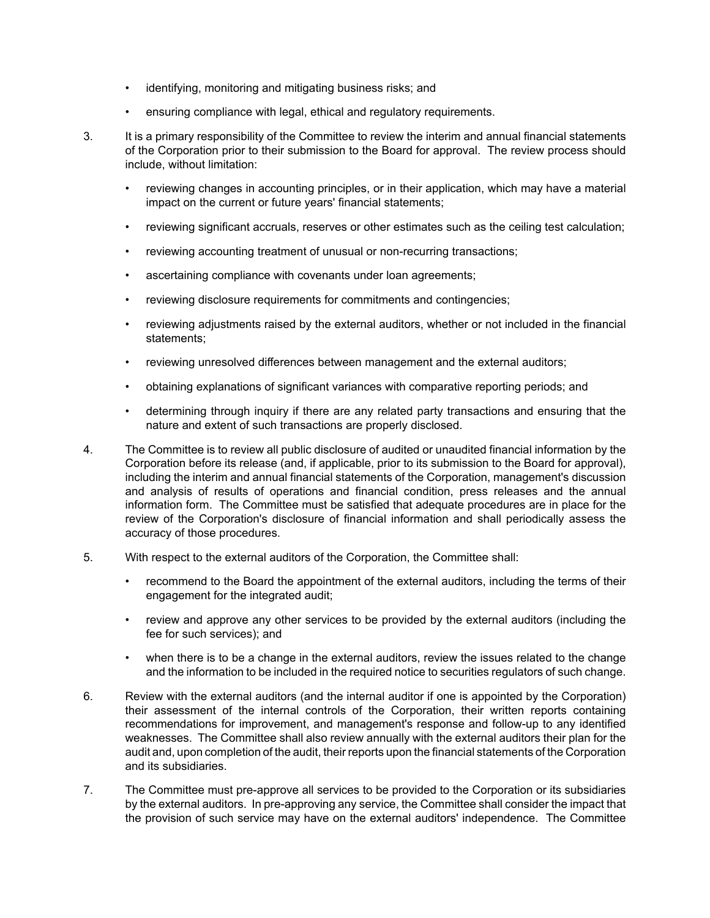- identifying, monitoring and mitigating business risks; and
- ensuring compliance with legal, ethical and regulatory requirements.

3. It is a primary responsibility of the Committee to review the interim and annual financial statements of the Corporation prior to their submission to the Board for approval. The review process should include, without limitation:

   - reviewing changes in accounting principles, or in their application, which may have a material impact on the current or future years' financial statements;
   - reviewing significant accruals, reserves or other estimates such as the ceiling test calculation;
   - reviewing accounting treatment of unusual or non-recurring transactions;
   - ascertaining compliance with covenants under loan agreements;
   - reviewing disclosure requirements for commitments and contingencies;
   - reviewing adjustments raised by the external auditors, whether or not included in the financial statements;
   - reviewing unresolved differences between management and the external auditors;
   - obtaining explanations of significant variances with comparative reporting periods; and
   - determining through inquiry if there are any related party transactions and ensuring that the nature and extent of such transactions are properly disclosed.

4. The Committee is to review all public disclosure of audited or unaudited financial information by the Corporation before its release (and, if applicable, prior to its submission to the Board for approval), including the interim and annual financial statements of the Corporation, management's discussion and analysis of results of operations and financial condition, press releases and the annual information form. The Committee must be satisfied that adequate procedures are in place for the review of the Corporation's disclosure of financial information and shall periodically assess the accuracy of those procedures.

5. With respect to the external auditors of the Corporation, the Committee shall:

   - recommend to the Board the appointment of the external auditors, including the terms of their engagement for the integrated audit;
   - review and approve any other services to be provided by the external auditors (including the fee for such services); and
   - when there is to be a change in the external auditors, review the issues related to the change and the information to be included in the required notice to securities regulators of such change.

6. Review with the external auditors (and the internal auditor if one is appointed by the Corporation) their assessment of the internal controls of the Corporation, their written reports containing recommendations for improvement, and management's response and follow-up to any identified weaknesses. The Committee shall also review annually with the external auditors their plan for the audit and, upon completion of the audit, their reports upon the financial statements of the Corporation and its subsidiaries.

7. The Committee must pre-approve all services to be provided to the Corporation or its subsidiaries by the external auditors. In pre-approving any service, the Committee shall consider the impact that the provision of such service may have on the external auditors' independence. The Committee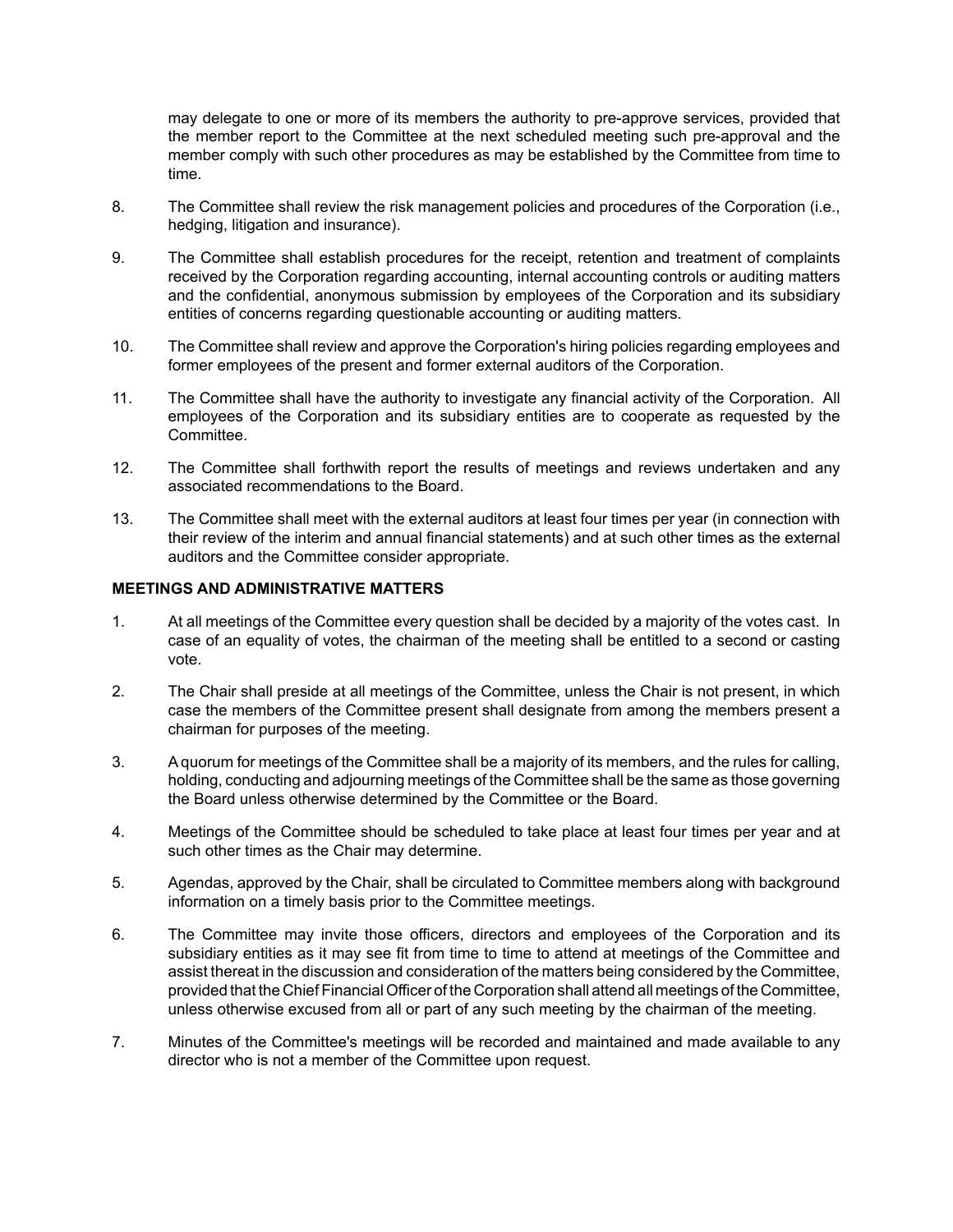may delegate to one or more of its members the authority to pre-approve services, provided that the member report to the Committee at the next scheduled meeting such pre-approval and the member comply with such other procedures as may be established by the Committee from time to time.

8. The Committee shall review the risk management policies and procedures of the Corporation (i.e., hedging, litigation and insurance).

9. The Committee shall establish procedures for the receipt, retention and treatment of complaints received by the Corporation regarding accounting, internal accounting controls or auditing matters and the confidential, anonymous submission by employees of the Corporation and its subsidiary entities of concerns regarding questionable accounting or auditing matters.

10. The Committee shall review and approve the Corporation's hiring policies regarding employees and former employees of the present and former external auditors of the Corporation.

11. The Committee shall have the authority to investigate any financial activity of the Corporation. All employees of the Corporation and its subsidiary entities are to cooperate as requested by the Committee.

12. The Committee shall forthwith report the results of meetings and reviews undertaken and any associated recommendations to the Board.

13. The Committee shall meet with the external auditors at least four times per year (in connection with their review of the interim and annual financial statements) and at such other times as the external auditors and the Committee consider appropriate.

**MEETINGS AND ADMINISTRATIVE MATTERS**

1. At all meetings of the Committee every question shall be decided by a majority of the votes cast. In case of an equality of votes, the chairman of the meeting shall be entitled to a second or casting vote.

2. The Chair shall preside at all meetings of the Committee, unless the Chair is not present, in which case the members of the Committee present shall designate from among the members present a chairman for purposes of the meeting.

3. A quorum for meetings of the Committee shall be a majority of its members, and the rules for calling, holding, conducting and adjourning meetings of the Committee shall be the same as those governing the Board unless otherwise determined by the Committee or the Board.

4. Meetings of the Committee should be scheduled to take place at least four times per year and at such other times as the Chair may determine.

5. Agendas, approved by the Chair, shall be circulated to Committee members along with background information on a timely basis prior to the Committee meetings.

6. The Committee may invite those officers, directors and employees of the Corporation and its subsidiary entities as it may see fit from time to time to attend at meetings of the Committee and assist thereat in the discussion and consideration of the matters being considered by the Committee, provided that the Chief Financial Officer of the Corporation shall attend all meetings of the Committee, unless otherwise excused from all or part of any such meeting by the chairman of the meeting.

7. Minutes of the Committee's meetings will be recorded and maintained and made available to any director who is not a member of the Committee upon request.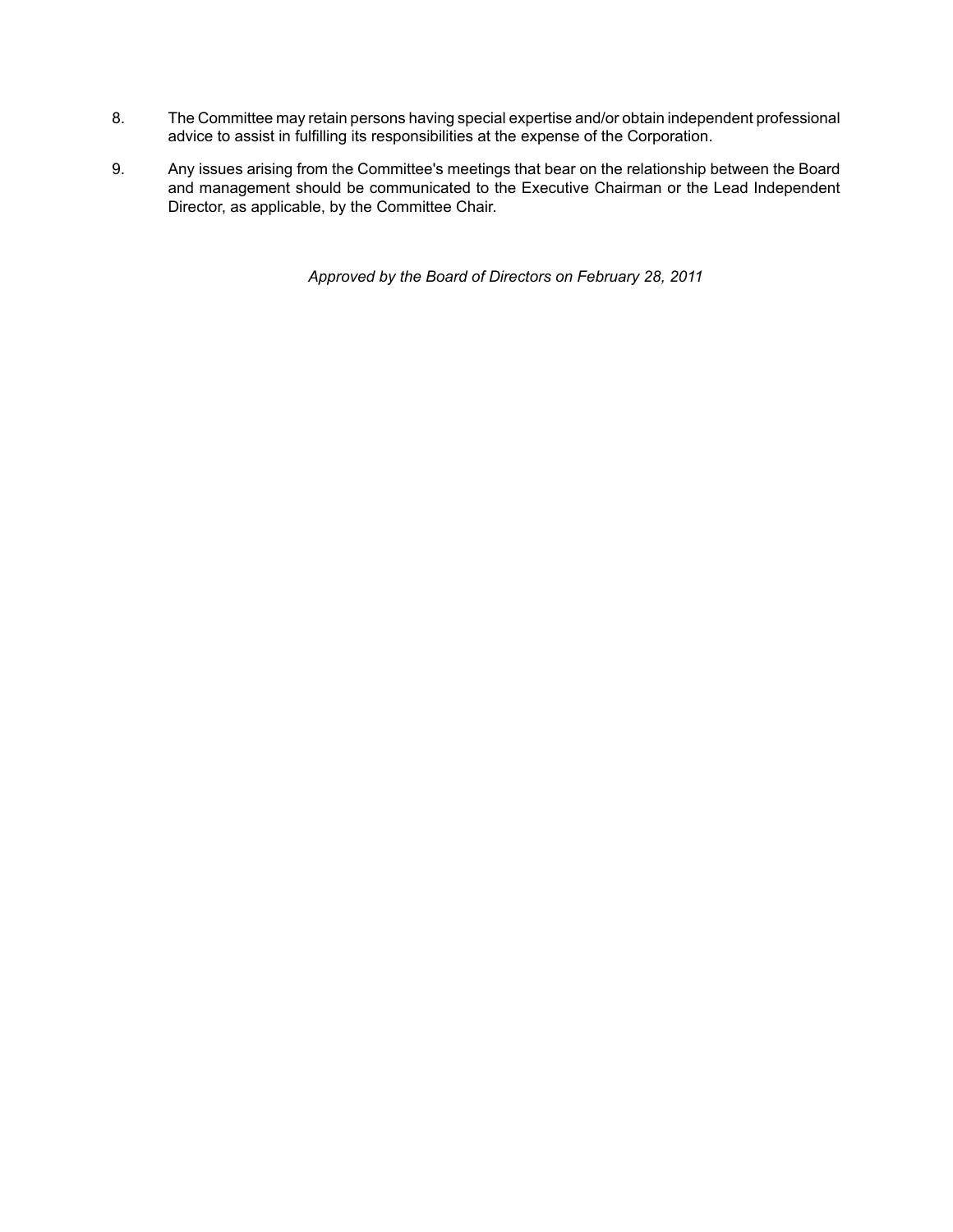8. The Committee may retain persons having special expertise and/or obtain independent professional advice to assist in fulfilling its responsibilities at the expense of the Corporation.

9. Any issues arising from the Committee's meetings that bear on the relationship between the Board and management should be communicated to the Executive Chairman or the Lead Independent Director, as applicable, by the Committee Chair.

*Approved by the Board of Directors on February 28, 2011*